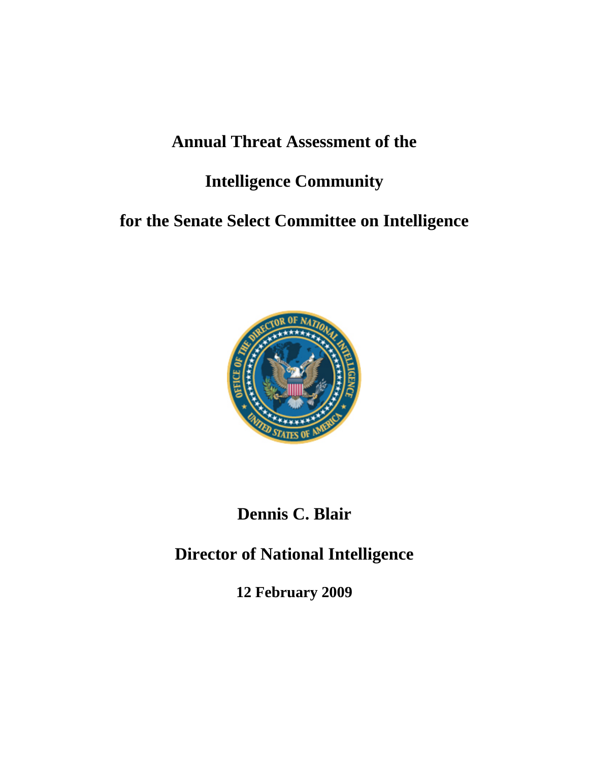# Annual Threat Assessment of the Intelligence Community for the Senate Select Committee on Intelligence

**Dennis C. Blair**

**Director of National Intelligence**

**12 February 2009**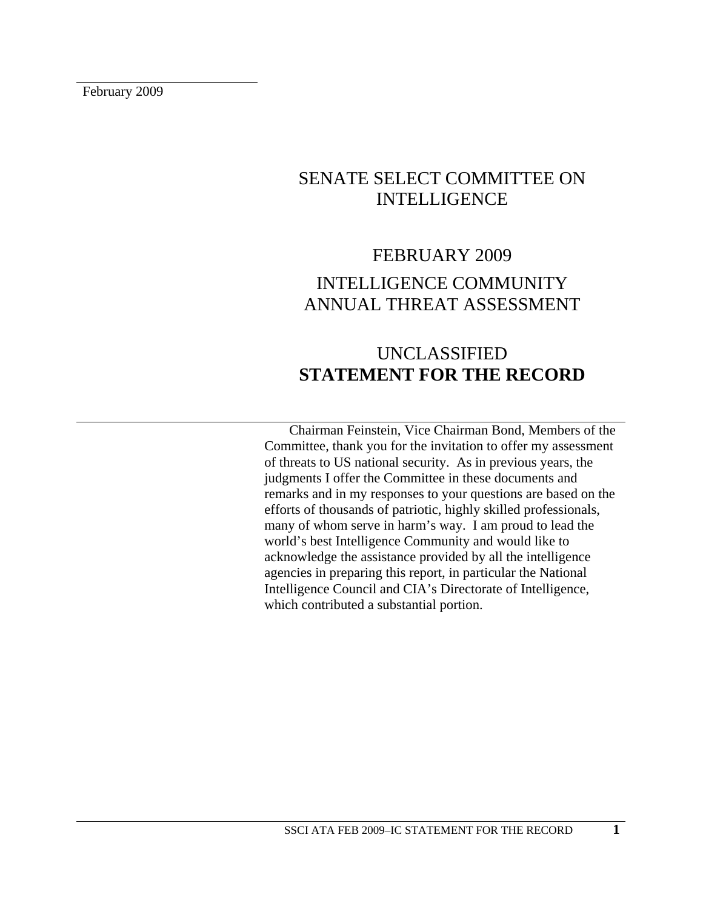February 2009

# SENATE SELECT COMMITTEE ON INTELLIGENCE

## FEBRUARY 2009

## INTELLIGENCE COMMUNITY ANNUAL THREAT ASSESSMENT

## UNCLASSIFIED
## **STATEMENT FOR THE RECORD**

Chairman Feinstein, Vice Chairman Bond, Members of the Committee, thank you for the invitation to offer my assessment of threats to US national security. As in previous years, the judgments I offer the Committee in these documents and remarks and in my responses to your questions are based on the efforts of thousands of patriotic, highly skilled professionals, many of whom serve in harm's way. I am proud to lead the world's best Intelligence Community and would like to acknowledge the assistance provided by all the intelligence agencies in preparing this report, in particular the National Intelligence Council and CIA's Directorate of Intelligence, which contributed a substantial portion.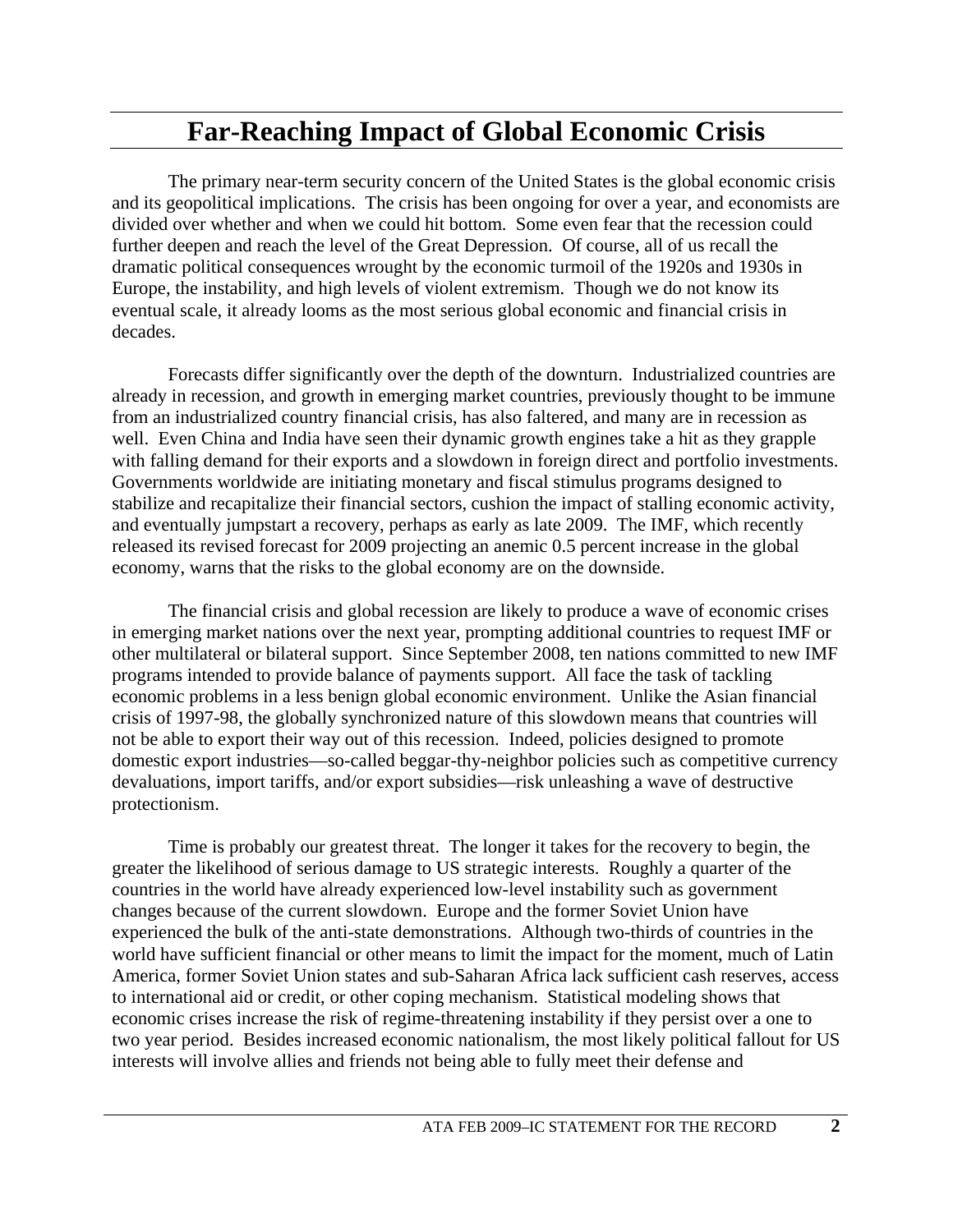# Far-Reaching Impact of Global Economic Crisis

The primary near-term security concern of the United States is the global economic crisis and its geopolitical implications. The crisis has been ongoing for over a year, and economists are divided over whether and when we could hit bottom. Some even fear that the recession could further deepen and reach the level of the Great Depression. Of course, all of us recall the dramatic political consequences wrought by the economic turmoil of the 1920s and 1930s in Europe, the instability, and high levels of violent extremism. Though we do not know its eventual scale, it already looms as the most serious global economic and financial crisis in decades.

Forecasts differ significantly over the depth of the downturn. Industrialized countries are already in recession, and growth in emerging market countries, previously thought to be immune from an industrialized country financial crisis, has also faltered, and many are in recession as well. Even China and India have seen their dynamic growth engines take a hit as they grapple with falling demand for their exports and a slowdown in foreign direct and portfolio investments. Governments worldwide are initiating monetary and fiscal stimulus programs designed to stabilize and recapitalize their financial sectors, cushion the impact of stalling economic activity, and eventually jumpstart a recovery, perhaps as early as late 2009. The IMF, which recently released its revised forecast for 2009 projecting an anemic 0.5 percent increase in the global economy, warns that the risks to the global economy are on the downside.

The financial crisis and global recession are likely to produce a wave of economic crises in emerging market nations over the next year, prompting additional countries to request IMF or other multilateral or bilateral support. Since September 2008, ten nations committed to new IMF programs intended to provide balance of payments support. All face the task of tackling economic problems in a less benign global economic environment. Unlike the Asian financial crisis of 1997-98, the globally synchronized nature of this slowdown means that countries will not be able to export their way out of this recession. Indeed, policies designed to promote domestic export industries—so-called beggar-thy-neighbor policies such as competitive currency devaluations, import tariffs, and/or export subsidies—risk unleashing a wave of destructive protectionism.

Time is probably our greatest threat. The longer it takes for the recovery to begin, the greater the likelihood of serious damage to US strategic interests. Roughly a quarter of the countries in the world have already experienced low-level instability such as government changes because of the current slowdown. Europe and the former Soviet Union have experienced the bulk of the anti-state demonstrations. Although two-thirds of countries in the world have sufficient financial or other means to limit the impact for the moment, much of Latin America, former Soviet Union states and sub-Saharan Africa lack sufficient cash reserves, access to international aid or credit, or other coping mechanism. Statistical modeling shows that economic crises increase the risk of regime-threatening instability if they persist over a one to two year period. Besides increased economic nationalism, the most likely political fallout for US interests will involve allies and friends not being able to fully meet their defense and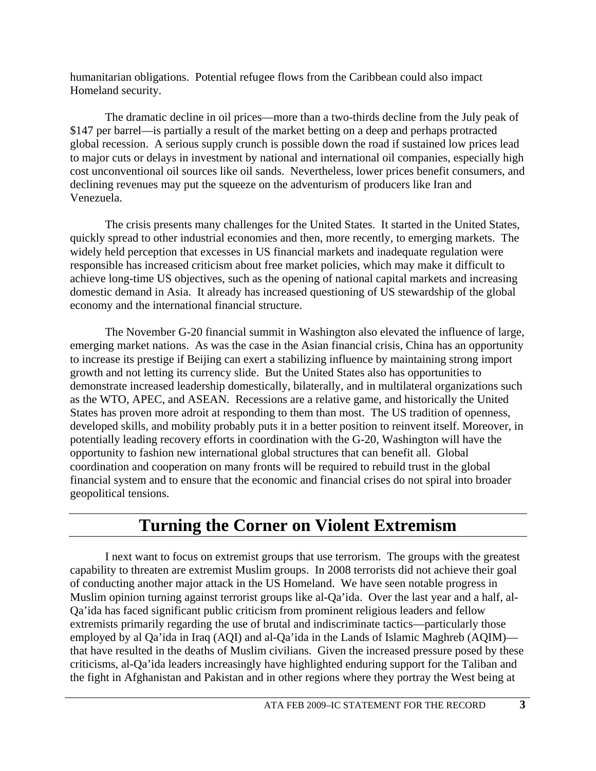humanitarian obligations. Potential refugee flows from the Caribbean could also impact Homeland security.

The dramatic decline in oil prices—more than a two-thirds decline from the July peak of $147 per barrel—is partially a result of the market betting on a deep and perhaps protracted global recession. A serious supply crunch is possible down the road if sustained low prices lead to major cuts or delays in investment by national and international oil companies, especially high cost unconventional oil sources like oil sands. Nevertheless, lower prices benefit consumers, and declining revenues may put the squeeze on the adventurism of producers like Iran and Venezuela.

The crisis presents many challenges for the United States. It started in the United States, quickly spread to other industrial economies and then, more recently, to emerging markets. The widely held perception that excesses in US financial markets and inadequate regulation were responsible has increased criticism about free market policies, which may make it difficult to achieve long-time US objectives, such as the opening of national capital markets and increasing domestic demand in Asia. It already has increased questioning of US stewardship of the global economy and the international financial structure.

The November G-20 financial summit in Washington also elevated the influence of large, emerging market nations. As was the case in the Asian financial crisis, China has an opportunity to increase its prestige if Beijing can exert a stabilizing influence by maintaining strong import growth and not letting its currency slide. But the United States also has opportunities to demonstrate increased leadership domestically, bilaterally, and in multilateral organizations such as the WTO, APEC, and ASEAN. Recessions are a relative game, and historically the United States has proven more adroit at responding to them than most. The US tradition of openness, developed skills, and mobility probably puts it in a better position to reinvent itself. Moreover, in potentially leading recovery efforts in coordination with the G-20, Washington will have the opportunity to fashion new international global structures that can benefit all. Global coordination and cooperation on many fronts will be required to rebuild trust in the global financial system and to ensure that the economic and financial crises do not spiral into broader geopolitical tensions.

## Turning the Corner on Violent Extremism

I next want to focus on extremist groups that use terrorism. The groups with the greatest capability to threaten are extremist Muslim groups. In 2008 terrorists did not achieve their goal of conducting another major attack in the US Homeland. We have seen notable progress in Muslim opinion turning against terrorist groups like al-Qa'ida. Over the last year and a half, al-Qa'ida has faced significant public criticism from prominent religious leaders and fellow extremists primarily regarding the use of brutal and indiscriminate tactics—particularly those employed by al Qa'ida in Iraq (AQI) and al-Qa'ida in the Lands of Islamic Maghreb (AQIM)—that have resulted in the deaths of Muslim civilians. Given the increased pressure posed by these criticisms, al-Qa'ida leaders increasingly have highlighted enduring support for the Taliban and the fight in Afghanistan and Pakistan and in other regions where they portray the West being at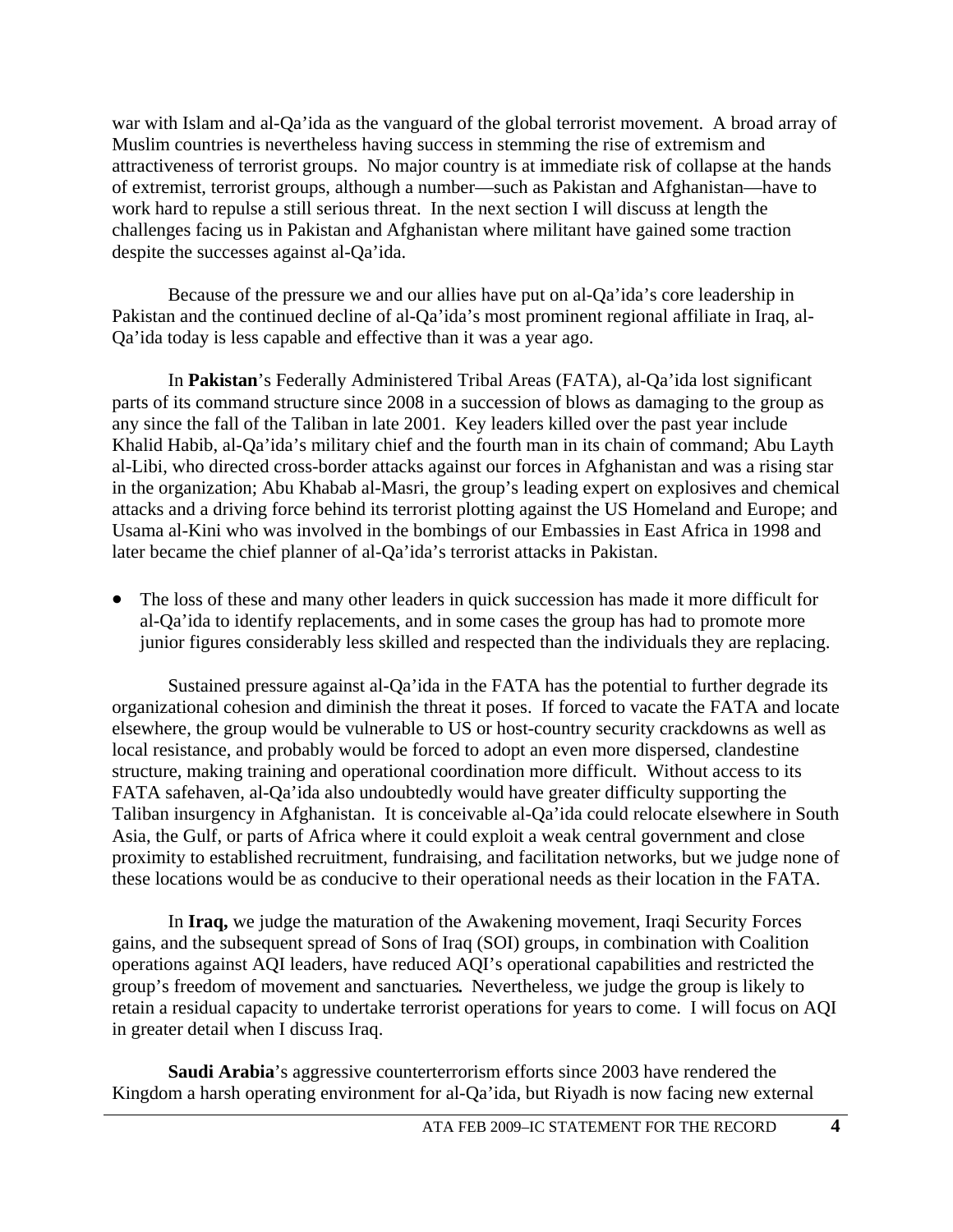war with Islam and al-Qa'ida as the vanguard of the global terrorist movement. A broad array of Muslim countries is nevertheless having success in stemming the rise of extremism and attractiveness of terrorist groups. No major country is at immediate risk of collapse at the hands of extremist, terrorist groups, although a number—such as Pakistan and Afghanistan—have to work hard to repulse a still serious threat. In the next section I will discuss at length the challenges facing us in Pakistan and Afghanistan where militant have gained some traction despite the successes against al-Qa'ida.

Because of the pressure we and our allies have put on al-Qa'ida's core leadership in Pakistan and the continued decline of al-Qa'ida's most prominent regional affiliate in Iraq, al-Qa'ida today is less capable and effective than it was a year ago.

In **Pakistan**'s Federally Administered Tribal Areas (FATA), al-Qa'ida lost significant parts of its command structure since 2008 in a succession of blows as damaging to the group as any since the fall of the Taliban in late 2001. Key leaders killed over the past year include Khalid Habib, al-Qa'ida's military chief and the fourth man in its chain of command; Abu Layth al-Libi, who directed cross-border attacks against our forces in Afghanistan and was a rising star in the organization; Abu Khabab al-Masri, the group's leading expert on explosives and chemical attacks and a driving force behind its terrorist plotting against the US Homeland and Europe; and Usama al-Kini who was involved in the bombings of our Embassies in East Africa in 1998 and later became the chief planner of al-Qa'ida's terrorist attacks in Pakistan.

- The loss of these and many other leaders in quick succession has made it more difficult for al-Qa'ida to identify replacements, and in some cases the group has had to promote more junior figures considerably less skilled and respected than the individuals they are replacing.

Sustained pressure against al-Qa'ida in the FATA has the potential to further degrade its organizational cohesion and diminish the threat it poses. If forced to vacate the FATA and locate elsewhere, the group would be vulnerable to US or host-country security crackdowns as well as local resistance, and probably would be forced to adopt an even more dispersed, clandestine structure, making training and operational coordination more difficult. Without access to its FATA safehaven, al-Qa'ida also undoubtedly would have greater difficulty supporting the Taliban insurgency in Afghanistan. It is conceivable al-Qa'ida could relocate elsewhere in South Asia, the Gulf, or parts of Africa where it could exploit a weak central government and close proximity to established recruitment, fundraising, and facilitation networks, but we judge none of these locations would be as conducive to their operational needs as their location in the FATA.

In **Iraq,** we judge the maturation of the Awakening movement, Iraqi Security Forces gains, and the subsequent spread of Sons of Iraq (SOI) groups, in combination with Coalition operations against AQI leaders, have reduced AQI's operational capabilities and restricted the group's freedom of movement and sanctuaries**.** Nevertheless, we judge the group is likely to retain a residual capacity to undertake terrorist operations for years to come. I will focus on AQI in greater detail when I discuss Iraq.

**Saudi Arabia**'s aggressive counterterrorism efforts since 2003 have rendered the Kingdom a harsh operating environment for al-Qa'ida, but Riyadh is now facing new external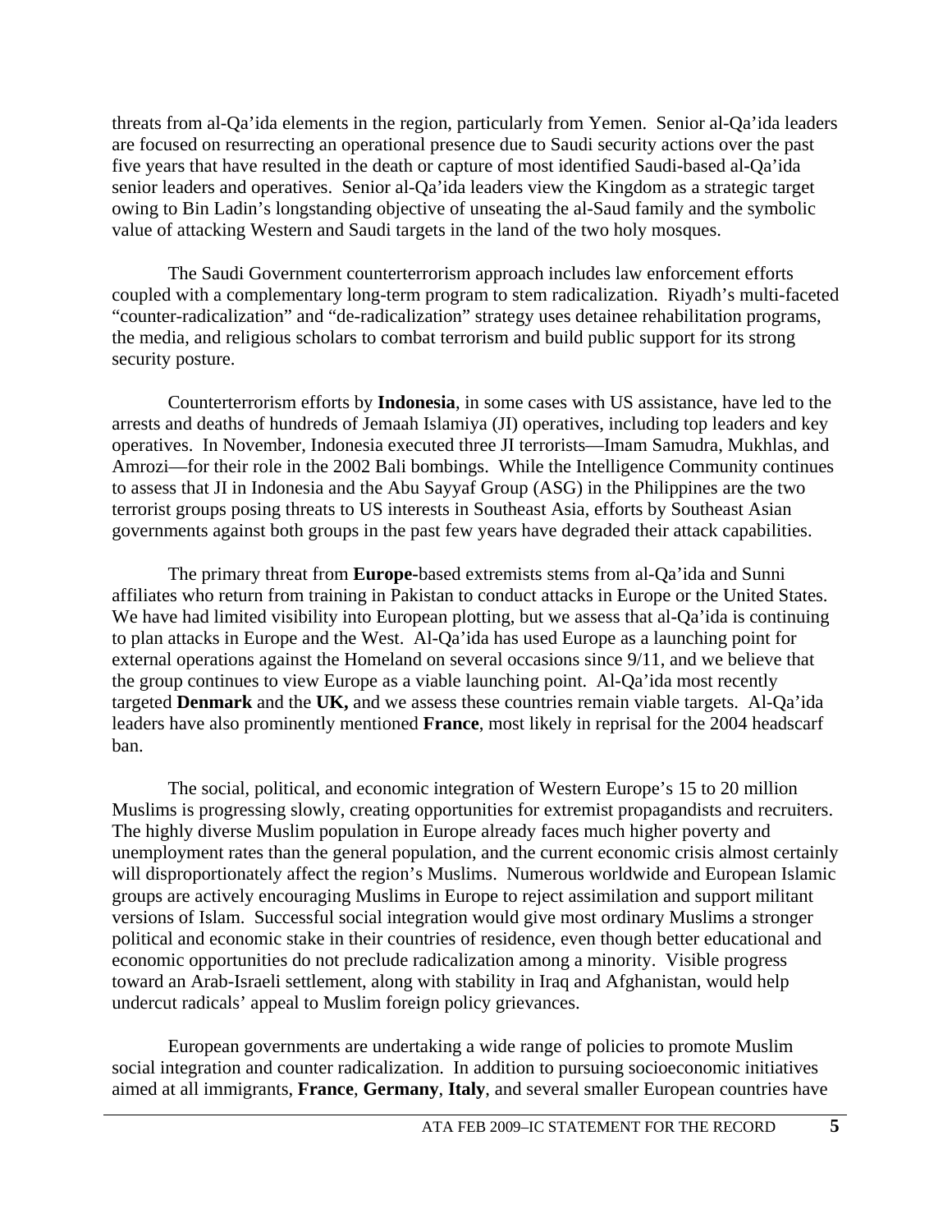threats from al-Qa'ida elements in the region, particularly from Yemen. Senior al-Qa'ida leaders are focused on resurrecting an operational presence due to Saudi security actions over the past five years that have resulted in the death or capture of most identified Saudi-based al-Qa'ida senior leaders and operatives. Senior al-Qa'ida leaders view the Kingdom as a strategic target owing to Bin Ladin's longstanding objective of unseating the al-Saud family and the symbolic value of attacking Western and Saudi targets in the land of the two holy mosques.

The Saudi Government counterterrorism approach includes law enforcement efforts coupled with a complementary long-term program to stem radicalization. Riyadh's multi-faceted "counter-radicalization" and "de-radicalization" strategy uses detainee rehabilitation programs, the media, and religious scholars to combat terrorism and build public support for its strong security posture.

Counterterrorism efforts by **Indonesia**, in some cases with US assistance, have led to the arrests and deaths of hundreds of Jemaah Islamiya (JI) operatives, including top leaders and key operatives. In November, Indonesia executed three JI terrorists—Imam Samudra, Mukhlas, and Amrozi—for their role in the 2002 Bali bombings. While the Intelligence Community continues to assess that JI in Indonesia and the Abu Sayyaf Group (ASG) in the Philippines are the two terrorist groups posing threats to US interests in Southeast Asia, efforts by Southeast Asian governments against both groups in the past few years have degraded their attack capabilities.

The primary threat from **Europe**-based extremists stems from al-Qa'ida and Sunni affiliates who return from training in Pakistan to conduct attacks in Europe or the United States. We have had limited visibility into European plotting, but we assess that al-Qa'ida is continuing to plan attacks in Europe and the West. Al-Qa'ida has used Europe as a launching point for external operations against the Homeland on several occasions since 9/11, and we believe that the group continues to view Europe as a viable launching point. Al-Qa'ida most recently targeted **Denmark** and the **UK,** and we assess these countries remain viable targets. Al-Qa'ida leaders have also prominently mentioned **France**, most likely in reprisal for the 2004 headscarf ban.

The social, political, and economic integration of Western Europe's 15 to 20 million Muslims is progressing slowly, creating opportunities for extremist propagandists and recruiters. The highly diverse Muslim population in Europe already faces much higher poverty and unemployment rates than the general population, and the current economic crisis almost certainly will disproportionately affect the region's Muslims. Numerous worldwide and European Islamic groups are actively encouraging Muslims in Europe to reject assimilation and support militant versions of Islam. Successful social integration would give most ordinary Muslims a stronger political and economic stake in their countries of residence, even though better educational and economic opportunities do not preclude radicalization among a minority. Visible progress toward an Arab-Israeli settlement, along with stability in Iraq and Afghanistan, would help undercut radicals' appeal to Muslim foreign policy grievances.

European governments are undertaking a wide range of policies to promote Muslim social integration and counter radicalization. In addition to pursuing socioeconomic initiatives aimed at all immigrants, **France**, **Germany**, **Italy**, and several smaller European countries have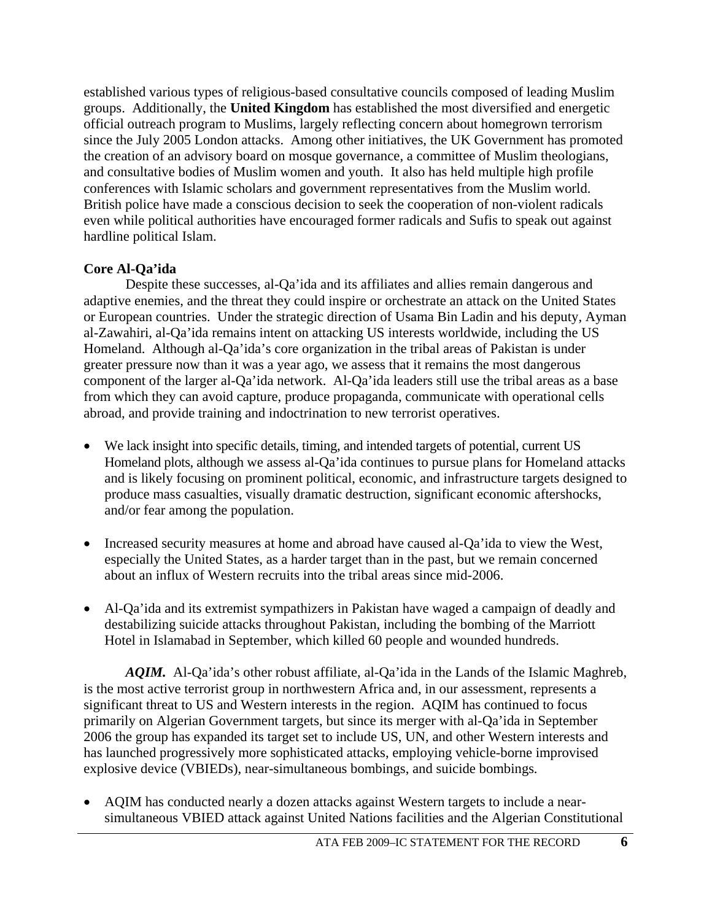established various types of religious-based consultative councils composed of leading Muslim groups. Additionally, the **United Kingdom** has established the most diversified and energetic official outreach program to Muslims, largely reflecting concern about homegrown terrorism since the July 2005 London attacks. Among other initiatives, the UK Government has promoted the creation of an advisory board on mosque governance, a committee of Muslim theologians, and consultative bodies of Muslim women and youth. It also has held multiple high profile conferences with Islamic scholars and government representatives from the Muslim world. British police have made a conscious decision to seek the cooperation of non-violent radicals even while political authorities have encouraged former radicals and Sufis to speak out against hardline political Islam.

**Core Al-Qa'ida**

Despite these successes, al-Qa'ida and its affiliates and allies remain dangerous and adaptive enemies, and the threat they could inspire or orchestrate an attack on the United States or European countries. Under the strategic direction of Usama Bin Ladin and his deputy, Ayman al-Zawahiri, al-Qa'ida remains intent on attacking US interests worldwide, including the US Homeland. Although al-Qa'ida's core organization in the tribal areas of Pakistan is under greater pressure now than it was a year ago, we assess that it remains the most dangerous component of the larger al-Qa'ida network. Al-Qa'ida leaders still use the tribal areas as a base from which they can avoid capture, produce propaganda, communicate with operational cells abroad, and provide training and indoctrination to new terrorist operatives.

- We lack insight into specific details, timing, and intended targets of potential, current US Homeland plots, although we assess al-Qa'ida continues to pursue plans for Homeland attacks and is likely focusing on prominent political, economic, and infrastructure targets designed to produce mass casualties, visually dramatic destruction, significant economic aftershocks, and/or fear among the population.

- Increased security measures at home and abroad have caused al-Qa'ida to view the West, especially the United States, as a harder target than in the past, but we remain concerned about an influx of Western recruits into the tribal areas since mid-2006.

- Al-Qa'ida and its extremist sympathizers in Pakistan have waged a campaign of deadly and destabilizing suicide attacks throughout Pakistan, including the bombing of the Marriott Hotel in Islamabad in September, which killed 60 people and wounded hundreds.

***AQIM.*** Al-Qa'ida's other robust affiliate, al-Qa'ida in the Lands of the Islamic Maghreb, is the most active terrorist group in northwestern Africa and, in our assessment, represents a significant threat to US and Western interests in the region. AQIM has continued to focus primarily on Algerian Government targets, but since its merger with al-Qa'ida in September 2006 the group has expanded its target set to include US, UN, and other Western interests and has launched progressively more sophisticated attacks, employing vehicle-borne improvised explosive device (VBIEDs), near-simultaneous bombings, and suicide bombings.

- AQIM has conducted nearly a dozen attacks against Western targets to include a near-simultaneous VBIED attack against United Nations facilities and the Algerian Constitutional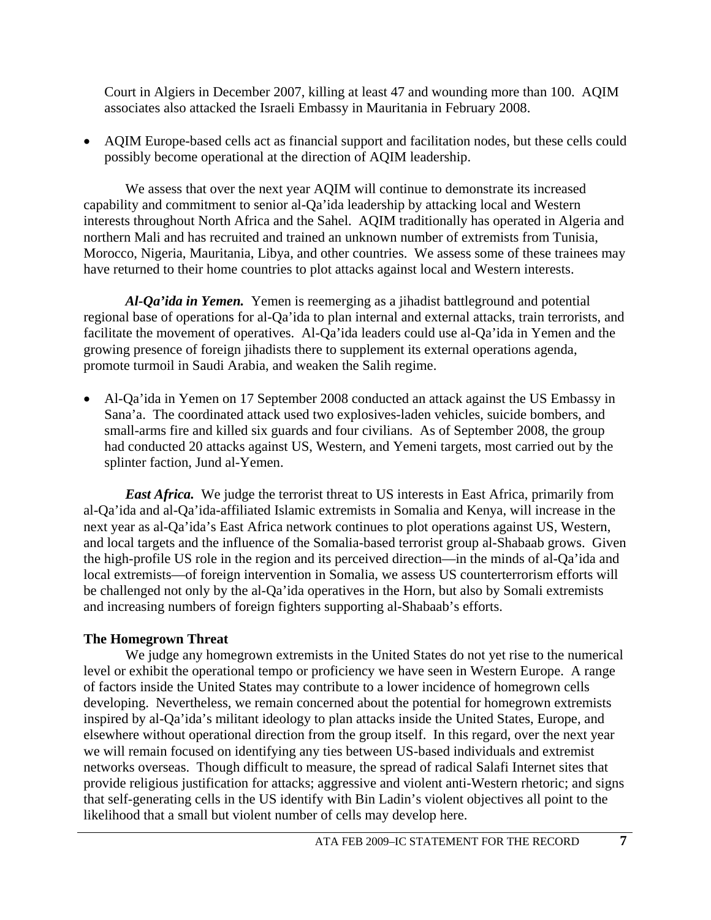Court in Algiers in December 2007, killing at least 47 and wounding more than 100. AQIM associates also attacked the Israeli Embassy in Mauritania in February 2008.

- AQIM Europe-based cells act as financial support and facilitation nodes, but these cells could possibly become operational at the direction of AQIM leadership.

We assess that over the next year AQIM will continue to demonstrate its increased capability and commitment to senior al-Qa'ida leadership by attacking local and Western interests throughout North Africa and the Sahel. AQIM traditionally has operated in Algeria and northern Mali and has recruited and trained an unknown number of extremists from Tunisia, Morocco, Nigeria, Mauritania, Libya, and other countries. We assess some of these trainees may have returned to their home countries to plot attacks against local and Western interests.

***Al-Qa'ida in Yemen.*** Yemen is reemerging as a jihadist battleground and potential regional base of operations for al-Qa'ida to plan internal and external attacks, train terrorists, and facilitate the movement of operatives. Al-Qa'ida leaders could use al-Qa'ida in Yemen and the growing presence of foreign jihadists there to supplement its external operations agenda, promote turmoil in Saudi Arabia, and weaken the Salih regime.

- Al-Qa'ida in Yemen on 17 September 2008 conducted an attack against the US Embassy in Sana'a. The coordinated attack used two explosives-laden vehicles, suicide bombers, and small-arms fire and killed six guards and four civilians. As of September 2008, the group had conducted 20 attacks against US, Western, and Yemeni targets, most carried out by the splinter faction, Jund al-Yemen.

***East Africa.*** We judge the terrorist threat to US interests in East Africa, primarily from al-Qa'ida and al-Qa'ida-affiliated Islamic extremists in Somalia and Kenya, will increase in the next year as al-Qa'ida's East Africa network continues to plot operations against US, Western, and local targets and the influence of the Somalia-based terrorist group al-Shabaab grows. Given the high-profile US role in the region and its perceived direction—in the minds of al-Qa'ida and local extremists—of foreign intervention in Somalia, we assess US counterterrorism efforts will be challenged not only by the al-Qa'ida operatives in the Horn, but also by Somali extremists and increasing numbers of foreign fighters supporting al-Shabaab's efforts.

**The Homegrown Threat**

We judge any homegrown extremists in the United States do not yet rise to the numerical level or exhibit the operational tempo or proficiency we have seen in Western Europe. A range of factors inside the United States may contribute to a lower incidence of homegrown cells developing. Nevertheless, we remain concerned about the potential for homegrown extremists inspired by al-Qa'ida's militant ideology to plan attacks inside the United States, Europe, and elsewhere without operational direction from the group itself. In this regard, over the next year we will remain focused on identifying any ties between US-based individuals and extremist networks overseas. Though difficult to measure, the spread of radical Salafi Internet sites that provide religious justification for attacks; aggressive and violent anti-Western rhetoric; and signs that self-generating cells in the US identify with Bin Ladin's violent objectives all point to the likelihood that a small but violent number of cells may develop here.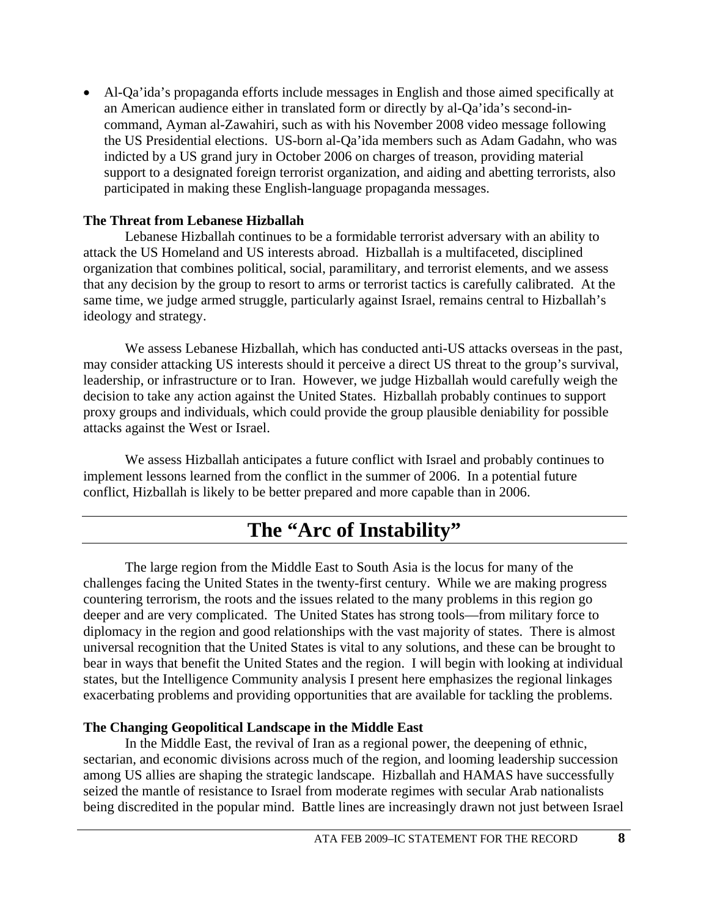- Al-Qa'ida's propaganda efforts include messages in English and those aimed specifically at an American audience either in translated form or directly by al-Qa'ida's second-in-command, Ayman al-Zawahiri, such as with his November 2008 video message following the US Presidential elections. US-born al-Qa'ida members such as Adam Gadahn, who was indicted by a US grand jury in October 2006 on charges of treason, providing material support to a designated foreign terrorist organization, and aiding and abetting terrorists, also participated in making these English-language propaganda messages.

**The Threat from Lebanese Hizballah**

Lebanese Hizballah continues to be a formidable terrorist adversary with an ability to attack the US Homeland and US interests abroad. Hizballah is a multifaceted, disciplined organization that combines political, social, paramilitary, and terrorist elements, and we assess that any decision by the group to resort to arms or terrorist tactics is carefully calibrated. At the same time, we judge armed struggle, particularly against Israel, remains central to Hizballah's ideology and strategy.

We assess Lebanese Hizballah, which has conducted anti-US attacks overseas in the past, may consider attacking US interests should it perceive a direct US threat to the group's survival, leadership, or infrastructure or to Iran. However, we judge Hizballah would carefully weigh the decision to take any action against the United States. Hizballah probably continues to support proxy groups and individuals, which could provide the group plausible deniability for possible attacks against the West or Israel.

We assess Hizballah anticipates a future conflict with Israel and probably continues to implement lessons learned from the conflict in the summer of 2006. In a potential future conflict, Hizballah is likely to be better prepared and more capable than in 2006.

# The "Arc of Instability"

The large region from the Middle East to South Asia is the locus for many of the challenges facing the United States in the twenty-first century. While we are making progress countering terrorism, the roots and the issues related to the many problems in this region go deeper and are very complicated. The United States has strong tools—from military force to diplomacy in the region and good relationships with the vast majority of states. There is almost universal recognition that the United States is vital to any solutions, and these can be brought to bear in ways that benefit the United States and the region. I will begin with looking at individual states, but the Intelligence Community analysis I present here emphasizes the regional linkages exacerbating problems and providing opportunities that are available for tackling the problems.

**The Changing Geopolitical Landscape in the Middle East**

In the Middle East, the revival of Iran as a regional power, the deepening of ethnic, sectarian, and economic divisions across much of the region, and looming leadership succession among US allies are shaping the strategic landscape. Hizballah and HAMAS have successfully seized the mantle of resistance to Israel from moderate regimes with secular Arab nationalists being discredited in the popular mind. Battle lines are increasingly drawn not just between Israel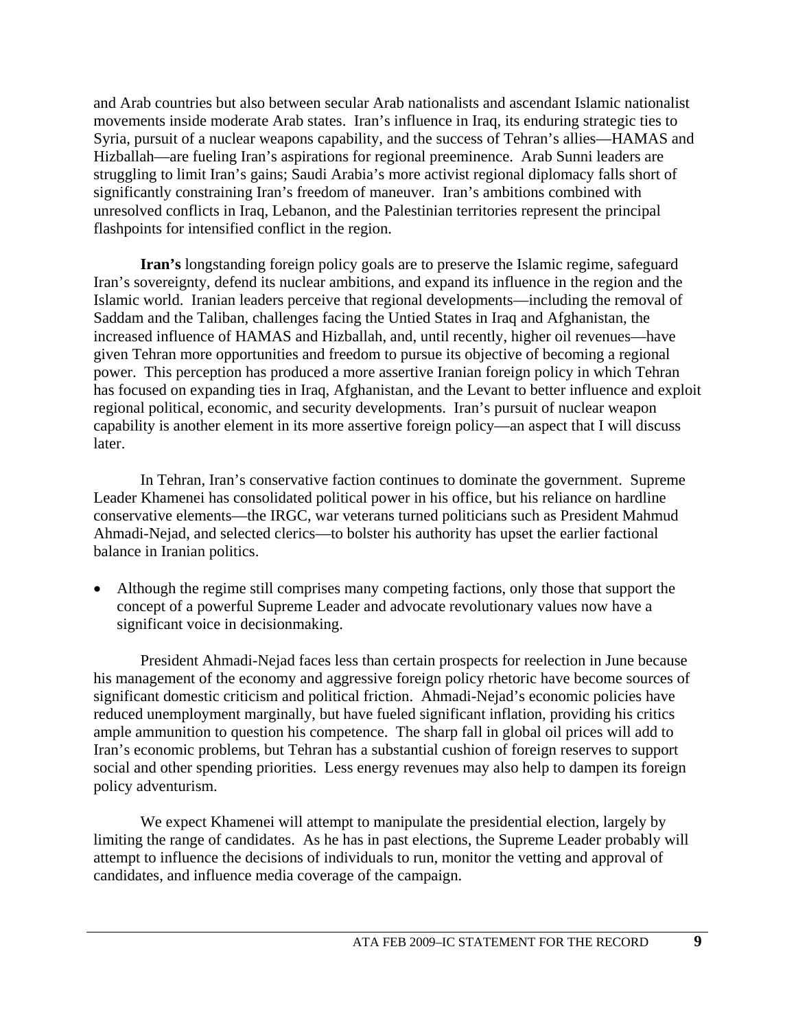and Arab countries but also between secular Arab nationalists and ascendant Islamic nationalist movements inside moderate Arab states. Iran's influence in Iraq, its enduring strategic ties to Syria, pursuit of a nuclear weapons capability, and the success of Tehran's allies—HAMAS and Hizballah—are fueling Iran's aspirations for regional preeminence. Arab Sunni leaders are struggling to limit Iran's gains; Saudi Arabia's more activist regional diplomacy falls short of significantly constraining Iran's freedom of maneuver. Iran's ambitions combined with unresolved conflicts in Iraq, Lebanon, and the Palestinian territories represent the principal flashpoints for intensified conflict in the region.

**Iran's** longstanding foreign policy goals are to preserve the Islamic regime, safeguard Iran's sovereignty, defend its nuclear ambitions, and expand its influence in the region and the Islamic world. Iranian leaders perceive that regional developments—including the removal of Saddam and the Taliban, challenges facing the Untied States in Iraq and Afghanistan, the increased influence of HAMAS and Hizballah, and, until recently, higher oil revenues—have given Tehran more opportunities and freedom to pursue its objective of becoming a regional power. This perception has produced a more assertive Iranian foreign policy in which Tehran has focused on expanding ties in Iraq, Afghanistan, and the Levant to better influence and exploit regional political, economic, and security developments. Iran's pursuit of nuclear weapon capability is another element in its more assertive foreign policy—an aspect that I will discuss later.

In Tehran, Iran's conservative faction continues to dominate the government. Supreme Leader Khamenei has consolidated political power in his office, but his reliance on hardline conservative elements—the IRGC, war veterans turned politicians such as President Mahmud Ahmadi-Nejad, and selected clerics—to bolster his authority has upset the earlier factional balance in Iranian politics.

- Although the regime still comprises many competing factions, only those that support the concept of a powerful Supreme Leader and advocate revolutionary values now have a significant voice in decisionmaking.

President Ahmadi-Nejad faces less than certain prospects for reelection in June because his management of the economy and aggressive foreign policy rhetoric have become sources of significant domestic criticism and political friction. Ahmadi-Nejad's economic policies have reduced unemployment marginally, but have fueled significant inflation, providing his critics ample ammunition to question his competence. The sharp fall in global oil prices will add to Iran's economic problems, but Tehran has a substantial cushion of foreign reserves to support social and other spending priorities. Less energy revenues may also help to dampen its foreign policy adventurism.

We expect Khamenei will attempt to manipulate the presidential election, largely by limiting the range of candidates. As he has in past elections, the Supreme Leader probably will attempt to influence the decisions of individuals to run, monitor the vetting and approval of candidates, and influence media coverage of the campaign.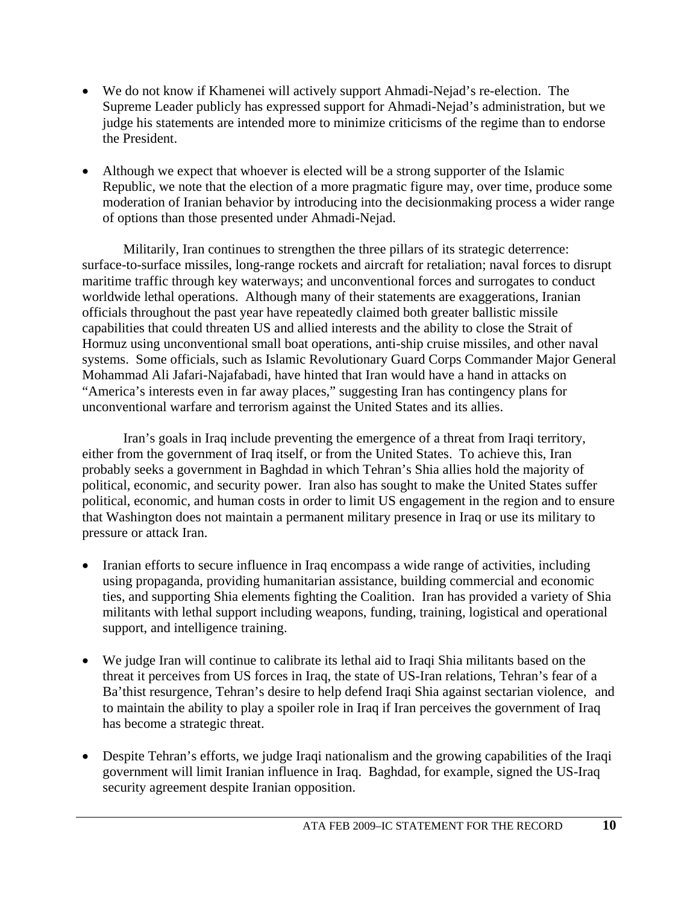- We do not know if Khamenei will actively support Ahmadi-Nejad's re-election. The Supreme Leader publicly has expressed support for Ahmadi-Nejad's administration, but we judge his statements are intended more to minimize criticisms of the regime than to endorse the President.

- Although we expect that whoever is elected will be a strong supporter of the Islamic Republic, we note that the election of a more pragmatic figure may, over time, produce some moderation of Iranian behavior by introducing into the decisionmaking process a wider range of options than those presented under Ahmadi-Nejad.

Militarily, Iran continues to strengthen the three pillars of its strategic deterrence: surface-to-surface missiles, long-range rockets and aircraft for retaliation; naval forces to disrupt maritime traffic through key waterways; and unconventional forces and surrogates to conduct worldwide lethal operations. Although many of their statements are exaggerations, Iranian officials throughout the past year have repeatedly claimed both greater ballistic missile capabilities that could threaten US and allied interests and the ability to close the Strait of Hormuz using unconventional small boat operations, anti-ship cruise missiles, and other naval systems. Some officials, such as Islamic Revolutionary Guard Corps Commander Major General Mohammad Ali Jafari-Najafabadi, have hinted that Iran would have a hand in attacks on "America's interests even in far away places," suggesting Iran has contingency plans for unconventional warfare and terrorism against the United States and its allies.

Iran's goals in Iraq include preventing the emergence of a threat from Iraqi territory, either from the government of Iraq itself, or from the United States. To achieve this, Iran probably seeks a government in Baghdad in which Tehran's Shia allies hold the majority of political, economic, and security power. Iran also has sought to make the United States suffer political, economic, and human costs in order to limit US engagement in the region and to ensure that Washington does not maintain a permanent military presence in Iraq or use its military to pressure or attack Iran.

- Iranian efforts to secure influence in Iraq encompass a wide range of activities, including using propaganda, providing humanitarian assistance, building commercial and economic ties, and supporting Shia elements fighting the Coalition. Iran has provided a variety of Shia militants with lethal support including weapons, funding, training, logistical and operational support, and intelligence training.

- We judge Iran will continue to calibrate its lethal aid to Iraqi Shia militants based on the threat it perceives from US forces in Iraq, the state of US-Iran relations, Tehran's fear of a Ba'thist resurgence, Tehran's desire to help defend Iraqi Shia against sectarian violence, and to maintain the ability to play a spoiler role in Iraq if Iran perceives the government of Iraq has become a strategic threat.

- Despite Tehran's efforts, we judge Iraqi nationalism and the growing capabilities of the Iraqi government will limit Iranian influence in Iraq. Baghdad, for example, signed the US-Iraq security agreement despite Iranian opposition.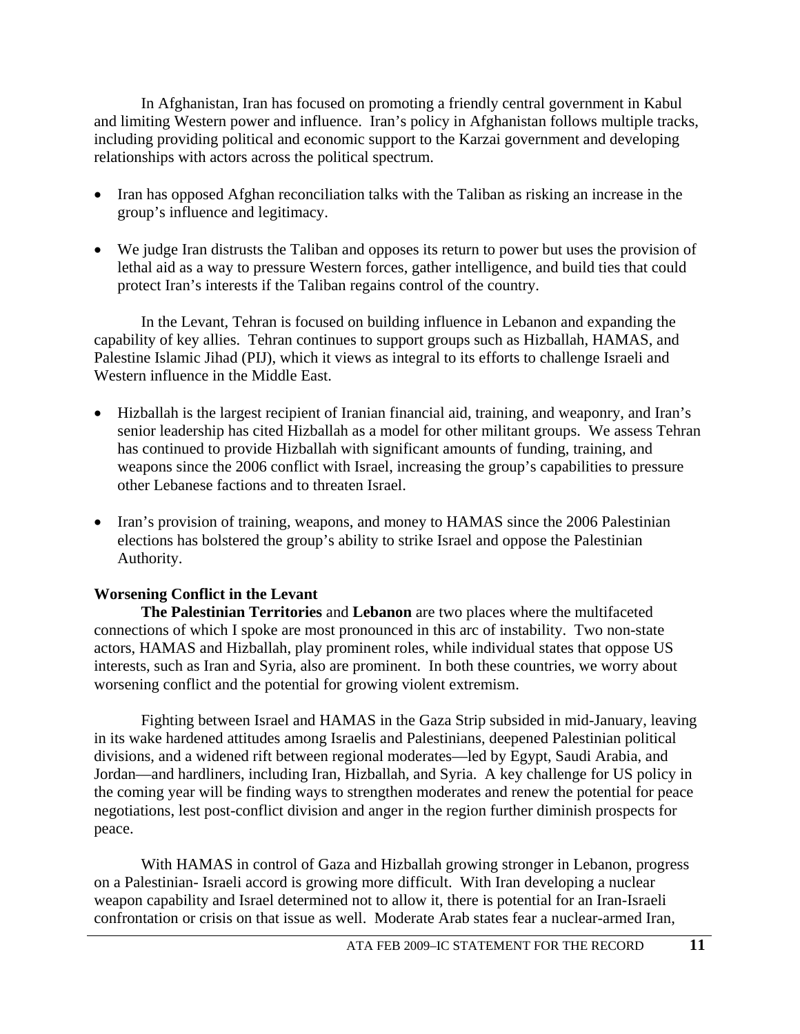In Afghanistan, Iran has focused on promoting a friendly central government in Kabul and limiting Western power and influence. Iran's policy in Afghanistan follows multiple tracks, including providing political and economic support to the Karzai government and developing relationships with actors across the political spectrum.

- Iran has opposed Afghan reconciliation talks with the Taliban as risking an increase in the group's influence and legitimacy.
- We judge Iran distrusts the Taliban and opposes its return to power but uses the provision of lethal aid as a way to pressure Western forces, gather intelligence, and build ties that could protect Iran's interests if the Taliban regains control of the country.

In the Levant, Tehran is focused on building influence in Lebanon and expanding the capability of key allies. Tehran continues to support groups such as Hizballah, HAMAS, and Palestine Islamic Jihad (PIJ), which it views as integral to its efforts to challenge Israeli and Western influence in the Middle East.

- Hizballah is the largest recipient of Iranian financial aid, training, and weaponry, and Iran's senior leadership has cited Hizballah as a model for other militant groups. We assess Tehran has continued to provide Hizballah with significant amounts of funding, training, and weapons since the 2006 conflict with Israel, increasing the group's capabilities to pressure other Lebanese factions and to threaten Israel.
- Iran's provision of training, weapons, and money to HAMAS since the 2006 Palestinian elections has bolstered the group's ability to strike Israel and oppose the Palestinian Authority.

**Worsening Conflict in the Levant**

**The Palestinian Territories** and **Lebanon** are two places where the multifaceted connections of which I spoke are most pronounced in this arc of instability. Two non-state actors, HAMAS and Hizballah, play prominent roles, while individual states that oppose US interests, such as Iran and Syria, also are prominent. In both these countries, we worry about worsening conflict and the potential for growing violent extremism.

Fighting between Israel and HAMAS in the Gaza Strip subsided in mid-January, leaving in its wake hardened attitudes among Israelis and Palestinians, deepened Palestinian political divisions, and a widened rift between regional moderates—led by Egypt, Saudi Arabia, and Jordan—and hardliners, including Iran, Hizballah, and Syria. A key challenge for US policy in the coming year will be finding ways to strengthen moderates and renew the potential for peace negotiations, lest post-conflict division and anger in the region further diminish prospects for peace.

With HAMAS in control of Gaza and Hizballah growing stronger in Lebanon, progress on a Palestinian- Israeli accord is growing more difficult. With Iran developing a nuclear weapon capability and Israel determined not to allow it, there is potential for an Iran-Israeli confrontation or crisis on that issue as well. Moderate Arab states fear a nuclear-armed Iran,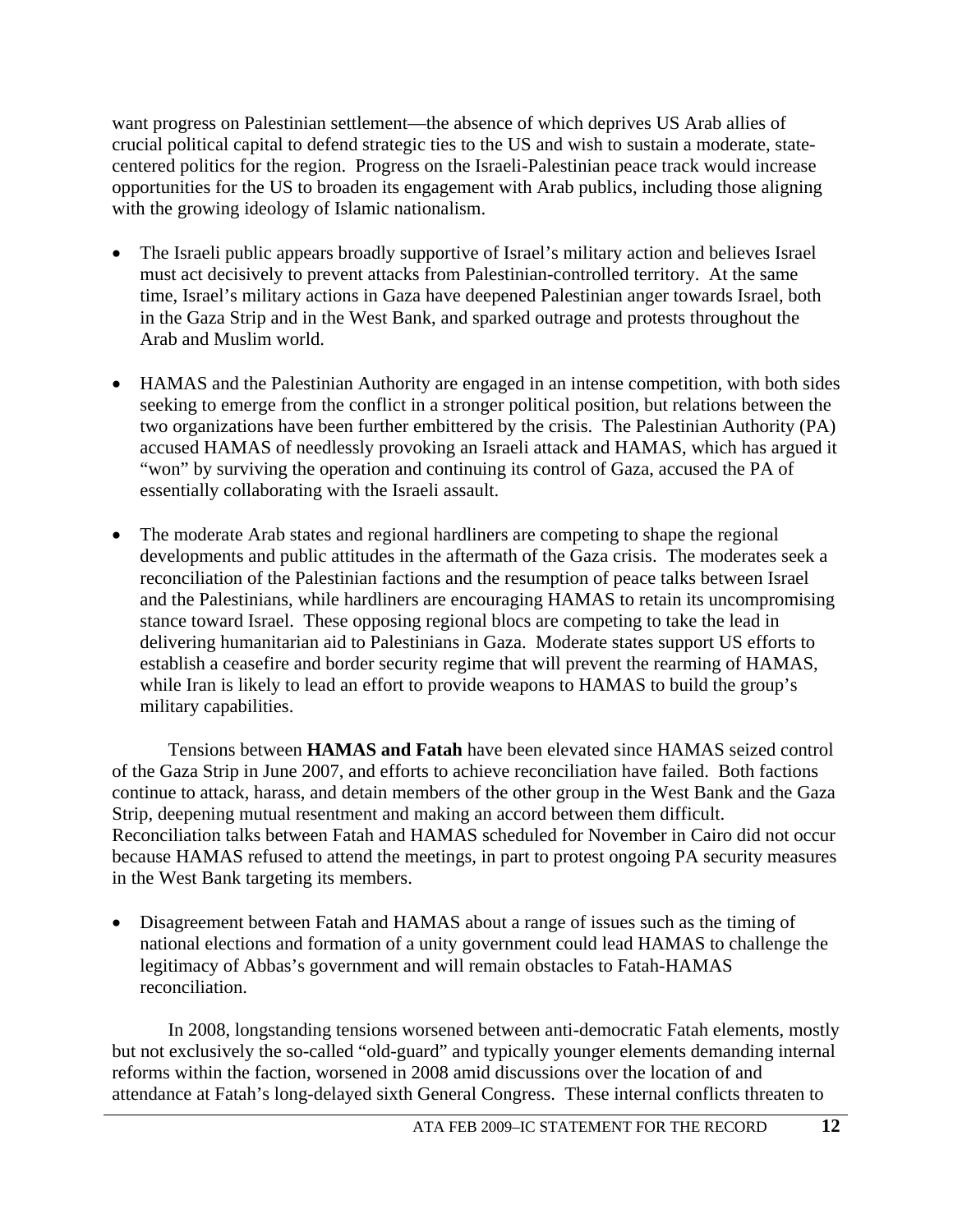want progress on Palestinian settlement—the absence of which deprives US Arab allies of crucial political capital to defend strategic ties to the US and wish to sustain a moderate, state-centered politics for the region. Progress on the Israeli-Palestinian peace track would increase opportunities for the US to broaden its engagement with Arab publics, including those aligning with the growing ideology of Islamic nationalism.

- The Israeli public appears broadly supportive of Israel's military action and believes Israel must act decisively to prevent attacks from Palestinian-controlled territory. At the same time, Israel's military actions in Gaza have deepened Palestinian anger towards Israel, both in the Gaza Strip and in the West Bank, and sparked outrage and protests throughout the Arab and Muslim world.

- HAMAS and the Palestinian Authority are engaged in an intense competition, with both sides seeking to emerge from the conflict in a stronger political position, but relations between the two organizations have been further embittered by the crisis. The Palestinian Authority (PA) accused HAMAS of needlessly provoking an Israeli attack and HAMAS, which has argued it "won" by surviving the operation and continuing its control of Gaza, accused the PA of essentially collaborating with the Israeli assault.

- The moderate Arab states and regional hardliners are competing to shape the regional developments and public attitudes in the aftermath of the Gaza crisis. The moderates seek a reconciliation of the Palestinian factions and the resumption of peace talks between Israel and the Palestinians, while hardliners are encouraging HAMAS to retain its uncompromising stance toward Israel. These opposing regional blocs are competing to take the lead in delivering humanitarian aid to Palestinians in Gaza. Moderate states support US efforts to establish a ceasefire and border security regime that will prevent the rearming of HAMAS, while Iran is likely to lead an effort to provide weapons to HAMAS to build the group's military capabilities.

Tensions between **HAMAS and Fatah** have been elevated since HAMAS seized control of the Gaza Strip in June 2007, and efforts to achieve reconciliation have failed. Both factions continue to attack, harass, and detain members of the other group in the West Bank and the Gaza Strip, deepening mutual resentment and making an accord between them difficult. Reconciliation talks between Fatah and HAMAS scheduled for November in Cairo did not occur because HAMAS refused to attend the meetings, in part to protest ongoing PA security measures in the West Bank targeting its members.

- Disagreement between Fatah and HAMAS about a range of issues such as the timing of national elections and formation of a unity government could lead HAMAS to challenge the legitimacy of Abbas's government and will remain obstacles to Fatah-HAMAS reconciliation.

In 2008, longstanding tensions worsened between anti-democratic Fatah elements, mostly but not exclusively the so-called "old-guard" and typically younger elements demanding internal reforms within the faction, worsened in 2008 amid discussions over the location of and attendance at Fatah's long-delayed sixth General Congress. These internal conflicts threaten to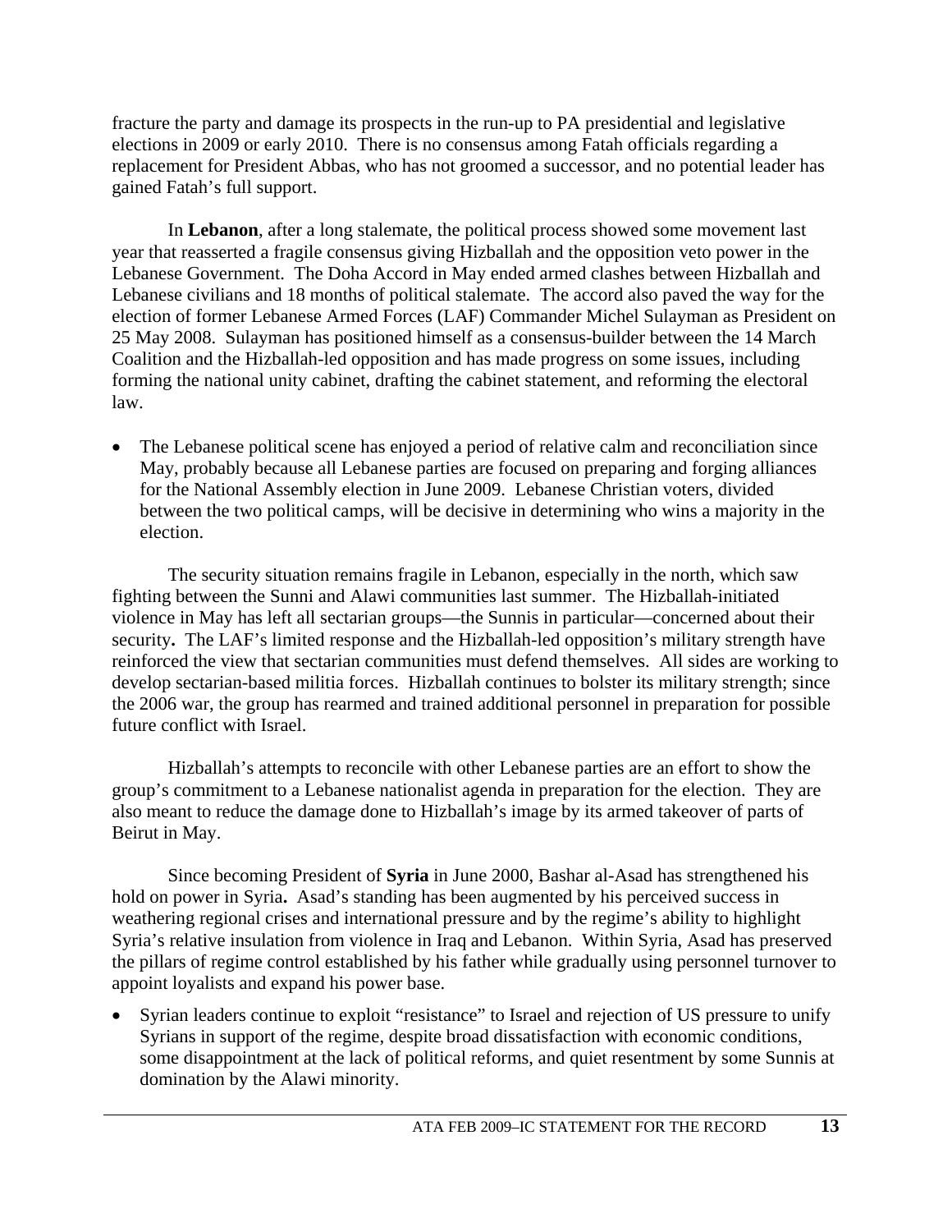fracture the party and damage its prospects in the run-up to PA presidential and legislative elections in 2009 or early 2010. There is no consensus among Fatah officials regarding a replacement for President Abbas, who has not groomed a successor, and no potential leader has gained Fatah's full support.

In **Lebanon**, after a long stalemate, the political process showed some movement last year that reasserted a fragile consensus giving Hizballah and the opposition veto power in the Lebanese Government. The Doha Accord in May ended armed clashes between Hizballah and Lebanese civilians and 18 months of political stalemate. The accord also paved the way for the election of former Lebanese Armed Forces (LAF) Commander Michel Sulayman as President on 25 May 2008. Sulayman has positioned himself as a consensus-builder between the 14 March Coalition and the Hizballah-led opposition and has made progress on some issues, including forming the national unity cabinet, drafting the cabinet statement, and reforming the electoral law.

- The Lebanese political scene has enjoyed a period of relative calm and reconciliation since May, probably because all Lebanese parties are focused on preparing and forging alliances for the National Assembly election in June 2009. Lebanese Christian voters, divided between the two political camps, will be decisive in determining who wins a majority in the election.

The security situation remains fragile in Lebanon, especially in the north, which saw fighting between the Sunni and Alawi communities last summer. The Hizballah-initiated violence in May has left all sectarian groups—the Sunnis in particular—concerned about their security. The LAF's limited response and the Hizballah-led opposition's military strength have reinforced the view that sectarian communities must defend themselves. All sides are working to develop sectarian-based militia forces. Hizballah continues to bolster its military strength; since the 2006 war, the group has rearmed and trained additional personnel in preparation for possible future conflict with Israel.

Hizballah's attempts to reconcile with other Lebanese parties are an effort to show the group's commitment to a Lebanese nationalist agenda in preparation for the election. They are also meant to reduce the damage done to Hizballah's image by its armed takeover of parts of Beirut in May.

Since becoming President of **Syria** in June 2000, Bashar al-Asad has strengthened his hold on power in Syria. Asad's standing has been augmented by his perceived success in weathering regional crises and international pressure and by the regime's ability to highlight Syria's relative insulation from violence in Iraq and Lebanon. Within Syria, Asad has preserved the pillars of regime control established by his father while gradually using personnel turnover to appoint loyalists and expand his power base.

- Syrian leaders continue to exploit "resistance" to Israel and rejection of US pressure to unify Syrians in support of the regime, despite broad dissatisfaction with economic conditions, some disappointment at the lack of political reforms, and quiet resentment by some Sunnis at domination by the Alawi minority.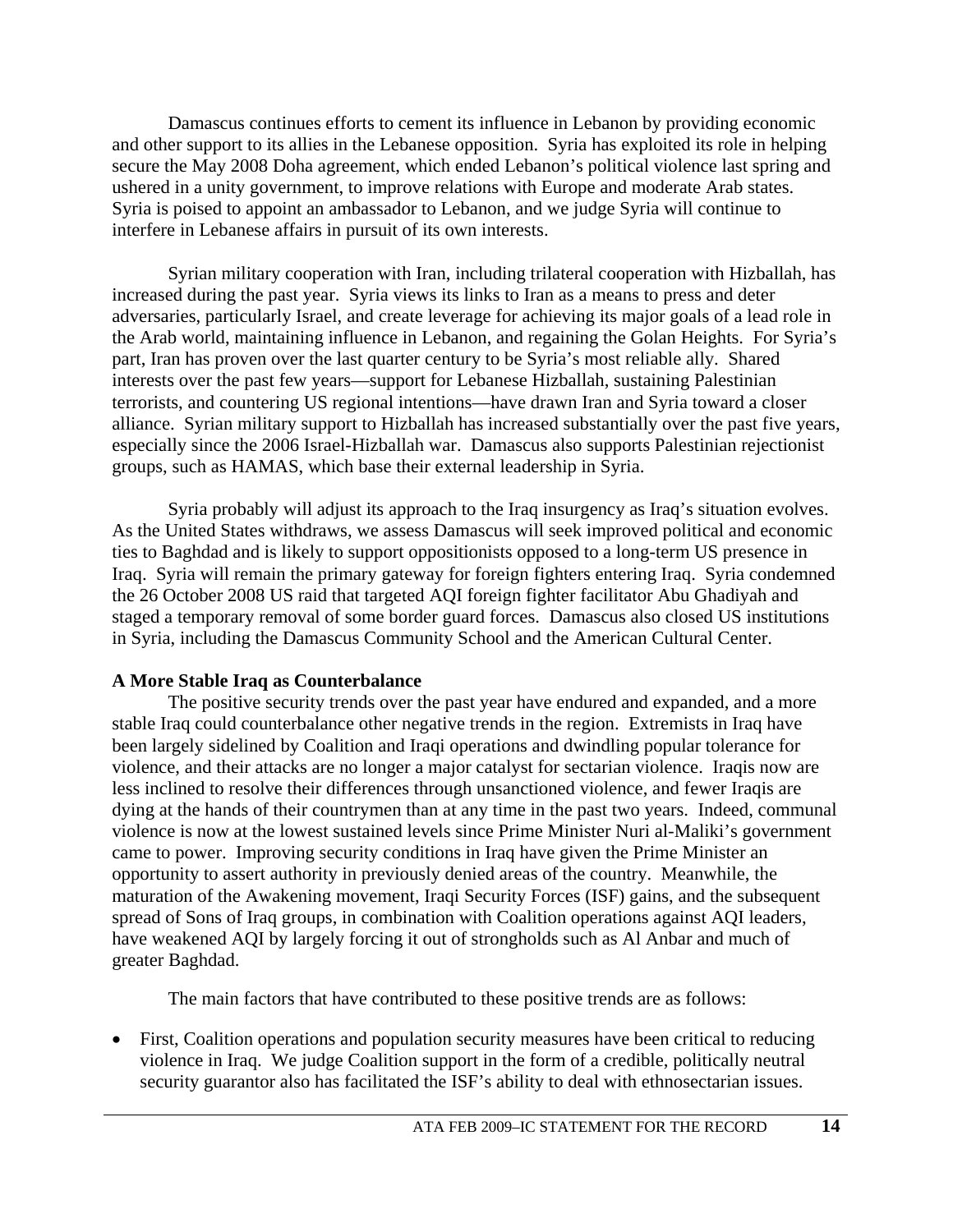Damascus continues efforts to cement its influence in Lebanon by providing economic and other support to its allies in the Lebanese opposition. Syria has exploited its role in helping secure the May 2008 Doha agreement, which ended Lebanon's political violence last spring and ushered in a unity government, to improve relations with Europe and moderate Arab states. Syria is poised to appoint an ambassador to Lebanon, and we judge Syria will continue to interfere in Lebanese affairs in pursuit of its own interests.

Syrian military cooperation with Iran, including trilateral cooperation with Hizballah, has increased during the past year. Syria views its links to Iran as a means to press and deter adversaries, particularly Israel, and create leverage for achieving its major goals of a lead role in the Arab world, maintaining influence in Lebanon, and regaining the Golan Heights. For Syria's part, Iran has proven over the last quarter century to be Syria's most reliable ally. Shared interests over the past few years—support for Lebanese Hizballah, sustaining Palestinian terrorists, and countering US regional intentions—have drawn Iran and Syria toward a closer alliance. Syrian military support to Hizballah has increased substantially over the past five years, especially since the 2006 Israel-Hizballah war. Damascus also supports Palestinian rejectionist groups, such as HAMAS, which base their external leadership in Syria.

Syria probably will adjust its approach to the Iraq insurgency as Iraq's situation evolves. As the United States withdraws, we assess Damascus will seek improved political and economic ties to Baghdad and is likely to support oppositionists opposed to a long-term US presence in Iraq. Syria will remain the primary gateway for foreign fighters entering Iraq. Syria condemned the 26 October 2008 US raid that targeted AQI foreign fighter facilitator Abu Ghadiyah and staged a temporary removal of some border guard forces. Damascus also closed US institutions in Syria, including the Damascus Community School and the American Cultural Center.

**A More Stable Iraq as Counterbalance**

The positive security trends over the past year have endured and expanded, and a more stable Iraq could counterbalance other negative trends in the region. Extremists in Iraq have been largely sidelined by Coalition and Iraqi operations and dwindling popular tolerance for violence, and their attacks are no longer a major catalyst for sectarian violence. Iraqis now are less inclined to resolve their differences through unsanctioned violence, and fewer Iraqis are dying at the hands of their countrymen than at any time in the past two years. Indeed, communal violence is now at the lowest sustained levels since Prime Minister Nuri al-Maliki's government came to power. Improving security conditions in Iraq have given the Prime Minister an opportunity to assert authority in previously denied areas of the country. Meanwhile, the maturation of the Awakening movement, Iraqi Security Forces (ISF) gains, and the subsequent spread of Sons of Iraq groups, in combination with Coalition operations against AQI leaders, have weakened AQI by largely forcing it out of strongholds such as Al Anbar and much of greater Baghdad.

The main factors that have contributed to these positive trends are as follows:

- First, Coalition operations and population security measures have been critical to reducing violence in Iraq. We judge Coalition support in the form of a credible, politically neutral security guarantor also has facilitated the ISF's ability to deal with ethnosectarian issues.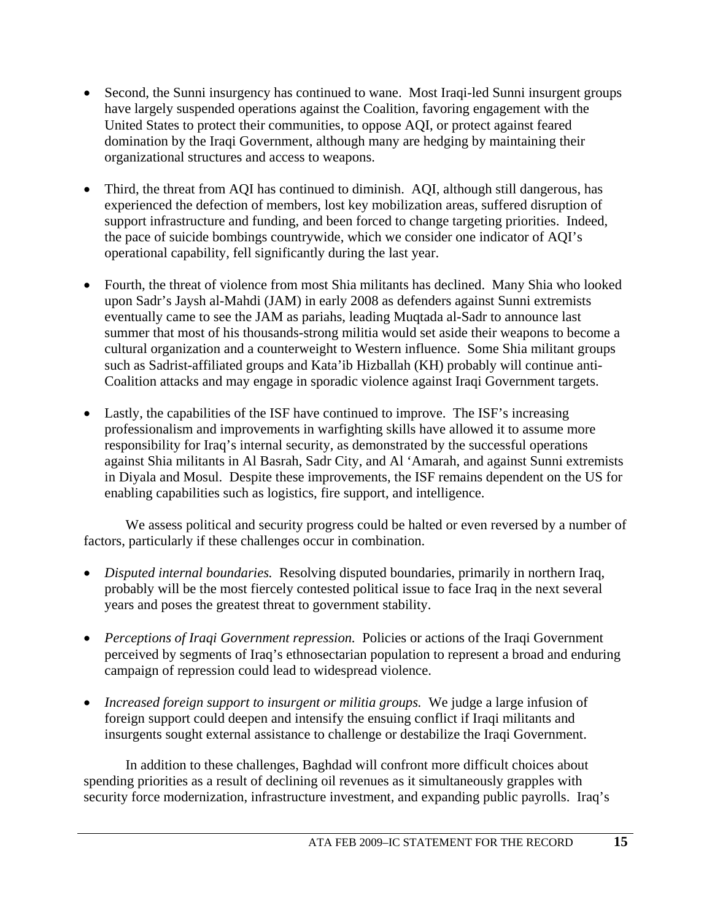- Second, the Sunni insurgency has continued to wane. Most Iraqi-led Sunni insurgent groups have largely suspended operations against the Coalition, favoring engagement with the United States to protect their communities, to oppose AQI, or protect against feared domination by the Iraqi Government, although many are hedging by maintaining their organizational structures and access to weapons.

- Third, the threat from AQI has continued to diminish. AQI, although still dangerous, has experienced the defection of members, lost key mobilization areas, suffered disruption of support infrastructure and funding, and been forced to change targeting priorities. Indeed, the pace of suicide bombings countrywide, which we consider one indicator of AQI's operational capability, fell significantly during the last year.

- Fourth, the threat of violence from most Shia militants has declined. Many Shia who looked upon Sadr's Jaysh al-Mahdi (JAM) in early 2008 as defenders against Sunni extremists eventually came to see the JAM as pariahs, leading Muqtada al-Sadr to announce last summer that most of his thousands-strong militia would set aside their weapons to become a cultural organization and a counterweight to Western influence. Some Shia militant groups such as Sadrist-affiliated groups and Kata'ib Hizballah (KH) probably will continue anti-Coalition attacks and may engage in sporadic violence against Iraqi Government targets.

- Lastly, the capabilities of the ISF have continued to improve. The ISF's increasing professionalism and improvements in warfighting skills have allowed it to assume more responsibility for Iraq's internal security, as demonstrated by the successful operations against Shia militants in Al Basrah, Sadr City, and Al 'Amarah, and against Sunni extremists in Diyala and Mosul. Despite these improvements, the ISF remains dependent on the US for enabling capabilities such as logistics, fire support, and intelligence.

We assess political and security progress could be halted or even reversed by a number of factors, particularly if these challenges occur in combination.

- *Disputed internal boundaries.* Resolving disputed boundaries, primarily in northern Iraq, probably will be the most fiercely contested political issue to face Iraq in the next several years and poses the greatest threat to government stability.

- *Perceptions of Iraqi Government repression.* Policies or actions of the Iraqi Government perceived by segments of Iraq's ethnosectarian population to represent a broad and enduring campaign of repression could lead to widespread violence.

- *Increased foreign support to insurgent or militia groups.* We judge a large infusion of foreign support could deepen and intensify the ensuing conflict if Iraqi militants and insurgents sought external assistance to challenge or destabilize the Iraqi Government.

In addition to these challenges, Baghdad will confront more difficult choices about spending priorities as a result of declining oil revenues as it simultaneously grapples with security force modernization, infrastructure investment, and expanding public payrolls. Iraq's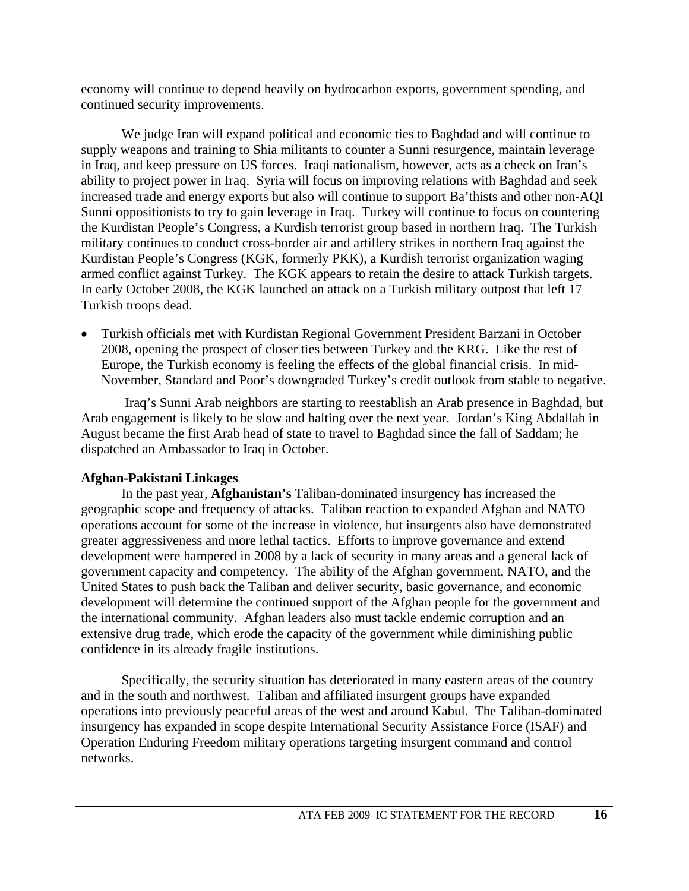economy will continue to depend heavily on hydrocarbon exports, government spending, and continued security improvements.

We judge Iran will expand political and economic ties to Baghdad and will continue to supply weapons and training to Shia militants to counter a Sunni resurgence, maintain leverage in Iraq, and keep pressure on US forces. Iraqi nationalism, however, acts as a check on Iran's ability to project power in Iraq. Syria will focus on improving relations with Baghdad and seek increased trade and energy exports but also will continue to support Ba'thists and other non-AQI Sunni oppositionists to try to gain leverage in Iraq. Turkey will continue to focus on countering the Kurdistan People's Congress, a Kurdish terrorist group based in northern Iraq. The Turkish military continues to conduct cross-border air and artillery strikes in northern Iraq against the Kurdistan People's Congress (KGK, formerly PKK), a Kurdish terrorist organization waging armed conflict against Turkey. The KGK appears to retain the desire to attack Turkish targets. In early October 2008, the KGK launched an attack on a Turkish military outpost that left 17 Turkish troops dead.

- Turkish officials met with Kurdistan Regional Government President Barzani in October 2008, opening the prospect of closer ties between Turkey and the KRG. Like the rest of Europe, the Turkish economy is feeling the effects of the global financial crisis. In mid-November, Standard and Poor's downgraded Turkey's credit outlook from stable to negative.

Iraq's Sunni Arab neighbors are starting to reestablish an Arab presence in Baghdad, but Arab engagement is likely to be slow and halting over the next year. Jordan's King Abdallah in August became the first Arab head of state to travel to Baghdad since the fall of Saddam; he dispatched an Ambassador to Iraq in October.

**Afghan-Pakistani Linkages**

In the past year, **Afghanistan's** Taliban-dominated insurgency has increased the geographic scope and frequency of attacks. Taliban reaction to expanded Afghan and NATO operations account for some of the increase in violence, but insurgents also have demonstrated greater aggressiveness and more lethal tactics. Efforts to improve governance and extend development were hampered in 2008 by a lack of security in many areas and a general lack of government capacity and competency. The ability of the Afghan government, NATO, and the United States to push back the Taliban and deliver security, basic governance, and economic development will determine the continued support of the Afghan people for the government and the international community. Afghan leaders also must tackle endemic corruption and an extensive drug trade, which erode the capacity of the government while diminishing public confidence in its already fragile institutions.

Specifically, the security situation has deteriorated in many eastern areas of the country and in the south and northwest. Taliban and affiliated insurgent groups have expanded operations into previously peaceful areas of the west and around Kabul. The Taliban-dominated insurgency has expanded in scope despite International Security Assistance Force (ISAF) and Operation Enduring Freedom military operations targeting insurgent command and control networks.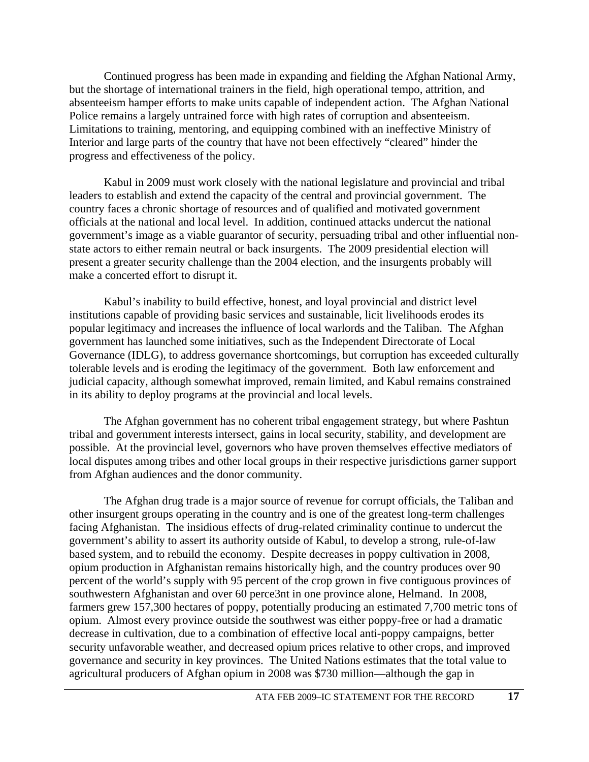Continued progress has been made in expanding and fielding the Afghan National Army, but the shortage of international trainers in the field, high operational tempo, attrition, and absenteeism hamper efforts to make units capable of independent action. The Afghan National Police remains a largely untrained force with high rates of corruption and absenteeism. Limitations to training, mentoring, and equipping combined with an ineffective Ministry of Interior and large parts of the country that have not been effectively "cleared" hinder the progress and effectiveness of the policy.

Kabul in 2009 must work closely with the national legislature and provincial and tribal leaders to establish and extend the capacity of the central and provincial government. The country faces a chronic shortage of resources and of qualified and motivated government officials at the national and local level. In addition, continued attacks undercut the national government's image as a viable guarantor of security, persuading tribal and other influential non-state actors to either remain neutral or back insurgents. The 2009 presidential election will present a greater security challenge than the 2004 election, and the insurgents probably will make a concerted effort to disrupt it.

Kabul's inability to build effective, honest, and loyal provincial and district level institutions capable of providing basic services and sustainable, licit livelihoods erodes its popular legitimacy and increases the influence of local warlords and the Taliban. The Afghan government has launched some initiatives, such as the Independent Directorate of Local Governance (IDLG), to address governance shortcomings, but corruption has exceeded culturally tolerable levels and is eroding the legitimacy of the government. Both law enforcement and judicial capacity, although somewhat improved, remain limited, and Kabul remains constrained in its ability to deploy programs at the provincial and local levels.

The Afghan government has no coherent tribal engagement strategy, but where Pashtun tribal and government interests intersect, gains in local security, stability, and development are possible. At the provincial level, governors who have proven themselves effective mediators of local disputes among tribes and other local groups in their respective jurisdictions garner support from Afghan audiences and the donor community.

The Afghan drug trade is a major source of revenue for corrupt officials, the Taliban and other insurgent groups operating in the country and is one of the greatest long-term challenges facing Afghanistan. The insidious effects of drug-related criminality continue to undercut the government's ability to assert its authority outside of Kabul, to develop a strong, rule-of-law based system, and to rebuild the economy. Despite decreases in poppy cultivation in 2008, opium production in Afghanistan remains historically high, and the country produces over 90 percent of the world's supply with 95 percent of the crop grown in five contiguous provinces of southwestern Afghanistan and over 60 perce3nt in one province alone, Helmand. In 2008, farmers grew 157,300 hectares of poppy, potentially producing an estimated 7,700 metric tons of opium. Almost every province outside the southwest was either poppy-free or had a dramatic decrease in cultivation, due to a combination of effective local anti-poppy campaigns, better security unfavorable weather, and decreased opium prices relative to other crops, and improved governance and security in key provinces. The United Nations estimates that the total value to agricultural producers of Afghan opium in 2008 was $730 million—although the gap in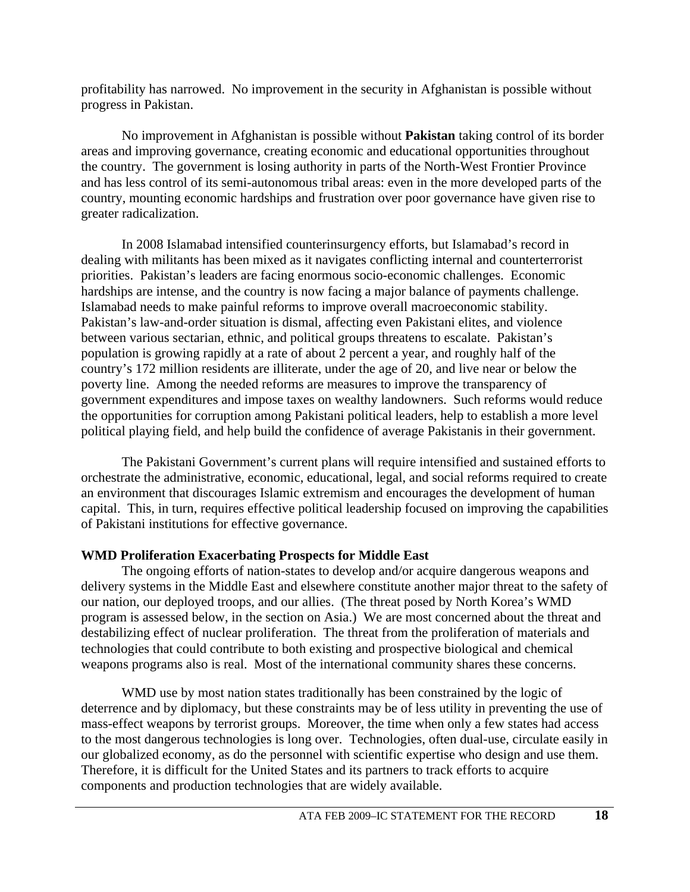profitability has narrowed. No improvement in the security in Afghanistan is possible without progress in Pakistan.

No improvement in Afghanistan is possible without **Pakistan** taking control of its border areas and improving governance, creating economic and educational opportunities throughout the country. The government is losing authority in parts of the North-West Frontier Province and has less control of its semi-autonomous tribal areas: even in the more developed parts of the country, mounting economic hardships and frustration over poor governance have given rise to greater radicalization.

In 2008 Islamabad intensified counterinsurgency efforts, but Islamabad's record in dealing with militants has been mixed as it navigates conflicting internal and counterterrorist priorities. Pakistan's leaders are facing enormous socio-economic challenges. Economic hardships are intense, and the country is now facing a major balance of payments challenge. Islamabad needs to make painful reforms to improve overall macroeconomic stability. Pakistan's law-and-order situation is dismal, affecting even Pakistani elites, and violence between various sectarian, ethnic, and political groups threatens to escalate. Pakistan's population is growing rapidly at a rate of about 2 percent a year, and roughly half of the country's 172 million residents are illiterate, under the age of 20, and live near or below the poverty line. Among the needed reforms are measures to improve the transparency of government expenditures and impose taxes on wealthy landowners. Such reforms would reduce the opportunities for corruption among Pakistani political leaders, help to establish a more level political playing field, and help build the confidence of average Pakistanis in their government.

The Pakistani Government's current plans will require intensified and sustained efforts to orchestrate the administrative, economic, educational, legal, and social reforms required to create an environment that discourages Islamic extremism and encourages the development of human capital. This, in turn, requires effective political leadership focused on improving the capabilities of Pakistani institutions for effective governance.

**WMD Proliferation Exacerbating Prospects for Middle East**

The ongoing efforts of nation-states to develop and/or acquire dangerous weapons and delivery systems in the Middle East and elsewhere constitute another major threat to the safety of our nation, our deployed troops, and our allies. (The threat posed by North Korea's WMD program is assessed below, in the section on Asia.) We are most concerned about the threat and destabilizing effect of nuclear proliferation. The threat from the proliferation of materials and technologies that could contribute to both existing and prospective biological and chemical weapons programs also is real. Most of the international community shares these concerns.

WMD use by most nation states traditionally has been constrained by the logic of deterrence and by diplomacy, but these constraints may be of less utility in preventing the use of mass-effect weapons by terrorist groups. Moreover, the time when only a few states had access to the most dangerous technologies is long over. Technologies, often dual-use, circulate easily in our globalized economy, as do the personnel with scientific expertise who design and use them. Therefore, it is difficult for the United States and its partners to track efforts to acquire components and production technologies that are widely available.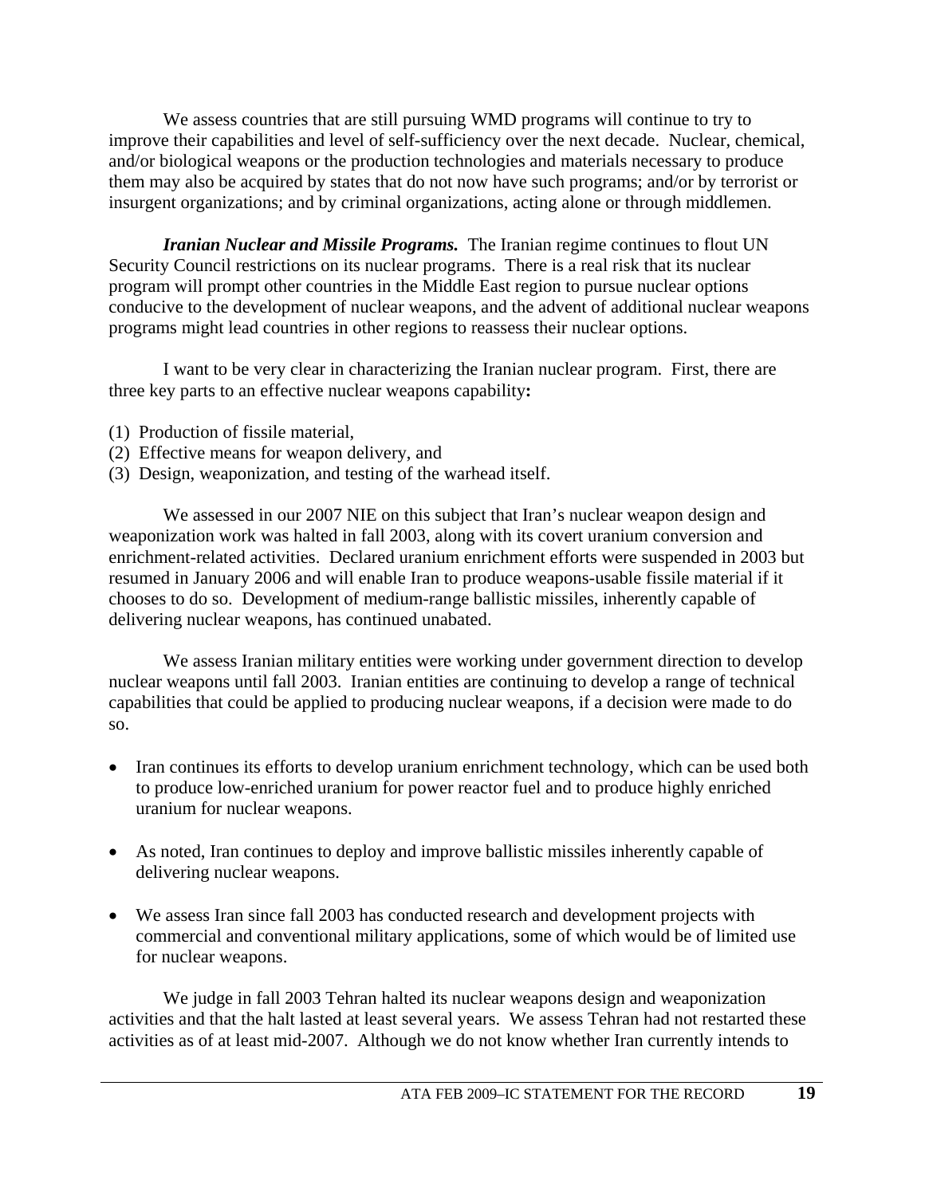We assess countries that are still pursuing WMD programs will continue to try to improve their capabilities and level of self-sufficiency over the next decade. Nuclear, chemical, and/or biological weapons or the production technologies and materials necessary to produce them may also be acquired by states that do not now have such programs; and/or by terrorist or insurgent organizations; and by criminal organizations, acting alone or through middlemen.

***Iranian Nuclear and Missile Programs.*** The Iranian regime continues to flout UN Security Council restrictions on its nuclear programs. There is a real risk that its nuclear program will prompt other countries in the Middle East region to pursue nuclear options conducive to the development of nuclear weapons, and the advent of additional nuclear weapons programs might lead countries in other regions to reassess their nuclear options.

I want to be very clear in characterizing the Iranian nuclear program. First, there are three key parts to an effective nuclear weapons capability**:**

(1) Production of fissile material,
(2) Effective means for weapon delivery, and
(3) Design, weaponization, and testing of the warhead itself.

We assessed in our 2007 NIE on this subject that Iran's nuclear weapon design and weaponization work was halted in fall 2003, along with its covert uranium conversion and enrichment-related activities. Declared uranium enrichment efforts were suspended in 2003 but resumed in January 2006 and will enable Iran to produce weapons-usable fissile material if it chooses to do so. Development of medium-range ballistic missiles, inherently capable of delivering nuclear weapons, has continued unabated.

We assess Iranian military entities were working under government direction to develop nuclear weapons until fall 2003. Iranian entities are continuing to develop a range of technical capabilities that could be applied to producing nuclear weapons, if a decision were made to do so.

- Iran continues its efforts to develop uranium enrichment technology, which can be used both to produce low-enriched uranium for power reactor fuel and to produce highly enriched uranium for nuclear weapons.
- As noted, Iran continues to deploy and improve ballistic missiles inherently capable of delivering nuclear weapons.
- We assess Iran since fall 2003 has conducted research and development projects with commercial and conventional military applications, some of which would be of limited use for nuclear weapons.

We judge in fall 2003 Tehran halted its nuclear weapons design and weaponization activities and that the halt lasted at least several years. We assess Tehran had not restarted these activities as of at least mid-2007. Although we do not know whether Iran currently intends to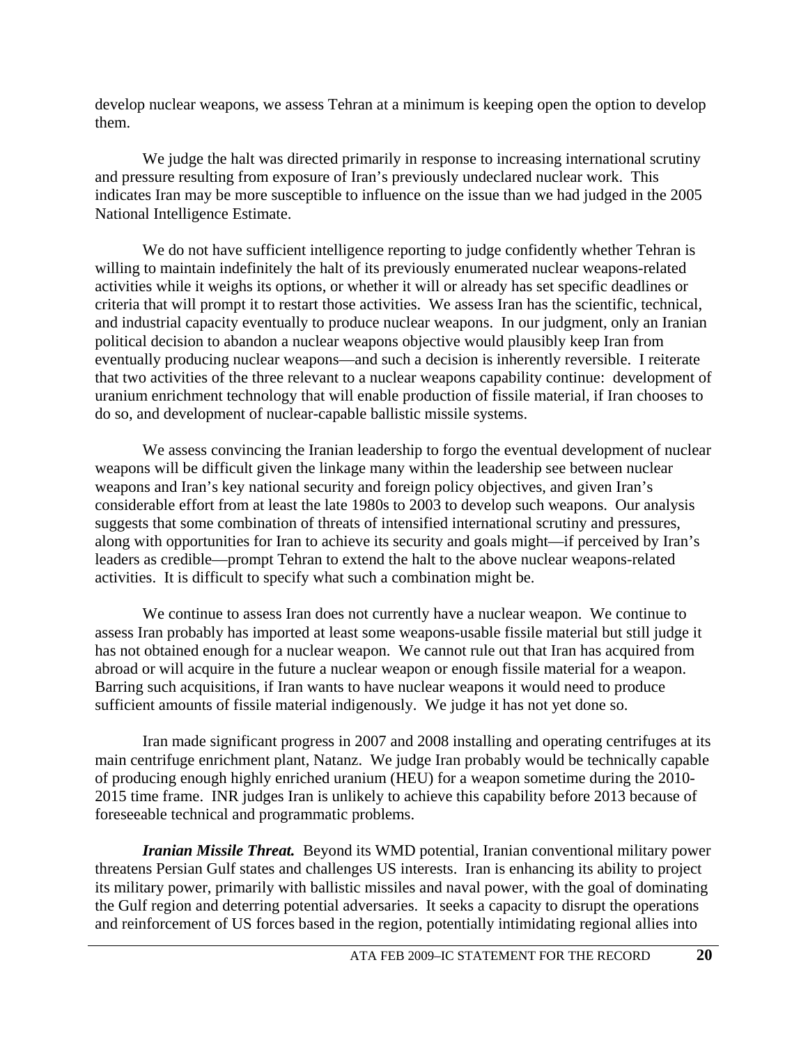develop nuclear weapons, we assess Tehran at a minimum is keeping open the option to develop them.

We judge the halt was directed primarily in response to increasing international scrutiny and pressure resulting from exposure of Iran's previously undeclared nuclear work. This indicates Iran may be more susceptible to influence on the issue than we had judged in the 2005 National Intelligence Estimate.

We do not have sufficient intelligence reporting to judge confidently whether Tehran is willing to maintain indefinitely the halt of its previously enumerated nuclear weapons-related activities while it weighs its options, or whether it will or already has set specific deadlines or criteria that will prompt it to restart those activities. We assess Iran has the scientific, technical, and industrial capacity eventually to produce nuclear weapons. In our judgment, only an Iranian political decision to abandon a nuclear weapons objective would plausibly keep Iran from eventually producing nuclear weapons—and such a decision is inherently reversible. I reiterate that two activities of the three relevant to a nuclear weapons capability continue: development of uranium enrichment technology that will enable production of fissile material, if Iran chooses to do so, and development of nuclear-capable ballistic missile systems.

We assess convincing the Iranian leadership to forgo the eventual development of nuclear weapons will be difficult given the linkage many within the leadership see between nuclear weapons and Iran's key national security and foreign policy objectives, and given Iran's considerable effort from at least the late 1980s to 2003 to develop such weapons. Our analysis suggests that some combination of threats of intensified international scrutiny and pressures, along with opportunities for Iran to achieve its security and goals might—if perceived by Iran's leaders as credible—prompt Tehran to extend the halt to the above nuclear weapons-related activities. It is difficult to specify what such a combination might be.

We continue to assess Iran does not currently have a nuclear weapon. We continue to assess Iran probably has imported at least some weapons-usable fissile material but still judge it has not obtained enough for a nuclear weapon. We cannot rule out that Iran has acquired from abroad or will acquire in the future a nuclear weapon or enough fissile material for a weapon. Barring such acquisitions, if Iran wants to have nuclear weapons it would need to produce sufficient amounts of fissile material indigenously. We judge it has not yet done so.

Iran made significant progress in 2007 and 2008 installing and operating centrifuges at its main centrifuge enrichment plant, Natanz. We judge Iran probably would be technically capable of producing enough highly enriched uranium (HEU) for a weapon sometime during the 2010-2015 time frame. INR judges Iran is unlikely to achieve this capability before 2013 because of foreseeable technical and programmatic problems.

***Iranian Missile Threat.*** Beyond its WMD potential, Iranian conventional military power threatens Persian Gulf states and challenges US interests. Iran is enhancing its ability to project its military power, primarily with ballistic missiles and naval power, with the goal of dominating the Gulf region and deterring potential adversaries. It seeks a capacity to disrupt the operations and reinforcement of US forces based in the region, potentially intimidating regional allies into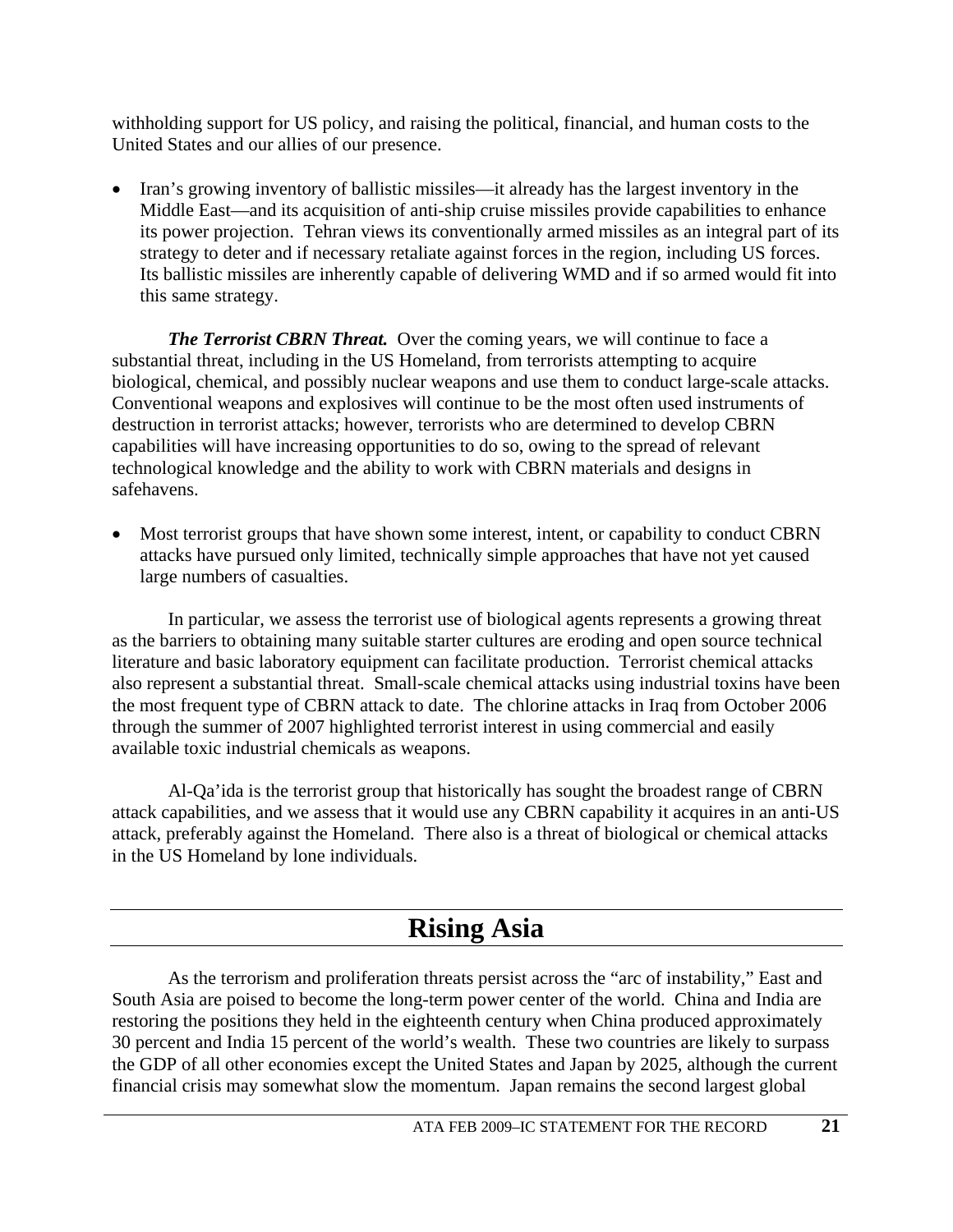withholding support for US policy, and raising the political, financial, and human costs to the United States and our allies of our presence.

- Iran's growing inventory of ballistic missiles—it already has the largest inventory in the Middle East—and its acquisition of anti-ship cruise missiles provide capabilities to enhance its power projection. Tehran views its conventionally armed missiles as an integral part of its strategy to deter and if necessary retaliate against forces in the region, including US forces. Its ballistic missiles are inherently capable of delivering WMD and if so armed would fit into this same strategy.

***The Terrorist CBRN Threat.*** Over the coming years, we will continue to face a substantial threat, including in the US Homeland, from terrorists attempting to acquire biological, chemical, and possibly nuclear weapons and use them to conduct large-scale attacks. Conventional weapons and explosives will continue to be the most often used instruments of destruction in terrorist attacks; however, terrorists who are determined to develop CBRN capabilities will have increasing opportunities to do so, owing to the spread of relevant technological knowledge and the ability to work with CBRN materials and designs in safehavens.

- Most terrorist groups that have shown some interest, intent, or capability to conduct CBRN attacks have pursued only limited, technically simple approaches that have not yet caused large numbers of casualties.

In particular, we assess the terrorist use of biological agents represents a growing threat as the barriers to obtaining many suitable starter cultures are eroding and open source technical literature and basic laboratory equipment can facilitate production. Terrorist chemical attacks also represent a substantial threat. Small-scale chemical attacks using industrial toxins have been the most frequent type of CBRN attack to date. The chlorine attacks in Iraq from October 2006 through the summer of 2007 highlighted terrorist interest in using commercial and easily available toxic industrial chemicals as weapons.

Al-Qa'ida is the terrorist group that historically has sought the broadest range of CBRN attack capabilities, and we assess that it would use any CBRN capability it acquires in an anti-US attack, preferably against the Homeland. There also is a threat of biological or chemical attacks in the US Homeland by lone individuals.

# Rising Asia

As the terrorism and proliferation threats persist across the "arc of instability," East and South Asia are poised to become the long-term power center of the world. China and India are restoring the positions they held in the eighteenth century when China produced approximately 30 percent and India 15 percent of the world's wealth. These two countries are likely to surpass the GDP of all other economies except the United States and Japan by 2025, although the current financial crisis may somewhat slow the momentum. Japan remains the second largest global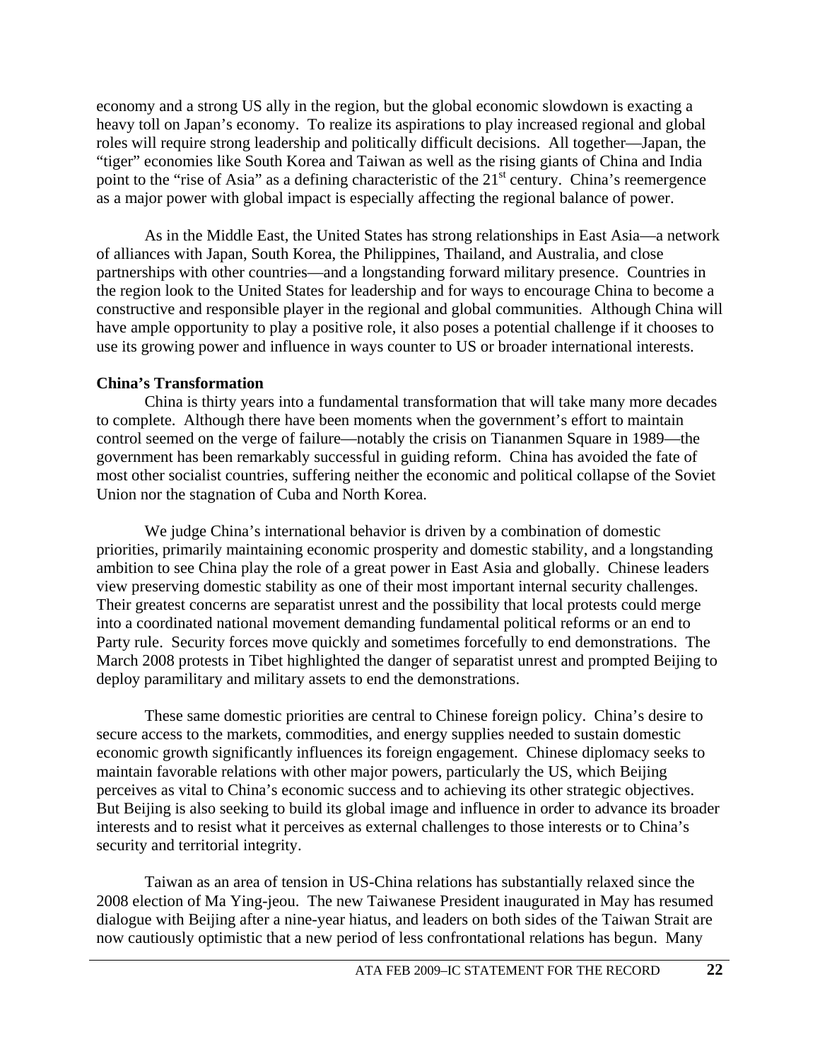economy and a strong US ally in the region, but the global economic slowdown is exacting a heavy toll on Japan's economy. To realize its aspirations to play increased regional and global roles will require strong leadership and politically difficult decisions. All together—Japan, the "tiger" economies like South Korea and Taiwan as well as the rising giants of China and India point to the "rise of Asia" as a defining characteristic of the 21st century. China's reemergence as a major power with global impact is especially affecting the regional balance of power.

As in the Middle East, the United States has strong relationships in East Asia—a network of alliances with Japan, South Korea, the Philippines, Thailand, and Australia, and close partnerships with other countries—and a longstanding forward military presence. Countries in the region look to the United States for leadership and for ways to encourage China to become a constructive and responsible player in the regional and global communities. Although China will have ample opportunity to play a positive role, it also poses a potential challenge if it chooses to use its growing power and influence in ways counter to US or broader international interests.

**China's Transformation**

China is thirty years into a fundamental transformation that will take many more decades to complete. Although there have been moments when the government's effort to maintain control seemed on the verge of failure—notably the crisis on Tiananmen Square in 1989—the government has been remarkably successful in guiding reform. China has avoided the fate of most other socialist countries, suffering neither the economic and political collapse of the Soviet Union nor the stagnation of Cuba and North Korea.

We judge China's international behavior is driven by a combination of domestic priorities, primarily maintaining economic prosperity and domestic stability, and a longstanding ambition to see China play the role of a great power in East Asia and globally. Chinese leaders view preserving domestic stability as one of their most important internal security challenges. Their greatest concerns are separatist unrest and the possibility that local protests could merge into a coordinated national movement demanding fundamental political reforms or an end to Party rule. Security forces move quickly and sometimes forcefully to end demonstrations. The March 2008 protests in Tibet highlighted the danger of separatist unrest and prompted Beijing to deploy paramilitary and military assets to end the demonstrations.

These same domestic priorities are central to Chinese foreign policy. China's desire to secure access to the markets, commodities, and energy supplies needed to sustain domestic economic growth significantly influences its foreign engagement. Chinese diplomacy seeks to maintain favorable relations with other major powers, particularly the US, which Beijing perceives as vital to China's economic success and to achieving its other strategic objectives. But Beijing is also seeking to build its global image and influence in order to advance its broader interests and to resist what it perceives as external challenges to those interests or to China's security and territorial integrity.

Taiwan as an area of tension in US-China relations has substantially relaxed since the 2008 election of Ma Ying-jeou. The new Taiwanese President inaugurated in May has resumed dialogue with Beijing after a nine-year hiatus, and leaders on both sides of the Taiwan Strait are now cautiously optimistic that a new period of less confrontational relations has begun. Many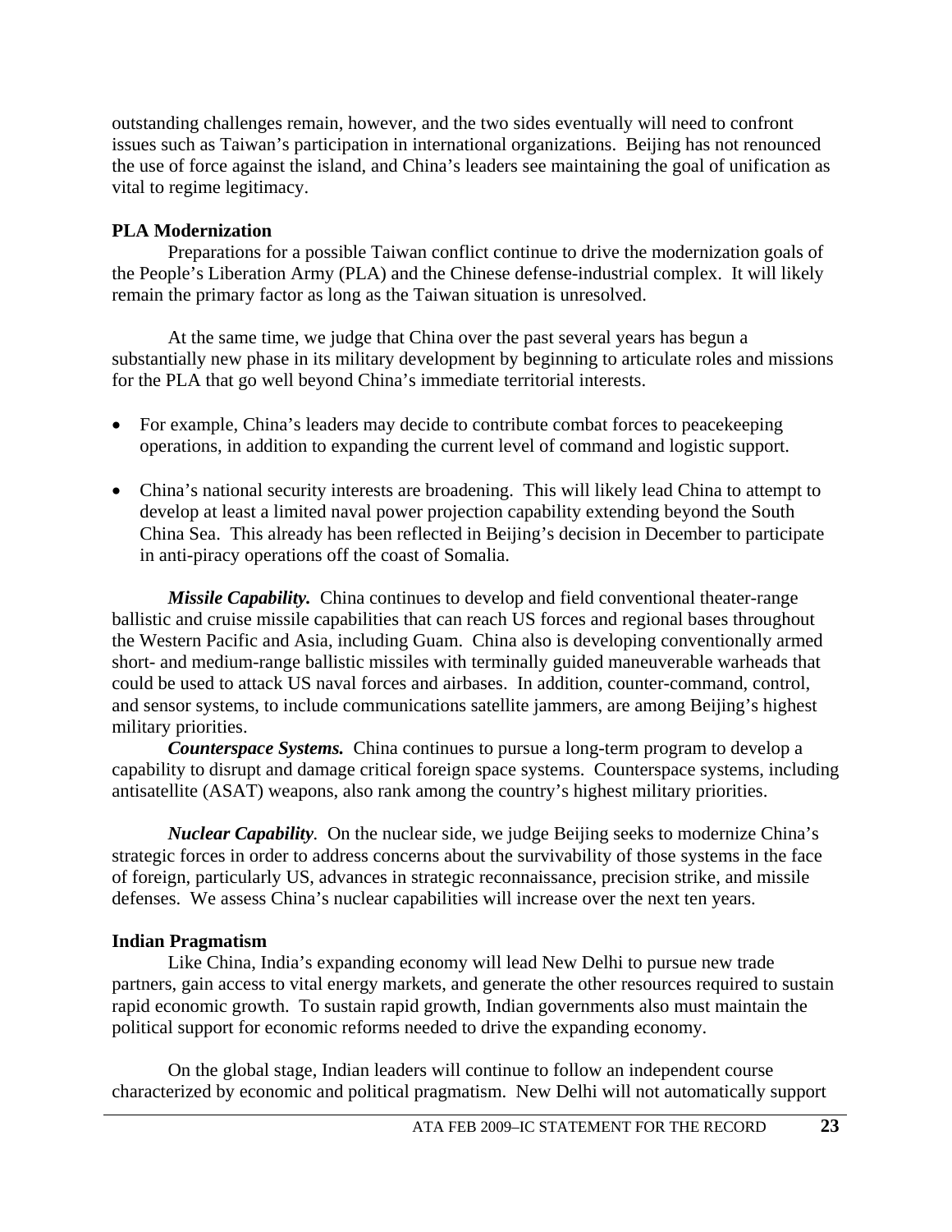outstanding challenges remain, however, and the two sides eventually will need to confront issues such as Taiwan's participation in international organizations. Beijing has not renounced the use of force against the island, and China's leaders see maintaining the goal of unification as vital to regime legitimacy.

**PLA Modernization**

Preparations for a possible Taiwan conflict continue to drive the modernization goals of the People's Liberation Army (PLA) and the Chinese defense-industrial complex. It will likely remain the primary factor as long as the Taiwan situation is unresolved.

At the same time, we judge that China over the past several years has begun a substantially new phase in its military development by beginning to articulate roles and missions for the PLA that go well beyond China's immediate territorial interests.

- For example, China's leaders may decide to contribute combat forces to peacekeeping operations, in addition to expanding the current level of command and logistic support.
- China's national security interests are broadening. This will likely lead China to attempt to develop at least a limited naval power projection capability extending beyond the South China Sea. This already has been reflected in Beijing's decision in December to participate in anti-piracy operations off the coast of Somalia.

***Missile Capability.*** China continues to develop and field conventional theater-range ballistic and cruise missile capabilities that can reach US forces and regional bases throughout the Western Pacific and Asia, including Guam. China also is developing conventionally armed short- and medium-range ballistic missiles with terminally guided maneuverable warheads that could be used to attack US naval forces and airbases. In addition, counter-command, control, and sensor systems, to include communications satellite jammers, are among Beijing's highest military priorities.

***Counterspace Systems.*** China continues to pursue a long-term program to develop a capability to disrupt and damage critical foreign space systems. Counterspace systems, including antisatellite (ASAT) weapons, also rank among the country's highest military priorities.

***Nuclear Capability.*** On the nuclear side, we judge Beijing seeks to modernize China's strategic forces in order to address concerns about the survivability of those systems in the face of foreign, particularly US, advances in strategic reconnaissance, precision strike, and missile defenses. We assess China's nuclear capabilities will increase over the next ten years.

**Indian Pragmatism**

Like China, India's expanding economy will lead New Delhi to pursue new trade partners, gain access to vital energy markets, and generate the other resources required to sustain rapid economic growth. To sustain rapid growth, Indian governments also must maintain the political support for economic reforms needed to drive the expanding economy.

On the global stage, Indian leaders will continue to follow an independent course characterized by economic and political pragmatism. New Delhi will not automatically support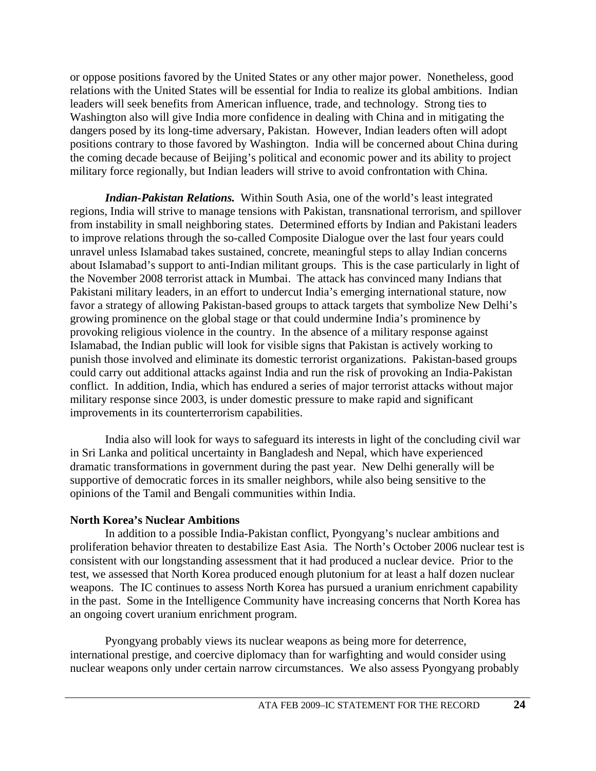or oppose positions favored by the United States or any other major power. Nonetheless, good relations with the United States will be essential for India to realize its global ambitions. Indian leaders will seek benefits from American influence, trade, and technology. Strong ties to Washington also will give India more confidence in dealing with China and in mitigating the dangers posed by its long-time adversary, Pakistan. However, Indian leaders often will adopt positions contrary to those favored by Washington. India will be concerned about China during the coming decade because of Beijing's political and economic power and its ability to project military force regionally, but Indian leaders will strive to avoid confrontation with China.

***Indian-Pakistan Relations.*** Within South Asia, one of the world's least integrated regions, India will strive to manage tensions with Pakistan, transnational terrorism, and spillover from instability in small neighboring states. Determined efforts by Indian and Pakistani leaders to improve relations through the so-called Composite Dialogue over the last four years could unravel unless Islamabad takes sustained, concrete, meaningful steps to allay Indian concerns about Islamabad's support to anti-Indian militant groups. This is the case particularly in light of the November 2008 terrorist attack in Mumbai. The attack has convinced many Indians that Pakistani military leaders, in an effort to undercut India's emerging international stature, now favor a strategy of allowing Pakistan-based groups to attack targets that symbolize New Delhi's growing prominence on the global stage or that could undermine India's prominence by provoking religious violence in the country. In the absence of a military response against Islamabad, the Indian public will look for visible signs that Pakistan is actively working to punish those involved and eliminate its domestic terrorist organizations. Pakistan-based groups could carry out additional attacks against India and run the risk of provoking an India-Pakistan conflict. In addition, India, which has endured a series of major terrorist attacks without major military response since 2003, is under domestic pressure to make rapid and significant improvements in its counterterrorism capabilities.

India also will look for ways to safeguard its interests in light of the concluding civil war in Sri Lanka and political uncertainty in Bangladesh and Nepal, which have experienced dramatic transformations in government during the past year. New Delhi generally will be supportive of democratic forces in its smaller neighbors, while also being sensitive to the opinions of the Tamil and Bengali communities within India.

**North Korea's Nuclear Ambitions**

In addition to a possible India-Pakistan conflict, Pyongyang's nuclear ambitions and proliferation behavior threaten to destabilize East Asia. The North's October 2006 nuclear test is consistent with our longstanding assessment that it had produced a nuclear device. Prior to the test, we assessed that North Korea produced enough plutonium for at least a half dozen nuclear weapons. The IC continues to assess North Korea has pursued a uranium enrichment capability in the past. Some in the Intelligence Community have increasing concerns that North Korea has an ongoing covert uranium enrichment program.

Pyongyang probably views its nuclear weapons as being more for deterrence, international prestige, and coercive diplomacy than for warfighting and would consider using nuclear weapons only under certain narrow circumstances. We also assess Pyongyang probably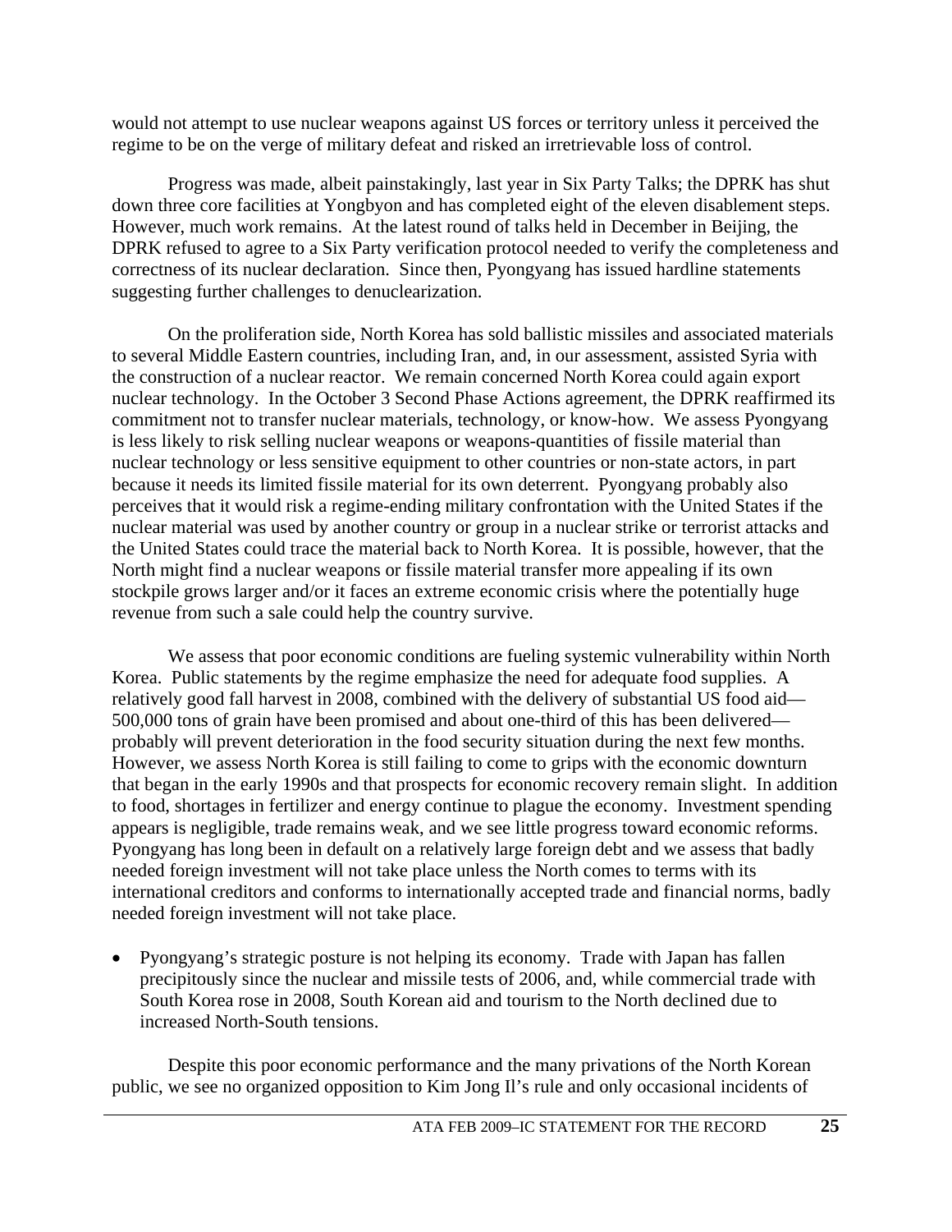would not attempt to use nuclear weapons against US forces or territory unless it perceived the regime to be on the verge of military defeat and risked an irretrievable loss of control.

Progress was made, albeit painstakingly, last year in Six Party Talks; the DPRK has shut down three core facilities at Yongbyon and has completed eight of the eleven disablement steps. However, much work remains. At the latest round of talks held in December in Beijing, the DPRK refused to agree to a Six Party verification protocol needed to verify the completeness and correctness of its nuclear declaration. Since then, Pyongyang has issued hardline statements suggesting further challenges to denuclearization.

On the proliferation side, North Korea has sold ballistic missiles and associated materials to several Middle Eastern countries, including Iran, and, in our assessment, assisted Syria with the construction of a nuclear reactor. We remain concerned North Korea could again export nuclear technology. In the October 3 Second Phase Actions agreement, the DPRK reaffirmed its commitment not to transfer nuclear materials, technology, or know-how. We assess Pyongyang is less likely to risk selling nuclear weapons or weapons-quantities of fissile material than nuclear technology or less sensitive equipment to other countries or non-state actors, in part because it needs its limited fissile material for its own deterrent. Pyongyang probably also perceives that it would risk a regime-ending military confrontation with the United States if the nuclear material was used by another country or group in a nuclear strike or terrorist attacks and the United States could trace the material back to North Korea. It is possible, however, that the North might find a nuclear weapons or fissile material transfer more appealing if its own stockpile grows larger and/or it faces an extreme economic crisis where the potentially huge revenue from such a sale could help the country survive.

We assess that poor economic conditions are fueling systemic vulnerability within North Korea. Public statements by the regime emphasize the need for adequate food supplies. A relatively good fall harvest in 2008, combined with the delivery of substantial US food aid—500,000 tons of grain have been promised and about one-third of this has been delivered—probably will prevent deterioration in the food security situation during the next few months. However, we assess North Korea is still failing to come to grips with the economic downturn that began in the early 1990s and that prospects for economic recovery remain slight. In addition to food, shortages in fertilizer and energy continue to plague the economy. Investment spending appears is negligible, trade remains weak, and we see little progress toward economic reforms. Pyongyang has long been in default on a relatively large foreign debt and we assess that badly needed foreign investment will not take place unless the North comes to terms with its international creditors and conforms to internationally accepted trade and financial norms, badly needed foreign investment will not take place.

- Pyongyang's strategic posture is not helping its economy. Trade with Japan has fallen precipitously since the nuclear and missile tests of 2006, and, while commercial trade with South Korea rose in 2008, South Korean aid and tourism to the North declined due to increased North-South tensions.

Despite this poor economic performance and the many privations of the North Korean public, we see no organized opposition to Kim Jong Il's rule and only occasional incidents of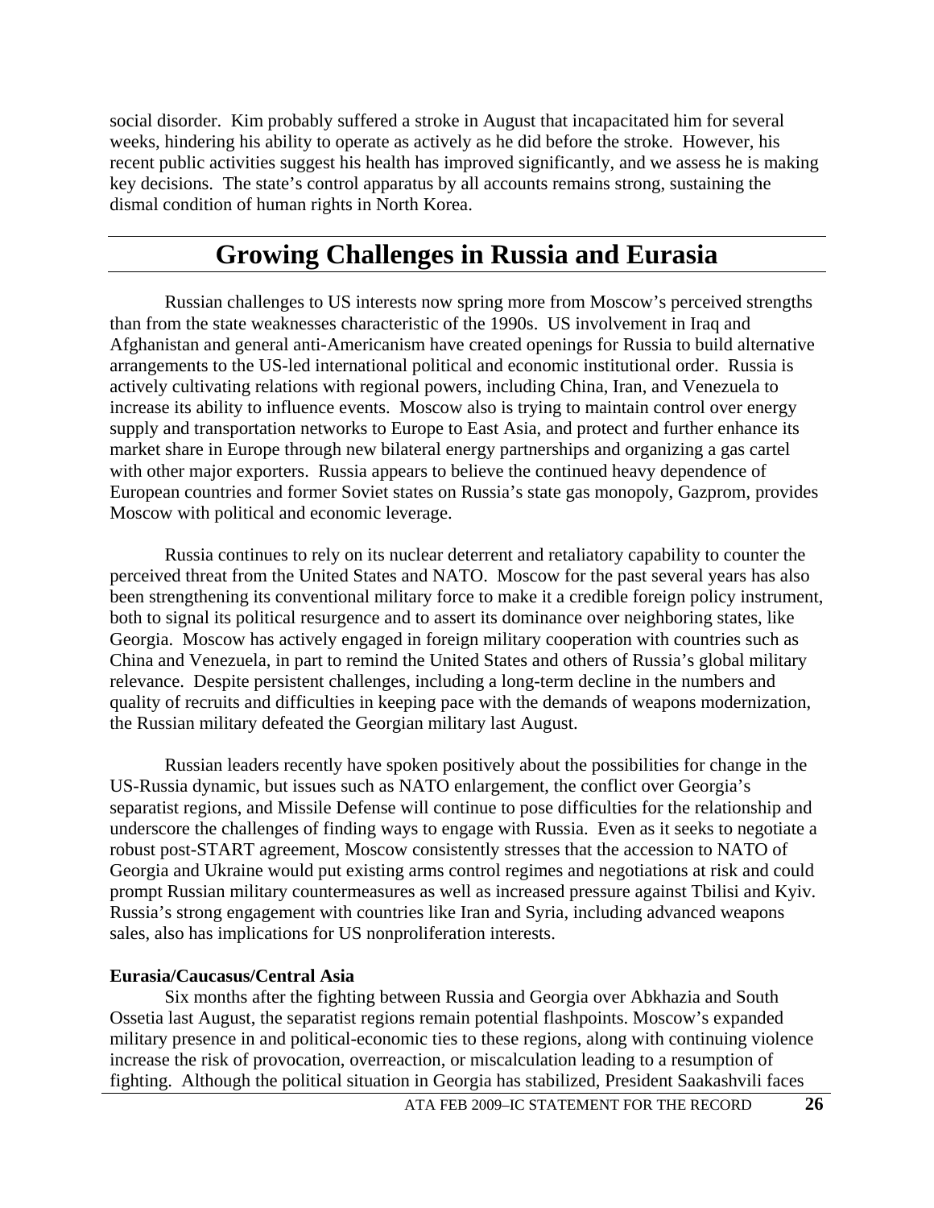social disorder. Kim probably suffered a stroke in August that incapacitated him for several weeks, hindering his ability to operate as actively as he did before the stroke. However, his recent public activities suggest his health has improved significantly, and we assess he is making key decisions. The state's control apparatus by all accounts remains strong, sustaining the dismal condition of human rights in North Korea.

# Growing Challenges in Russia and Eurasia

Russian challenges to US interests now spring more from Moscow's perceived strengths than from the state weaknesses characteristic of the 1990s. US involvement in Iraq and Afghanistan and general anti-Americanism have created openings for Russia to build alternative arrangements to the US-led international political and economic institutional order. Russia is actively cultivating relations with regional powers, including China, Iran, and Venezuela to increase its ability to influence events. Moscow also is trying to maintain control over energy supply and transportation networks to Europe to East Asia, and protect and further enhance its market share in Europe through new bilateral energy partnerships and organizing a gas cartel with other major exporters. Russia appears to believe the continued heavy dependence of European countries and former Soviet states on Russia's state gas monopoly, Gazprom, provides Moscow with political and economic leverage.

Russia continues to rely on its nuclear deterrent and retaliatory capability to counter the perceived threat from the United States and NATO. Moscow for the past several years has also been strengthening its conventional military force to make it a credible foreign policy instrument, both to signal its political resurgence and to assert its dominance over neighboring states, like Georgia. Moscow has actively engaged in foreign military cooperation with countries such as China and Venezuela, in part to remind the United States and others of Russia's global military relevance. Despite persistent challenges, including a long-term decline in the numbers and quality of recruits and difficulties in keeping pace with the demands of weapons modernization, the Russian military defeated the Georgian military last August.

Russian leaders recently have spoken positively about the possibilities for change in the US-Russia dynamic, but issues such as NATO enlargement, the conflict over Georgia's separatist regions, and Missile Defense will continue to pose difficulties for the relationship and underscore the challenges of finding ways to engage with Russia. Even as it seeks to negotiate a robust post-START agreement, Moscow consistently stresses that the accession to NATO of Georgia and Ukraine would put existing arms control regimes and negotiations at risk and could prompt Russian military countermeasures as well as increased pressure against Tbilisi and Kyiv. Russia's strong engagement with countries like Iran and Syria, including advanced weapons sales, also has implications for US nonproliferation interests.

**Eurasia/Caucasus/Central Asia**

Six months after the fighting between Russia and Georgia over Abkhazia and South Ossetia last August, the separatist regions remain potential flashpoints. Moscow's expanded military presence in and political-economic ties to these regions, along with continuing violence increase the risk of provocation, overreaction, or miscalculation leading to a resumption of fighting. Although the political situation in Georgia has stabilized, President Saakashvili faces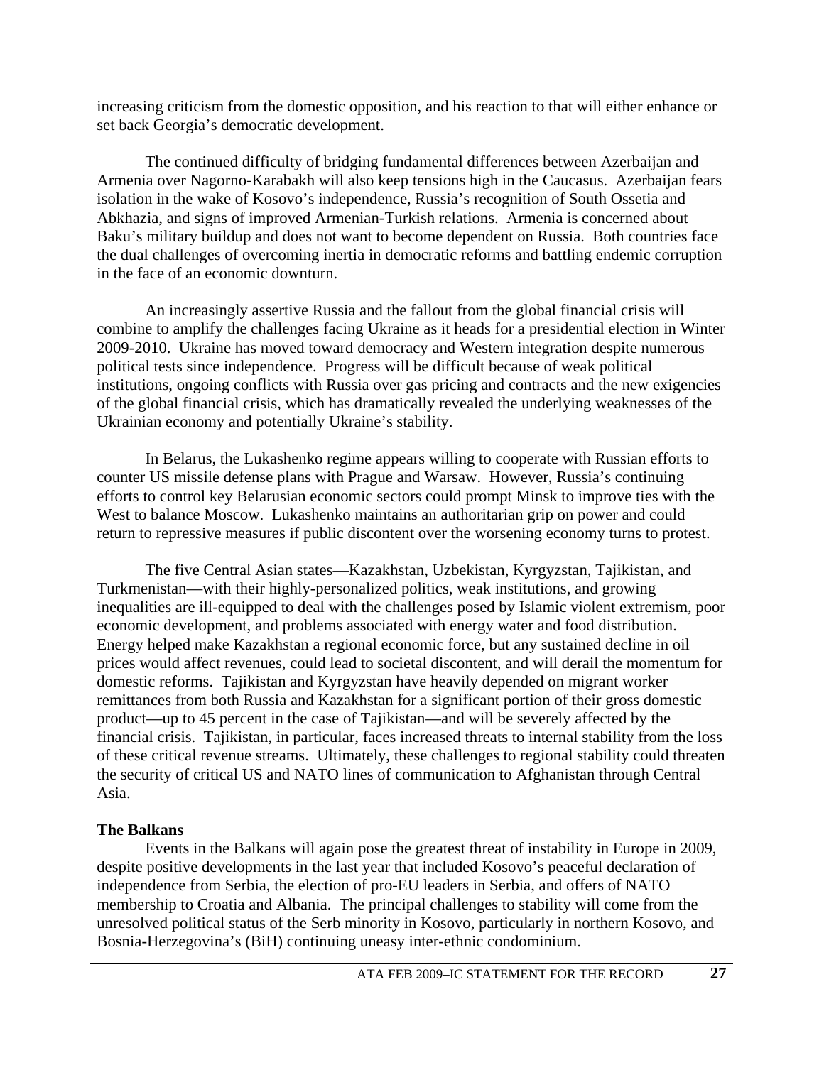increasing criticism from the domestic opposition, and his reaction to that will either enhance or set back Georgia's democratic development.

The continued difficulty of bridging fundamental differences between Azerbaijan and Armenia over Nagorno-Karabakh will also keep tensions high in the Caucasus. Azerbaijan fears isolation in the wake of Kosovo's independence, Russia's recognition of South Ossetia and Abkhazia, and signs of improved Armenian-Turkish relations. Armenia is concerned about Baku's military buildup and does not want to become dependent on Russia. Both countries face the dual challenges of overcoming inertia in democratic reforms and battling endemic corruption in the face of an economic downturn.

An increasingly assertive Russia and the fallout from the global financial crisis will combine to amplify the challenges facing Ukraine as it heads for a presidential election in Winter 2009-2010. Ukraine has moved toward democracy and Western integration despite numerous political tests since independence. Progress will be difficult because of weak political institutions, ongoing conflicts with Russia over gas pricing and contracts and the new exigencies of the global financial crisis, which has dramatically revealed the underlying weaknesses of the Ukrainian economy and potentially Ukraine's stability.

In Belarus, the Lukashenko regime appears willing to cooperate with Russian efforts to counter US missile defense plans with Prague and Warsaw. However, Russia's continuing efforts to control key Belarusian economic sectors could prompt Minsk to improve ties with the West to balance Moscow. Lukashenko maintains an authoritarian grip on power and could return to repressive measures if public discontent over the worsening economy turns to protest.

The five Central Asian states—Kazakhstan, Uzbekistan, Kyrgyzstan, Tajikistan, and Turkmenistan—with their highly-personalized politics, weak institutions, and growing inequalities are ill-equipped to deal with the challenges posed by Islamic violent extremism, poor economic development, and problems associated with energy water and food distribution. Energy helped make Kazakhstan a regional economic force, but any sustained decline in oil prices would affect revenues, could lead to societal discontent, and will derail the momentum for domestic reforms. Tajikistan and Kyrgyzstan have heavily depended on migrant worker remittances from both Russia and Kazakhstan for a significant portion of their gross domestic product—up to 45 percent in the case of Tajikistan—and will be severely affected by the financial crisis. Tajikistan, in particular, faces increased threats to internal stability from the loss of these critical revenue streams. Ultimately, these challenges to regional stability could threaten the security of critical US and NATO lines of communication to Afghanistan through Central Asia.

**The Balkans**

Events in the Balkans will again pose the greatest threat of instability in Europe in 2009, despite positive developments in the last year that included Kosovo's peaceful declaration of independence from Serbia, the election of pro-EU leaders in Serbia, and offers of NATO membership to Croatia and Albania. The principal challenges to stability will come from the unresolved political status of the Serb minority in Kosovo, particularly in northern Kosovo, and Bosnia-Herzegovina's (BiH) continuing uneasy inter-ethnic condominium.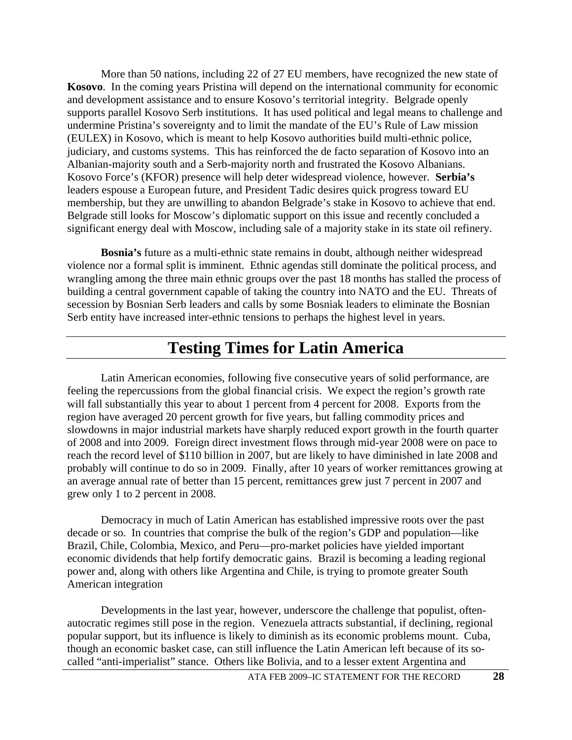More than 50 nations, including 22 of 27 EU members, have recognized the new state of **Kosovo**. In the coming years Pristina will depend on the international community for economic and development assistance and to ensure Kosovo's territorial integrity. Belgrade openly supports parallel Kosovo Serb institutions. It has used political and legal means to challenge and undermine Pristina's sovereignty and to limit the mandate of the EU's Rule of Law mission (EULEX) in Kosovo, which is meant to help Kosovo authorities build multi-ethnic police, judiciary, and customs systems. This has reinforced the de facto separation of Kosovo into an Albanian-majority south and a Serb-majority north and frustrated the Kosovo Albanians. Kosovo Force's (KFOR) presence will help deter widespread violence, however. **Serbia's** leaders espouse a European future, and President Tadic desires quick progress toward EU membership, but they are unwilling to abandon Belgrade's stake in Kosovo to achieve that end. Belgrade still looks for Moscow's diplomatic support on this issue and recently concluded a significant energy deal with Moscow, including sale of a majority stake in its state oil refinery.

**Bosnia's** future as a multi-ethnic state remains in doubt, although neither widespread violence nor a formal split is imminent. Ethnic agendas still dominate the political process, and wrangling among the three main ethnic groups over the past 18 months has stalled the process of building a central government capable of taking the country into NATO and the EU. Threats of secession by Bosnian Serb leaders and calls by some Bosniak leaders to eliminate the Bosnian Serb entity have increased inter-ethnic tensions to perhaps the highest level in years.

# Testing Times for Latin America

Latin American economies, following five consecutive years of solid performance, are feeling the repercussions from the global financial crisis. We expect the region's growth rate will fall substantially this year to about 1 percent from 4 percent for 2008. Exports from the region have averaged 20 percent growth for five years, but falling commodity prices and slowdowns in major industrial markets have sharply reduced export growth in the fourth quarter of 2008 and into 2009. Foreign direct investment flows through mid-year 2008 were on pace to reach the record level of $110 billion in 2007, but are likely to have diminished in late 2008 and probably will continue to do so in 2009. Finally, after 10 years of worker remittances growing at an average annual rate of better than 15 percent, remittances grew just 7 percent in 2007 and grew only 1 to 2 percent in 2008.

Democracy in much of Latin American has established impressive roots over the past decade or so. In countries that comprise the bulk of the region's GDP and population—like Brazil, Chile, Colombia, Mexico, and Peru—pro-market policies have yielded important economic dividends that help fortify democratic gains. Brazil is becoming a leading regional power and, along with others like Argentina and Chile, is trying to promote greater South American integration

Developments in the last year, however, underscore the challenge that populist, often-autocratic regimes still pose in the region. Venezuela attracts substantial, if declining, regional popular support, but its influence is likely to diminish as its economic problems mount. Cuba, though an economic basket case, can still influence the Latin American left because of its so-called "anti-imperialist" stance. Others like Bolivia, and to a lesser extent Argentina and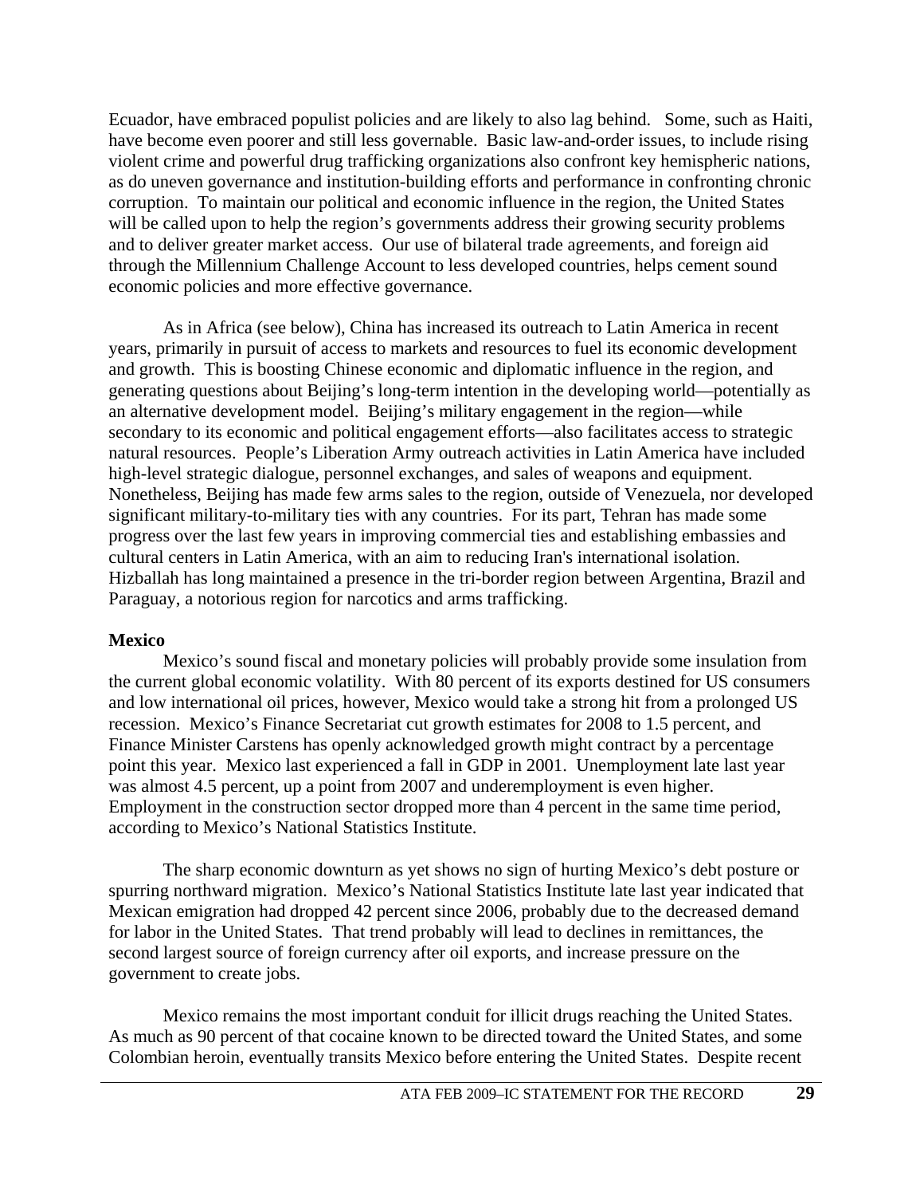Ecuador, have embraced populist policies and are likely to also lag behind. Some, such as Haiti, have become even poorer and still less governable. Basic law-and-order issues, to include rising violent crime and powerful drug trafficking organizations also confront key hemispheric nations, as do uneven governance and institution-building efforts and performance in confronting chronic corruption. To maintain our political and economic influence in the region, the United States will be called upon to help the region's governments address their growing security problems and to deliver greater market access. Our use of bilateral trade agreements, and foreign aid through the Millennium Challenge Account to less developed countries, helps cement sound economic policies and more effective governance.

As in Africa (see below), China has increased its outreach to Latin America in recent years, primarily in pursuit of access to markets and resources to fuel its economic development and growth. This is boosting Chinese economic and diplomatic influence in the region, and generating questions about Beijing's long-term intention in the developing world—potentially as an alternative development model. Beijing's military engagement in the region—while secondary to its economic and political engagement efforts—also facilitates access to strategic natural resources. People's Liberation Army outreach activities in Latin America have included high-level strategic dialogue, personnel exchanges, and sales of weapons and equipment. Nonetheless, Beijing has made few arms sales to the region, outside of Venezuela, nor developed significant military-to-military ties with any countries. For its part, Tehran has made some progress over the last few years in improving commercial ties and establishing embassies and cultural centers in Latin America, with an aim to reducing Iran's international isolation. Hizballah has long maintained a presence in the tri-border region between Argentina, Brazil and Paraguay, a notorious region for narcotics and arms trafficking.

**Mexico**

Mexico's sound fiscal and monetary policies will probably provide some insulation from the current global economic volatility. With 80 percent of its exports destined for US consumers and low international oil prices, however, Mexico would take a strong hit from a prolonged US recession. Mexico's Finance Secretariat cut growth estimates for 2008 to 1.5 percent, and Finance Minister Carstens has openly acknowledged growth might contract by a percentage point this year. Mexico last experienced a fall in GDP in 2001. Unemployment late last year was almost 4.5 percent, up a point from 2007 and underemployment is even higher. Employment in the construction sector dropped more than 4 percent in the same time period, according to Mexico's National Statistics Institute.

The sharp economic downturn as yet shows no sign of hurting Mexico's debt posture or spurring northward migration. Mexico's National Statistics Institute late last year indicated that Mexican emigration had dropped 42 percent since 2006, probably due to the decreased demand for labor in the United States. That trend probably will lead to declines in remittances, the second largest source of foreign currency after oil exports, and increase pressure on the government to create jobs.

Mexico remains the most important conduit for illicit drugs reaching the United States. As much as 90 percent of that cocaine known to be directed toward the United States, and some Colombian heroin, eventually transits Mexico before entering the United States. Despite recent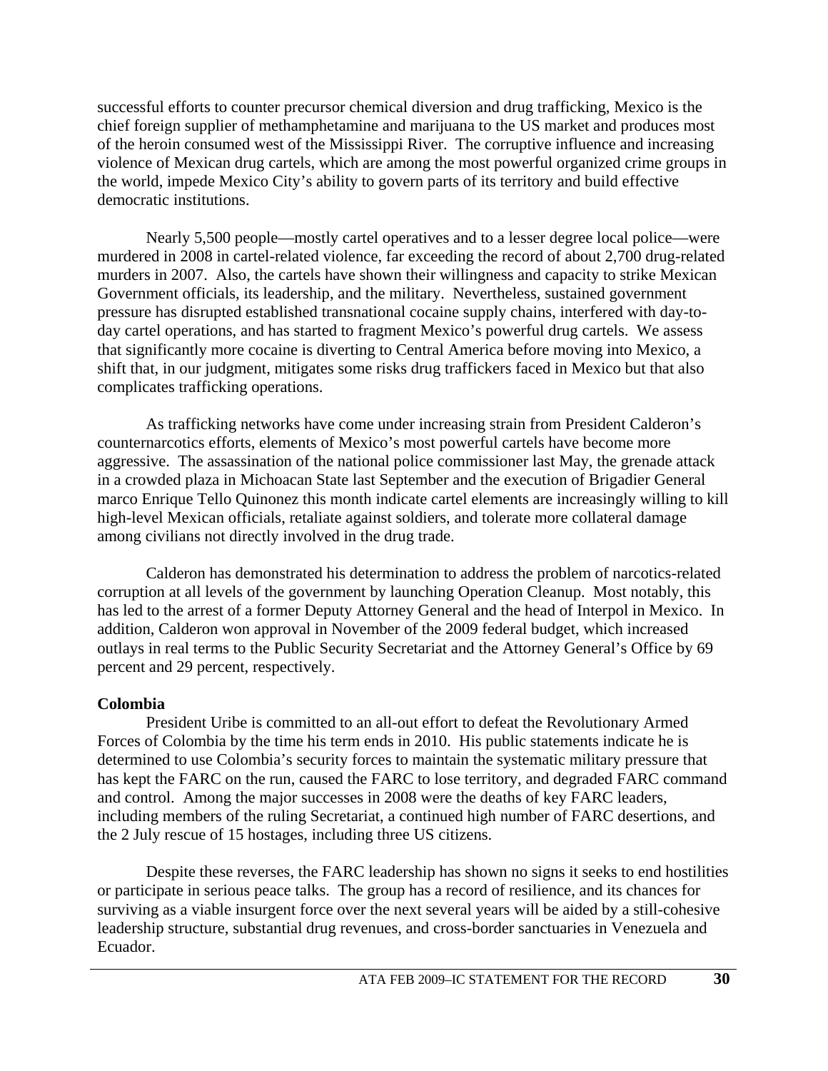successful efforts to counter precursor chemical diversion and drug trafficking, Mexico is the chief foreign supplier of methamphetamine and marijuana to the US market and produces most of the heroin consumed west of the Mississippi River. The corruptive influence and increasing violence of Mexican drug cartels, which are among the most powerful organized crime groups in the world, impede Mexico City's ability to govern parts of its territory and build effective democratic institutions.

Nearly 5,500 people—mostly cartel operatives and to a lesser degree local police—were murdered in 2008 in cartel-related violence, far exceeding the record of about 2,700 drug-related murders in 2007. Also, the cartels have shown their willingness and capacity to strike Mexican Government officials, its leadership, and the military. Nevertheless, sustained government pressure has disrupted established transnational cocaine supply chains, interfered with day-to-day cartel operations, and has started to fragment Mexico's powerful drug cartels. We assess that significantly more cocaine is diverting to Central America before moving into Mexico, a shift that, in our judgment, mitigates some risks drug traffickers faced in Mexico but that also complicates trafficking operations.

As trafficking networks have come under increasing strain from President Calderon's counternarcotics efforts, elements of Mexico's most powerful cartels have become more aggressive. The assassination of the national police commissioner last May, the grenade attack in a crowded plaza in Michoacan State last September and the execution of Brigadier General marco Enrique Tello Quinonez this month indicate cartel elements are increasingly willing to kill high-level Mexican officials, retaliate against soldiers, and tolerate more collateral damage among civilians not directly involved in the drug trade.

Calderon has demonstrated his determination to address the problem of narcotics-related corruption at all levels of the government by launching Operation Cleanup. Most notably, this has led to the arrest of a former Deputy Attorney General and the head of Interpol in Mexico. In addition, Calderon won approval in November of the 2009 federal budget, which increased outlays in real terms to the Public Security Secretariat and the Attorney General's Office by 69 percent and 29 percent, respectively.

**Colombia**

President Uribe is committed to an all-out effort to defeat the Revolutionary Armed Forces of Colombia by the time his term ends in 2010. His public statements indicate he is determined to use Colombia's security forces to maintain the systematic military pressure that has kept the FARC on the run, caused the FARC to lose territory, and degraded FARC command and control. Among the major successes in 2008 were the deaths of key FARC leaders, including members of the ruling Secretariat, a continued high number of FARC desertions, and the 2 July rescue of 15 hostages, including three US citizens.

Despite these reverses, the FARC leadership has shown no signs it seeks to end hostilities or participate in serious peace talks. The group has a record of resilience, and its chances for surviving as a viable insurgent force over the next several years will be aided by a still-cohesive leadership structure, substantial drug revenues, and cross-border sanctuaries in Venezuela and Ecuador.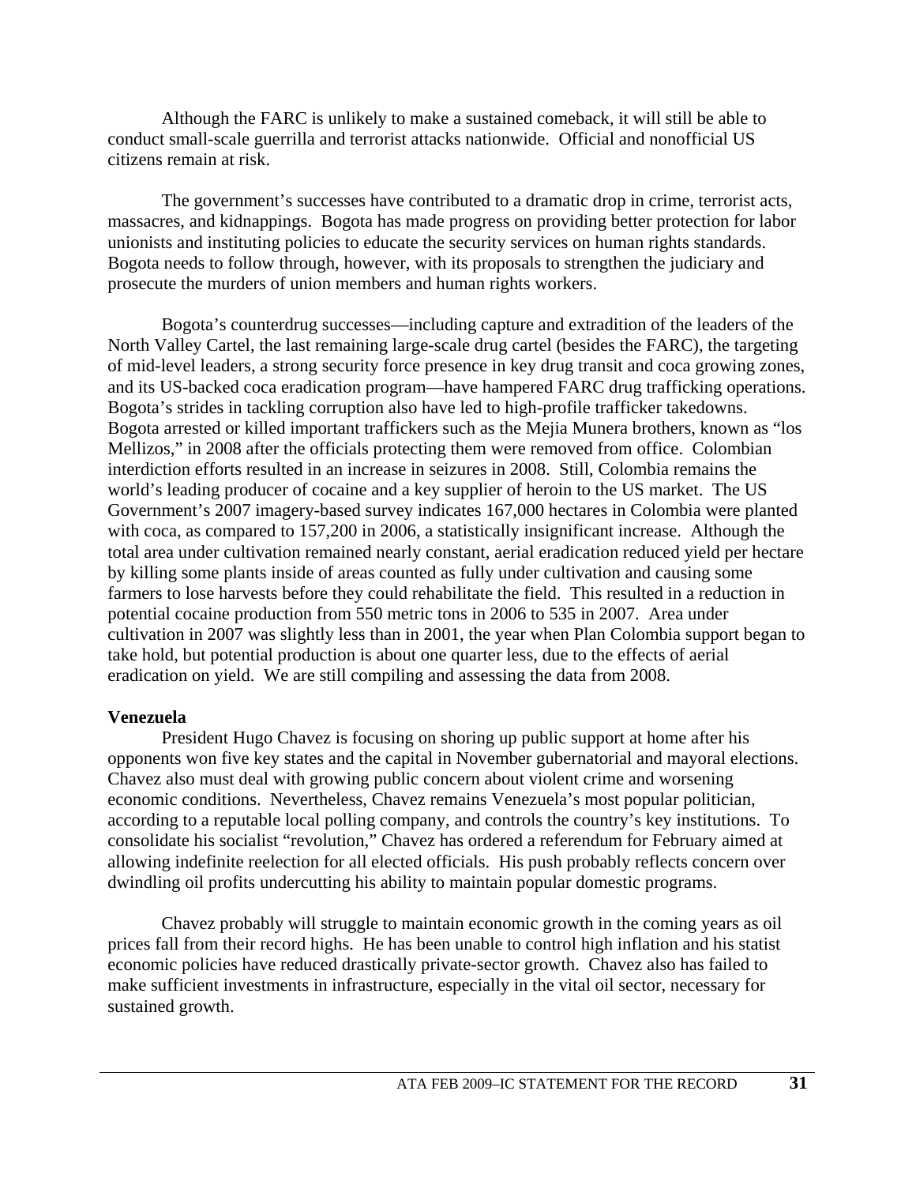Although the FARC is unlikely to make a sustained comeback, it will still be able to conduct small-scale guerrilla and terrorist attacks nationwide. Official and nonofficial US citizens remain at risk.

The government's successes have contributed to a dramatic drop in crime, terrorist acts, massacres, and kidnappings. Bogota has made progress on providing better protection for labor unionists and instituting policies to educate the security services on human rights standards. Bogota needs to follow through, however, with its proposals to strengthen the judiciary and prosecute the murders of union members and human rights workers.

Bogota's counterdrug successes—including capture and extradition of the leaders of the North Valley Cartel, the last remaining large-scale drug cartel (besides the FARC), the targeting of mid-level leaders, a strong security force presence in key drug transit and coca growing zones, and its US-backed coca eradication program—have hampered FARC drug trafficking operations. Bogota's strides in tackling corruption also have led to high-profile trafficker takedowns. Bogota arrested or killed important traffickers such as the Mejia Munera brothers, known as "los Mellizos," in 2008 after the officials protecting them were removed from office. Colombian interdiction efforts resulted in an increase in seizures in 2008. Still, Colombia remains the world's leading producer of cocaine and a key supplier of heroin to the US market. The US Government's 2007 imagery-based survey indicates 167,000 hectares in Colombia were planted with coca, as compared to 157,200 in 2006, a statistically insignificant increase. Although the total area under cultivation remained nearly constant, aerial eradication reduced yield per hectare by killing some plants inside of areas counted as fully under cultivation and causing some farmers to lose harvests before they could rehabilitate the field. This resulted in a reduction in potential cocaine production from 550 metric tons in 2006 to 535 in 2007. Area under cultivation in 2007 was slightly less than in 2001, the year when Plan Colombia support began to take hold, but potential production is about one quarter less, due to the effects of aerial eradication on yield. We are still compiling and assessing the data from 2008.

**Venezuela**

President Hugo Chavez is focusing on shoring up public support at home after his opponents won five key states and the capital in November gubernatorial and mayoral elections. Chavez also must deal with growing public concern about violent crime and worsening economic conditions. Nevertheless, Chavez remains Venezuela's most popular politician, according to a reputable local polling company, and controls the country's key institutions. To consolidate his socialist "revolution," Chavez has ordered a referendum for February aimed at allowing indefinite reelection for all elected officials. His push probably reflects concern over dwindling oil profits undercutting his ability to maintain popular domestic programs.

Chavez probably will struggle to maintain economic growth in the coming years as oil prices fall from their record highs. He has been unable to control high inflation and his statist economic policies have reduced drastically private-sector growth. Chavez also has failed to make sufficient investments in infrastructure, especially in the vital oil sector, necessary for sustained growth.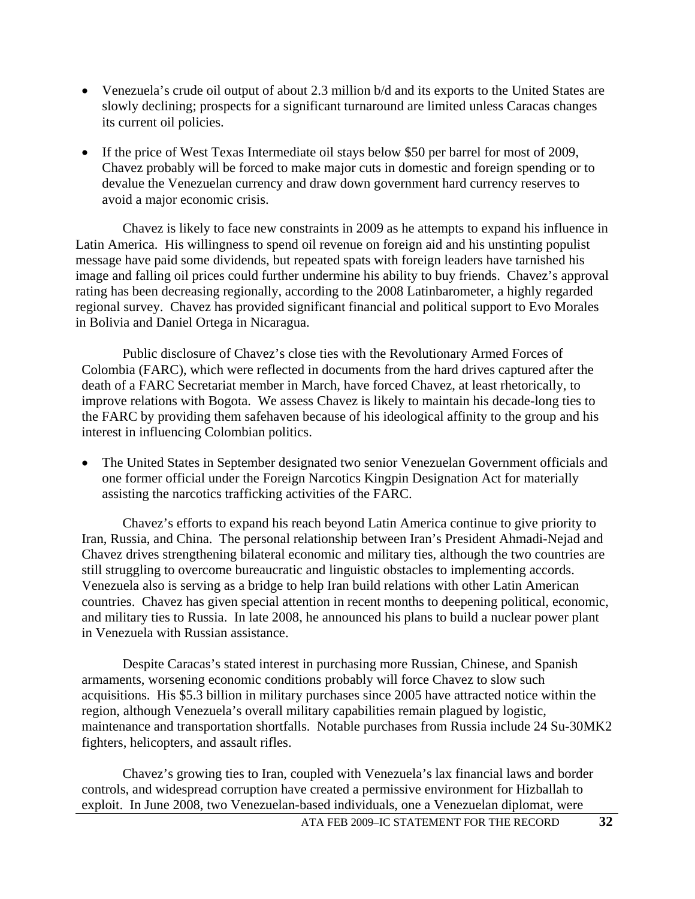- Venezuela's crude oil output of about 2.3 million b/d and its exports to the United States are slowly declining; prospects for a significant turnaround are limited unless Caracas changes its current oil policies.

- If the price of West Texas Intermediate oil stays below $50 per barrel for most of 2009, Chavez probably will be forced to make major cuts in domestic and foreign spending or to devalue the Venezuelan currency and draw down government hard currency reserves to avoid a major economic crisis.

Chavez is likely to face new constraints in 2009 as he attempts to expand his influence in Latin America. His willingness to spend oil revenue on foreign aid and his unstinting populist message have paid some dividends, but repeated spats with foreign leaders have tarnished his image and falling oil prices could further undermine his ability to buy friends. Chavez's approval rating has been decreasing regionally, according to the 2008 Latinbarometer, a highly regarded regional survey. Chavez has provided significant financial and political support to Evo Morales in Bolivia and Daniel Ortega in Nicaragua.

Public disclosure of Chavez's close ties with the Revolutionary Armed Forces of Colombia (FARC), which were reflected in documents from the hard drives captured after the death of a FARC Secretariat member in March, have forced Chavez, at least rhetorically, to improve relations with Bogota. We assess Chavez is likely to maintain his decade-long ties to the FARC by providing them safehaven because of his ideological affinity to the group and his interest in influencing Colombian politics.

- The United States in September designated two senior Venezuelan Government officials and one former official under the Foreign Narcotics Kingpin Designation Act for materially assisting the narcotics trafficking activities of the FARC.

Chavez's efforts to expand his reach beyond Latin America continue to give priority to Iran, Russia, and China. The personal relationship between Iran's President Ahmadi-Nejad and Chavez drives strengthening bilateral economic and military ties, although the two countries are still struggling to overcome bureaucratic and linguistic obstacles to implementing accords. Venezuela also is serving as a bridge to help Iran build relations with other Latin American countries. Chavez has given special attention in recent months to deepening political, economic, and military ties to Russia. In late 2008, he announced his plans to build a nuclear power plant in Venezuela with Russian assistance.

Despite Caracas's stated interest in purchasing more Russian, Chinese, and Spanish armaments, worsening economic conditions probably will force Chavez to slow such acquisitions. His $5.3 billion in military purchases since 2005 have attracted notice within the region, although Venezuela's overall military capabilities remain plagued by logistic, maintenance and transportation shortfalls. Notable purchases from Russia include 24 Su-30MK2 fighters, helicopters, and assault rifles.

Chavez's growing ties to Iran, coupled with Venezuela's lax financial laws and border controls, and widespread corruption have created a permissive environment for Hizballah to exploit. In June 2008, two Venezuelan-based individuals, one a Venezuelan diplomat, were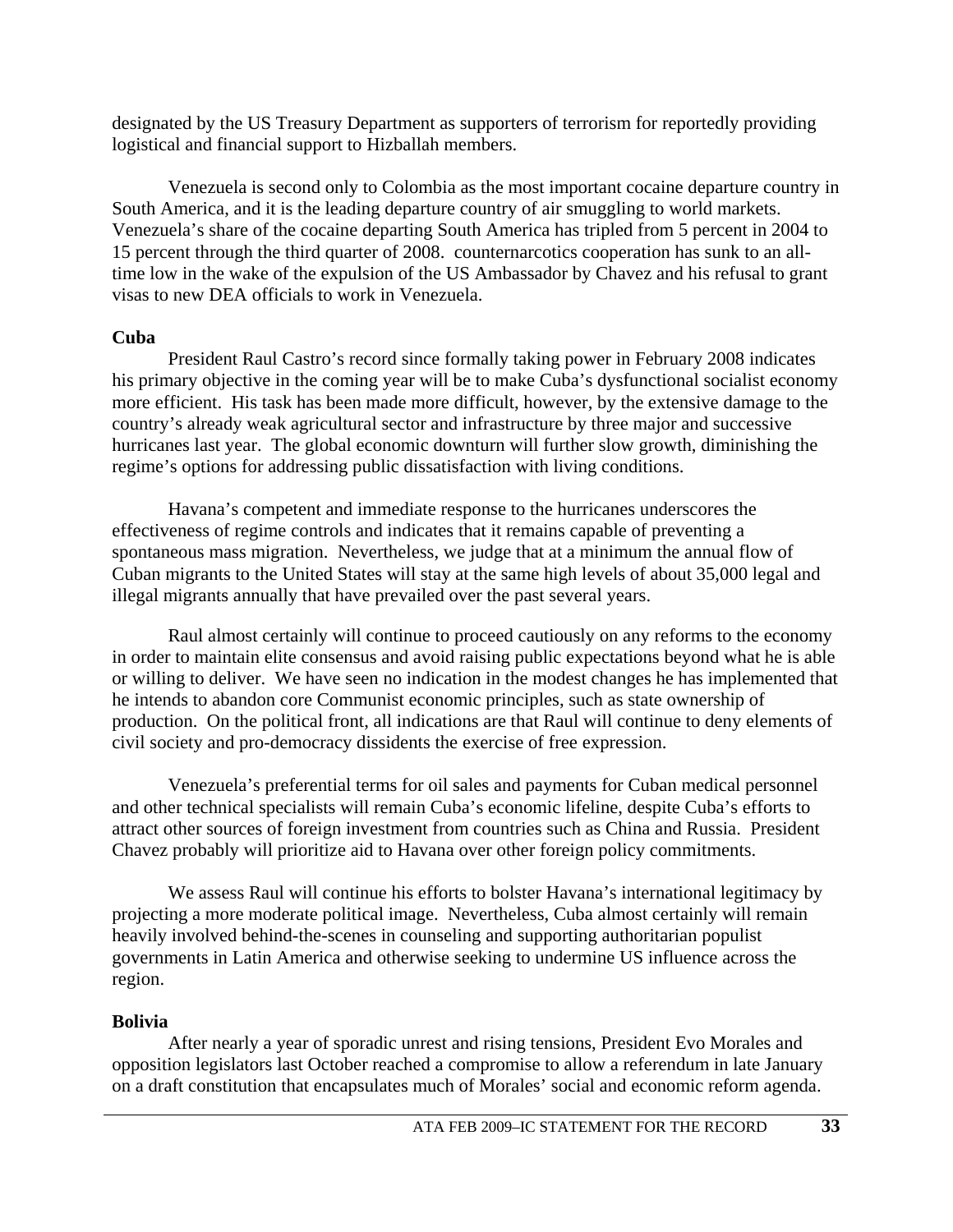designated by the US Treasury Department as supporters of terrorism for reportedly providing logistical and financial support to Hizballah members.

Venezuela is second only to Colombia as the most important cocaine departure country in South America, and it is the leading departure country of air smuggling to world markets. Venezuela's share of the cocaine departing South America has tripled from 5 percent in 2004 to 15 percent through the third quarter of 2008. counternarcotics cooperation has sunk to an all-time low in the wake of the expulsion of the US Ambassador by Chavez and his refusal to grant visas to new DEA officials to work in Venezuela.

**Cuba**

President Raul Castro's record since formally taking power in February 2008 indicates his primary objective in the coming year will be to make Cuba's dysfunctional socialist economy more efficient. His task has been made more difficult, however, by the extensive damage to the country's already weak agricultural sector and infrastructure by three major and successive hurricanes last year. The global economic downturn will further slow growth, diminishing the regime's options for addressing public dissatisfaction with living conditions.

Havana's competent and immediate response to the hurricanes underscores the effectiveness of regime controls and indicates that it remains capable of preventing a spontaneous mass migration. Nevertheless, we judge that at a minimum the annual flow of Cuban migrants to the United States will stay at the same high levels of about 35,000 legal and illegal migrants annually that have prevailed over the past several years.

Raul almost certainly will continue to proceed cautiously on any reforms to the economy in order to maintain elite consensus and avoid raising public expectations beyond what he is able or willing to deliver. We have seen no indication in the modest changes he has implemented that he intends to abandon core Communist economic principles, such as state ownership of production. On the political front, all indications are that Raul will continue to deny elements of civil society and pro-democracy dissidents the exercise of free expression.

Venezuela's preferential terms for oil sales and payments for Cuban medical personnel and other technical specialists will remain Cuba's economic lifeline, despite Cuba's efforts to attract other sources of foreign investment from countries such as China and Russia. President Chavez probably will prioritize aid to Havana over other foreign policy commitments.

We assess Raul will continue his efforts to bolster Havana's international legitimacy by projecting a more moderate political image. Nevertheless, Cuba almost certainly will remain heavily involved behind-the-scenes in counseling and supporting authoritarian populist governments in Latin America and otherwise seeking to undermine US influence across the region.

**Bolivia**

After nearly a year of sporadic unrest and rising tensions, President Evo Morales and opposition legislators last October reached a compromise to allow a referendum in late January on a draft constitution that encapsulates much of Morales' social and economic reform agenda.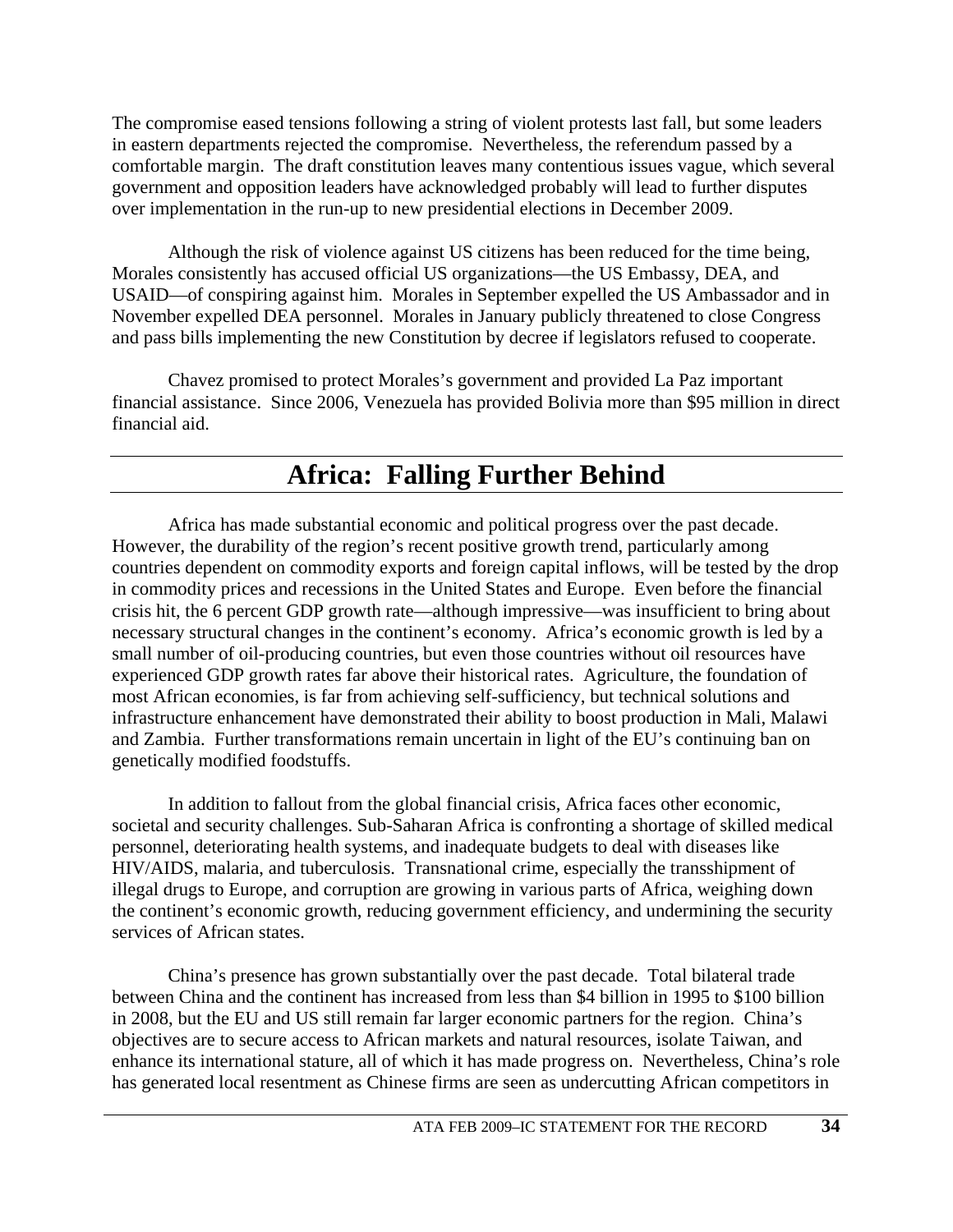The compromise eased tensions following a string of violent protests last fall, but some leaders in eastern departments rejected the compromise. Nevertheless, the referendum passed by a comfortable margin. The draft constitution leaves many contentious issues vague, which several government and opposition leaders have acknowledged probably will lead to further disputes over implementation in the run-up to new presidential elections in December 2009.

Although the risk of violence against US citizens has been reduced for the time being, Morales consistently has accused official US organizations—the US Embassy, DEA, and USAID—of conspiring against him. Morales in September expelled the US Ambassador and in November expelled DEA personnel. Morales in January publicly threatened to close Congress and pass bills implementing the new Constitution by decree if legislators refused to cooperate.

Chavez promised to protect Morales's government and provided La Paz important financial assistance. Since 2006, Venezuela has provided Bolivia more than $95 million in direct financial aid.

## Africa: Falling Further Behind

Africa has made substantial economic and political progress over the past decade. However, the durability of the region's recent positive growth trend, particularly among countries dependent on commodity exports and foreign capital inflows, will be tested by the drop in commodity prices and recessions in the United States and Europe. Even before the financial crisis hit, the 6 percent GDP growth rate—although impressive—was insufficient to bring about necessary structural changes in the continent's economy. Africa's economic growth is led by a small number of oil-producing countries, but even those countries without oil resources have experienced GDP growth rates far above their historical rates. Agriculture, the foundation of most African economies, is far from achieving self-sufficiency, but technical solutions and infrastructure enhancement have demonstrated their ability to boost production in Mali, Malawi and Zambia. Further transformations remain uncertain in light of the EU's continuing ban on genetically modified foodstuffs.

In addition to fallout from the global financial crisis, Africa faces other economic, societal and security challenges. Sub-Saharan Africa is confronting a shortage of skilled medical personnel, deteriorating health systems, and inadequate budgets to deal with diseases like HIV/AIDS, malaria, and tuberculosis. Transnational crime, especially the transshipment of illegal drugs to Europe, and corruption are growing in various parts of Africa, weighing down the continent's economic growth, reducing government efficiency, and undermining the security services of African states.

China's presence has grown substantially over the past decade. Total bilateral trade between China and the continent has increased from less than $4 billion in 1995 to $100 billion in 2008, but the EU and US still remain far larger economic partners for the region. China's objectives are to secure access to African markets and natural resources, isolate Taiwan, and enhance its international stature, all of which it has made progress on. Nevertheless, China's role has generated local resentment as Chinese firms are seen as undercutting African competitors in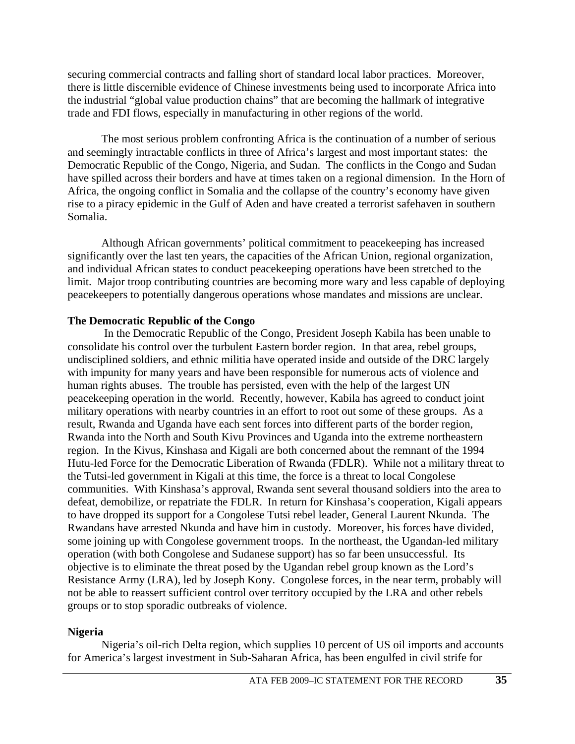securing commercial contracts and falling short of standard local labor practices. Moreover, there is little discernible evidence of Chinese investments being used to incorporate Africa into the industrial "global value production chains" that are becoming the hallmark of integrative trade and FDI flows, especially in manufacturing in other regions of the world.

The most serious problem confronting Africa is the continuation of a number of serious and seemingly intractable conflicts in three of Africa's largest and most important states: the Democratic Republic of the Congo, Nigeria, and Sudan. The conflicts in the Congo and Sudan have spilled across their borders and have at times taken on a regional dimension. In the Horn of Africa, the ongoing conflict in Somalia and the collapse of the country's economy have given rise to a piracy epidemic in the Gulf of Aden and have created a terrorist safehaven in southern Somalia.

Although African governments' political commitment to peacekeeping has increased significantly over the last ten years, the capacities of the African Union, regional organization, and individual African states to conduct peacekeeping operations have been stretched to the limit. Major troop contributing countries are becoming more wary and less capable of deploying peacekeepers to potentially dangerous operations whose mandates and missions are unclear.

**The Democratic Republic of the Congo**

In the Democratic Republic of the Congo, President Joseph Kabila has been unable to consolidate his control over the turbulent Eastern border region. In that area, rebel groups, undisciplined soldiers, and ethnic militia have operated inside and outside of the DRC largely with impunity for many years and have been responsible for numerous acts of violence and human rights abuses. The trouble has persisted, even with the help of the largest UN peacekeeping operation in the world. Recently, however, Kabila has agreed to conduct joint military operations with nearby countries in an effort to root out some of these groups. As a result, Rwanda and Uganda have each sent forces into different parts of the border region, Rwanda into the North and South Kivu Provinces and Uganda into the extreme northeastern region. In the Kivus, Kinshasa and Kigali are both concerned about the remnant of the 1994 Hutu-led Force for the Democratic Liberation of Rwanda (FDLR). While not a military threat to the Tutsi-led government in Kigali at this time, the force is a threat to local Congolese communities. With Kinshasa's approval, Rwanda sent several thousand soldiers into the area to defeat, demobilize, or repatriate the FDLR. In return for Kinshasa's cooperation, Kigali appears to have dropped its support for a Congolese Tutsi rebel leader, General Laurent Nkunda. The Rwandans have arrested Nkunda and have him in custody. Moreover, his forces have divided, some joining up with Congolese government troops. In the northeast, the Ugandan-led military operation (with both Congolese and Sudanese support) has so far been unsuccessful. Its objective is to eliminate the threat posed by the Ugandan rebel group known as the Lord's Resistance Army (LRA), led by Joseph Kony. Congolese forces, in the near term, probably will not be able to reassert sufficient control over territory occupied by the LRA and other rebels groups or to stop sporadic outbreaks of violence.

**Nigeria**

Nigeria's oil-rich Delta region, which supplies 10 percent of US oil imports and accounts for America's largest investment in Sub-Saharan Africa, has been engulfed in civil strife for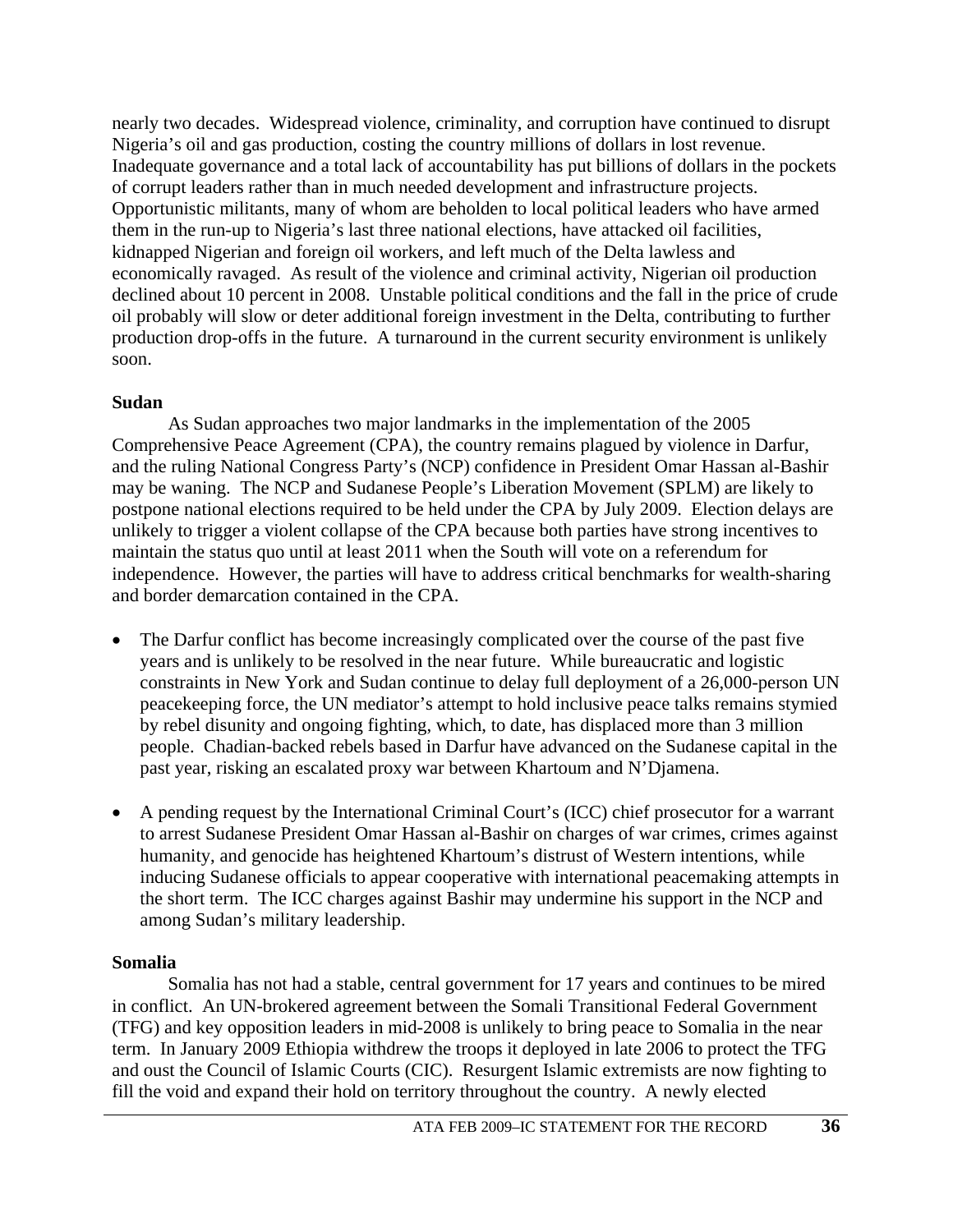nearly two decades. Widespread violence, criminality, and corruption have continued to disrupt Nigeria's oil and gas production, costing the country millions of dollars in lost revenue. Inadequate governance and a total lack of accountability has put billions of dollars in the pockets of corrupt leaders rather than in much needed development and infrastructure projects. Opportunistic militants, many of whom are beholden to local political leaders who have armed them in the run-up to Nigeria's last three national elections, have attacked oil facilities, kidnapped Nigerian and foreign oil workers, and left much of the Delta lawless and economically ravaged. As result of the violence and criminal activity, Nigerian oil production declined about 10 percent in 2008. Unstable political conditions and the fall in the price of crude oil probably will slow or deter additional foreign investment in the Delta, contributing to further production drop-offs in the future. A turnaround in the current security environment is unlikely soon.

**Sudan**

As Sudan approaches two major landmarks in the implementation of the 2005 Comprehensive Peace Agreement (CPA), the country remains plagued by violence in Darfur, and the ruling National Congress Party's (NCP) confidence in President Omar Hassan al-Bashir may be waning. The NCP and Sudanese People's Liberation Movement (SPLM) are likely to postpone national elections required to be held under the CPA by July 2009. Election delays are unlikely to trigger a violent collapse of the CPA because both parties have strong incentives to maintain the status quo until at least 2011 when the South will vote on a referendum for independence. However, the parties will have to address critical benchmarks for wealth-sharing and border demarcation contained in the CPA.

- The Darfur conflict has become increasingly complicated over the course of the past five years and is unlikely to be resolved in the near future. While bureaucratic and logistic constraints in New York and Sudan continue to delay full deployment of a 26,000-person UN peacekeeping force, the UN mediator's attempt to hold inclusive peace talks remains stymied by rebel disunity and ongoing fighting, which, to date, has displaced more than 3 million people. Chadian-backed rebels based in Darfur have advanced on the Sudanese capital in the past year, risking an escalated proxy war between Khartoum and N'Djamena.

- A pending request by the International Criminal Court's (ICC) chief prosecutor for a warrant to arrest Sudanese President Omar Hassan al-Bashir on charges of war crimes, crimes against humanity, and genocide has heightened Khartoum's distrust of Western intentions, while inducing Sudanese officials to appear cooperative with international peacemaking attempts in the short term. The ICC charges against Bashir may undermine his support in the NCP and among Sudan's military leadership.

**Somalia**

Somalia has not had a stable, central government for 17 years and continues to be mired in conflict. An UN-brokered agreement between the Somali Transitional Federal Government (TFG) and key opposition leaders in mid-2008 is unlikely to bring peace to Somalia in the near term. In January 2009 Ethiopia withdrew the troops it deployed in late 2006 to protect the TFG and oust the Council of Islamic Courts (CIC). Resurgent Islamic extremists are now fighting to fill the void and expand their hold on territory throughout the country. A newly elected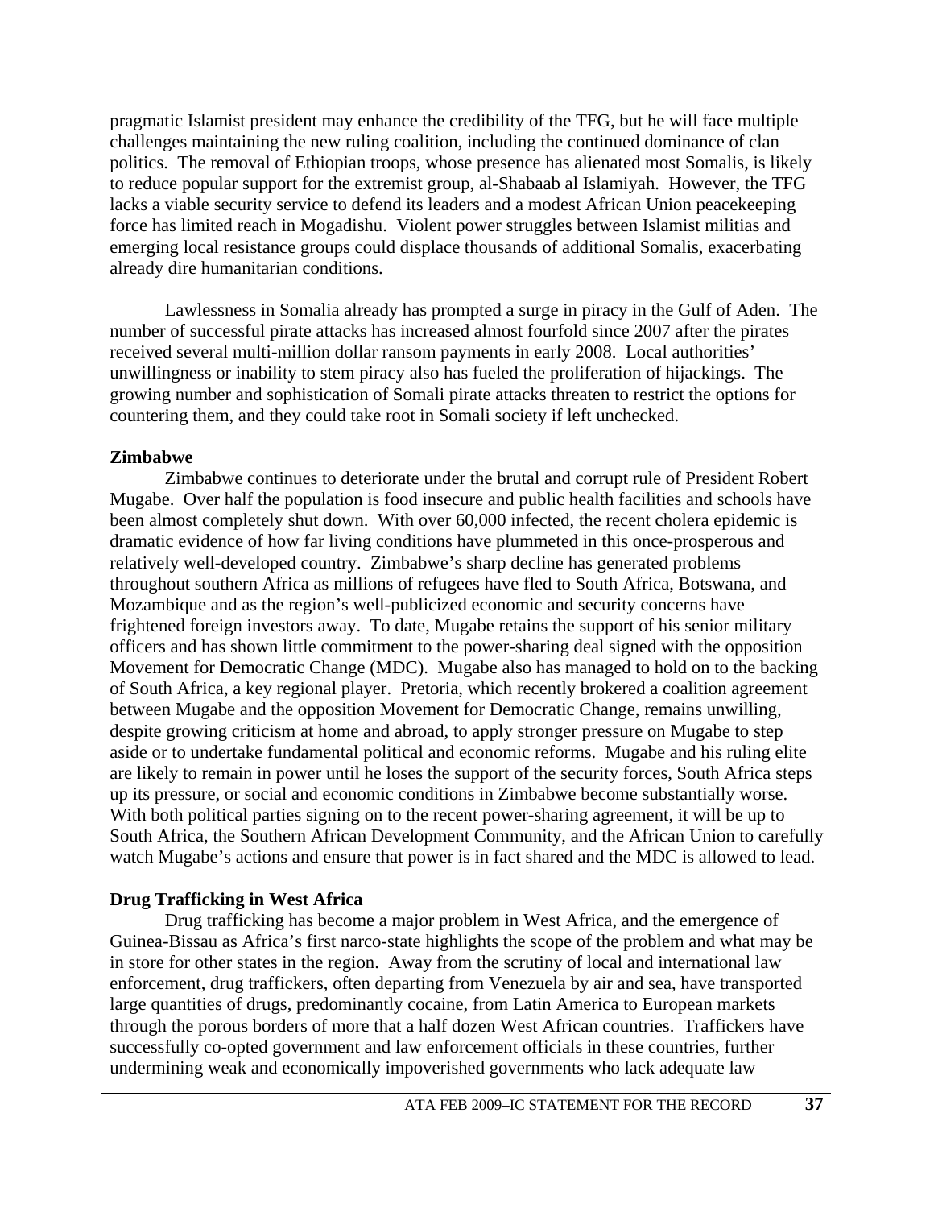pragmatic Islamist president may enhance the credibility of the TFG, but he will face multiple challenges maintaining the new ruling coalition, including the continued dominance of clan politics. The removal of Ethiopian troops, whose presence has alienated most Somalis, is likely to reduce popular support for the extremist group, al-Shabaab al Islamiyah. However, the TFG lacks a viable security service to defend its leaders and a modest African Union peacekeeping force has limited reach in Mogadishu. Violent power struggles between Islamist militias and emerging local resistance groups could displace thousands of additional Somalis, exacerbating already dire humanitarian conditions.

Lawlessness in Somalia already has prompted a surge in piracy in the Gulf of Aden. The number of successful pirate attacks has increased almost fourfold since 2007 after the pirates received several multi-million dollar ransom payments in early 2008. Local authorities' unwillingness or inability to stem piracy also has fueled the proliferation of hijackings. The growing number and sophistication of Somali pirate attacks threaten to restrict the options for countering them, and they could take root in Somali society if left unchecked.

### Zimbabwe

Zimbabwe continues to deteriorate under the brutal and corrupt rule of President Robert Mugabe. Over half the population is food insecure and public health facilities and schools have been almost completely shut down. With over 60,000 infected, the recent cholera epidemic is dramatic evidence of how far living conditions have plummeted in this once-prosperous and relatively well-developed country. Zimbabwe's sharp decline has generated problems throughout southern Africa as millions of refugees have fled to South Africa, Botswana, and Mozambique and as the region's well-publicized economic and security concerns have frightened foreign investors away. To date, Mugabe retains the support of his senior military officers and has shown little commitment to the power-sharing deal signed with the opposition Movement for Democratic Change (MDC). Mugabe also has managed to hold on to the backing of South Africa, a key regional player. Pretoria, which recently brokered a coalition agreement between Mugabe and the opposition Movement for Democratic Change, remains unwilling, despite growing criticism at home and abroad, to apply stronger pressure on Mugabe to step aside or to undertake fundamental political and economic reforms. Mugabe and his ruling elite are likely to remain in power until he loses the support of the security forces, South Africa steps up its pressure, or social and economic conditions in Zimbabwe become substantially worse. With both political parties signing on to the recent power-sharing agreement, it will be up to South Africa, the Southern African Development Community, and the African Union to carefully watch Mugabe's actions and ensure that power is in fact shared and the MDC is allowed to lead.

### Drug Trafficking in West Africa

Drug trafficking has become a major problem in West Africa, and the emergence of Guinea-Bissau as Africa's first narco-state highlights the scope of the problem and what may be in store for other states in the region. Away from the scrutiny of local and international law enforcement, drug traffickers, often departing from Venezuela by air and sea, have transported large quantities of drugs, predominantly cocaine, from Latin America to European markets through the porous borders of more that a half dozen West African countries. Traffickers have successfully co-opted government and law enforcement officials in these countries, further undermining weak and economically impoverished governments who lack adequate law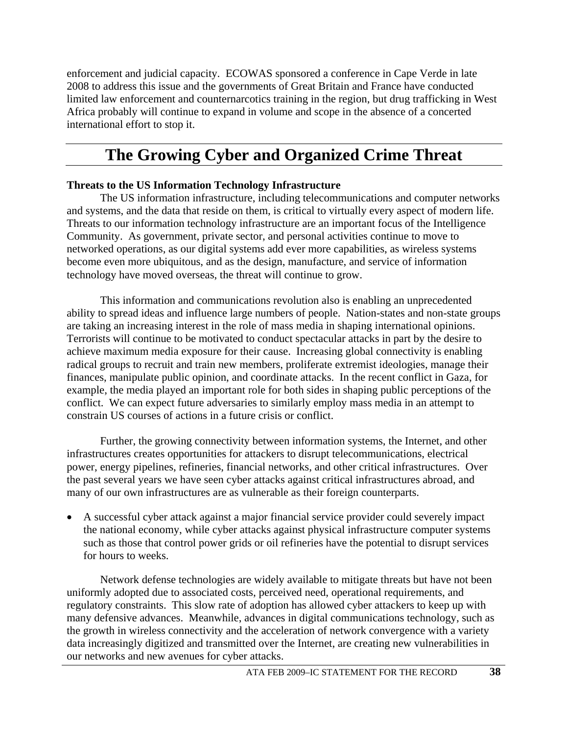enforcement and judicial capacity. ECOWAS sponsored a conference in Cape Verde in late 2008 to address this issue and the governments of Great Britain and France have conducted limited law enforcement and counternarcotics training in the region, but drug trafficking in West Africa probably will continue to expand in volume and scope in the absence of a concerted international effort to stop it.

# The Growing Cyber and Organized Crime Threat

**Threats to the US Information Technology Infrastructure**

The US information infrastructure, including telecommunications and computer networks and systems, and the data that reside on them, is critical to virtually every aspect of modern life. Threats to our information technology infrastructure are an important focus of the Intelligence Community. As government, private sector, and personal activities continue to move to networked operations, as our digital systems add ever more capabilities, as wireless systems become even more ubiquitous, and as the design, manufacture, and service of information technology have moved overseas, the threat will continue to grow.

This information and communications revolution also is enabling an unprecedented ability to spread ideas and influence large numbers of people. Nation-states and non-state groups are taking an increasing interest in the role of mass media in shaping international opinions. Terrorists will continue to be motivated to conduct spectacular attacks in part by the desire to achieve maximum media exposure for their cause. Increasing global connectivity is enabling radical groups to recruit and train new members, proliferate extremist ideologies, manage their finances, manipulate public opinion, and coordinate attacks. In the recent conflict in Gaza, for example, the media played an important role for both sides in shaping public perceptions of the conflict. We can expect future adversaries to similarly employ mass media in an attempt to constrain US courses of actions in a future crisis or conflict.

Further, the growing connectivity between information systems, the Internet, and other infrastructures creates opportunities for attackers to disrupt telecommunications, electrical power, energy pipelines, refineries, financial networks, and other critical infrastructures. Over the past several years we have seen cyber attacks against critical infrastructures abroad, and many of our own infrastructures are as vulnerable as their foreign counterparts.

- A successful cyber attack against a major financial service provider could severely impact the national economy, while cyber attacks against physical infrastructure computer systems such as those that control power grids or oil refineries have the potential to disrupt services for hours to weeks.

Network defense technologies are widely available to mitigate threats but have not been uniformly adopted due to associated costs, perceived need, operational requirements, and regulatory constraints. This slow rate of adoption has allowed cyber attackers to keep up with many defensive advances. Meanwhile, advances in digital communications technology, such as the growth in wireless connectivity and the acceleration of network convergence with a variety data increasingly digitized and transmitted over the Internet, are creating new vulnerabilities in our networks and new avenues for cyber attacks.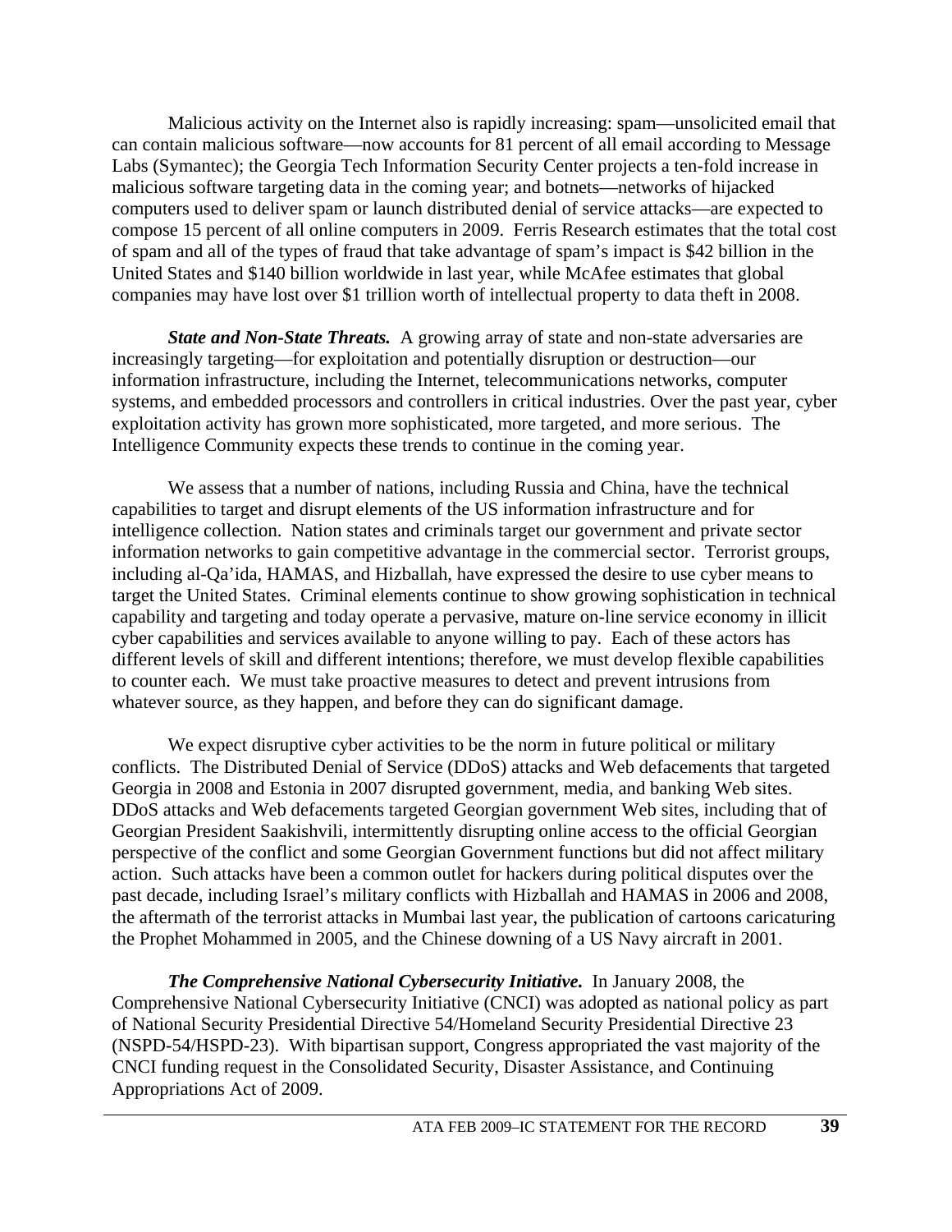Malicious activity on the Internet also is rapidly increasing: spam—unsolicited email that can contain malicious software—now accounts for 81 percent of all email according to Message Labs (Symantec); the Georgia Tech Information Security Center projects a ten-fold increase in malicious software targeting data in the coming year; and botnets—networks of hijacked computers used to deliver spam or launch distributed denial of service attacks—are expected to compose 15 percent of all online computers in 2009. Ferris Research estimates that the total cost of spam and all of the types of fraud that take advantage of spam's impact is $42 billion in the United States and $140 billion worldwide in last year, while McAfee estimates that global companies may have lost over $1 trillion worth of intellectual property to data theft in 2008.

***State and Non-State Threats.*** A growing array of state and non-state adversaries are increasingly targeting—for exploitation and potentially disruption or destruction—our information infrastructure, including the Internet, telecommunications networks, computer systems, and embedded processors and controllers in critical industries. Over the past year, cyber exploitation activity has grown more sophisticated, more targeted, and more serious. The Intelligence Community expects these trends to continue in the coming year.

We assess that a number of nations, including Russia and China, have the technical capabilities to target and disrupt elements of the US information infrastructure and for intelligence collection. Nation states and criminals target our government and private sector information networks to gain competitive advantage in the commercial sector. Terrorist groups, including al-Qa'ida, HAMAS, and Hizballah, have expressed the desire to use cyber means to target the United States. Criminal elements continue to show growing sophistication in technical capability and targeting and today operate a pervasive, mature on-line service economy in illicit cyber capabilities and services available to anyone willing to pay. Each of these actors has different levels of skill and different intentions; therefore, we must develop flexible capabilities to counter each. We must take proactive measures to detect and prevent intrusions from whatever source, as they happen, and before they can do significant damage.

We expect disruptive cyber activities to be the norm in future political or military conflicts. The Distributed Denial of Service (DDoS) attacks and Web defacements that targeted Georgia in 2008 and Estonia in 2007 disrupted government, media, and banking Web sites. DDoS attacks and Web defacements targeted Georgian government Web sites, including that of Georgian President Saakishvili, intermittently disrupting online access to the official Georgian perspective of the conflict and some Georgian Government functions but did not affect military action. Such attacks have been a common outlet for hackers during political disputes over the past decade, including Israel's military conflicts with Hizballah and HAMAS in 2006 and 2008, the aftermath of the terrorist attacks in Mumbai last year, the publication of cartoons caricaturing the Prophet Mohammed in 2005, and the Chinese downing of a US Navy aircraft in 2001.

***The Comprehensive National Cybersecurity Initiative.*** In January 2008, the Comprehensive National Cybersecurity Initiative (CNCI) was adopted as national policy as part of National Security Presidential Directive 54/Homeland Security Presidential Directive 23 (NSPD-54/HSPD-23). With bipartisan support, Congress appropriated the vast majority of the CNCI funding request in the Consolidated Security, Disaster Assistance, and Continuing Appropriations Act of 2009.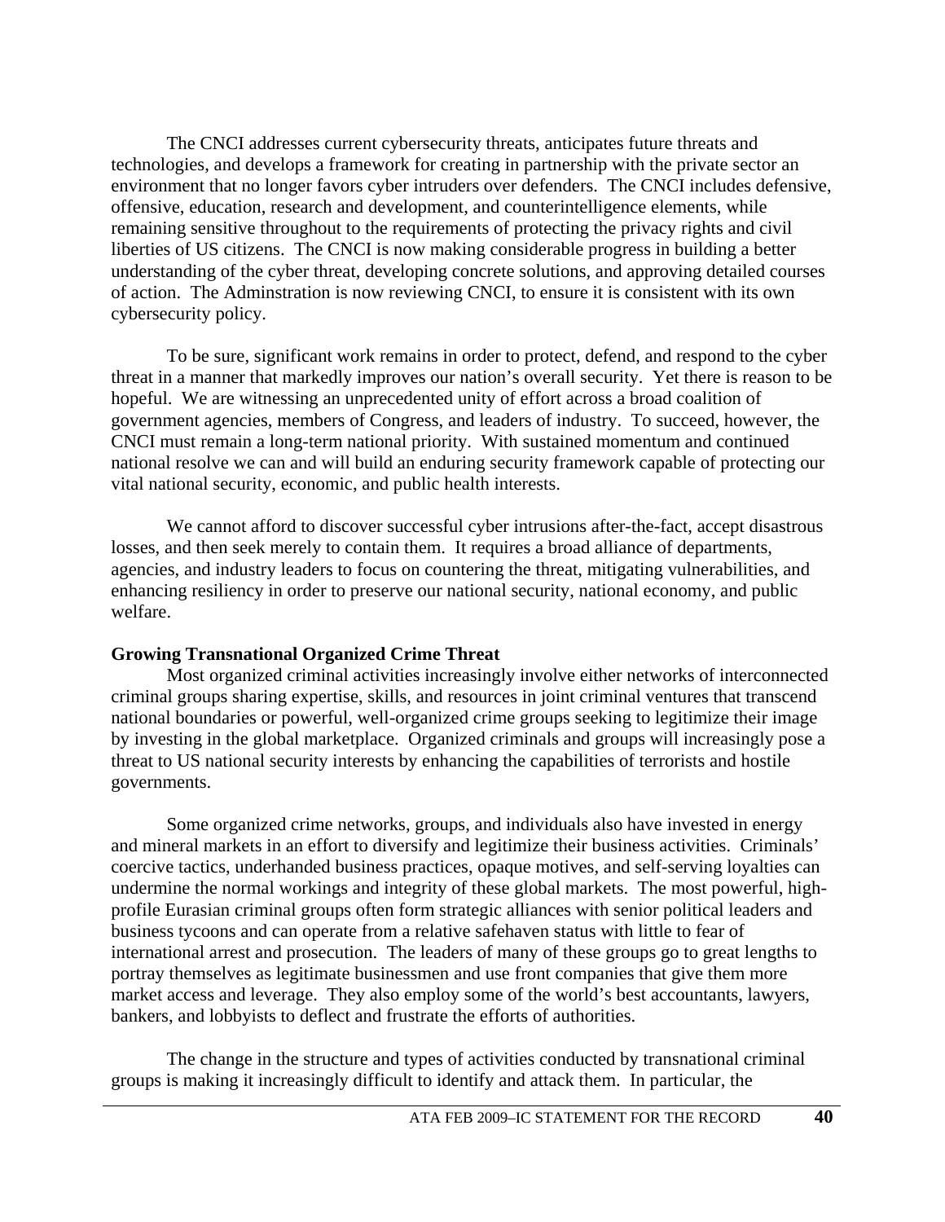The CNCI addresses current cybersecurity threats, anticipates future threats and technologies, and develops a framework for creating in partnership with the private sector an environment that no longer favors cyber intruders over defenders. The CNCI includes defensive, offensive, education, research and development, and counterintelligence elements, while remaining sensitive throughout to the requirements of protecting the privacy rights and civil liberties of US citizens. The CNCI is now making considerable progress in building a better understanding of the cyber threat, developing concrete solutions, and approving detailed courses of action. The Adminstration is now reviewing CNCI, to ensure it is consistent with its own cybersecurity policy.

To be sure, significant work remains in order to protect, defend, and respond to the cyber threat in a manner that markedly improves our nation's overall security. Yet there is reason to be hopeful. We are witnessing an unprecedented unity of effort across a broad coalition of government agencies, members of Congress, and leaders of industry. To succeed, however, the CNCI must remain a long-term national priority. With sustained momentum and continued national resolve we can and will build an enduring security framework capable of protecting our vital national security, economic, and public health interests.

We cannot afford to discover successful cyber intrusions after-the-fact, accept disastrous losses, and then seek merely to contain them. It requires a broad alliance of departments, agencies, and industry leaders to focus on countering the threat, mitigating vulnerabilities, and enhancing resiliency in order to preserve our national security, national economy, and public welfare.

**Growing Transnational Organized Crime Threat**

Most organized criminal activities increasingly involve either networks of interconnected criminal groups sharing expertise, skills, and resources in joint criminal ventures that transcend national boundaries or powerful, well-organized crime groups seeking to legitimize their image by investing in the global marketplace. Organized criminals and groups will increasingly pose a threat to US national security interests by enhancing the capabilities of terrorists and hostile governments.

Some organized crime networks, groups, and individuals also have invested in energy and mineral markets in an effort to diversify and legitimize their business activities. Criminals' coercive tactics, underhanded business practices, opaque motives, and self-serving loyalties can undermine the normal workings and integrity of these global markets. The most powerful, high-profile Eurasian criminal groups often form strategic alliances with senior political leaders and business tycoons and can operate from a relative safehaven status with little to fear of international arrest and prosecution. The leaders of many of these groups go to great lengths to portray themselves as legitimate businessmen and use front companies that give them more market access and leverage. They also employ some of the world's best accountants, lawyers, bankers, and lobbyists to deflect and frustrate the efforts of authorities.

The change in the structure and types of activities conducted by transnational criminal groups is making it increasingly difficult to identify and attack them. In particular, the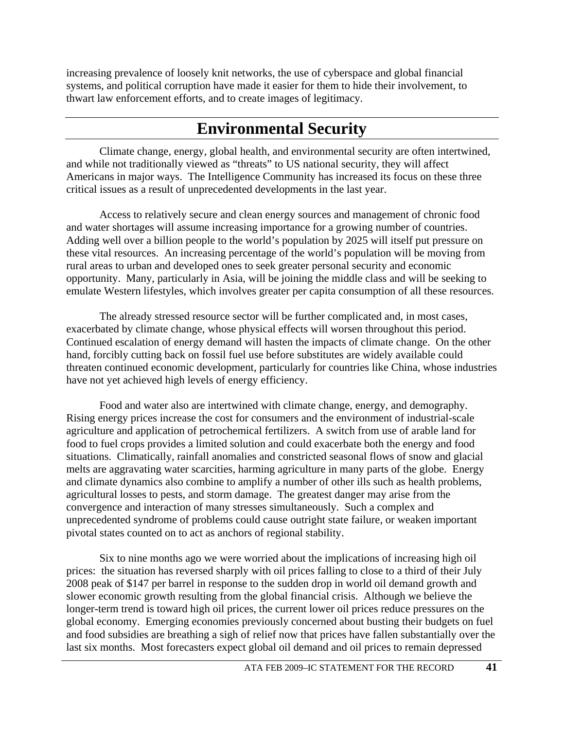increasing prevalence of loosely knit networks, the use of cyberspace and global financial systems, and political corruption have made it easier for them to hide their involvement, to thwart law enforcement efforts, and to create images of legitimacy.

# Environmental Security

Climate change, energy, global health, and environmental security are often intertwined, and while not traditionally viewed as "threats" to US national security, they will affect Americans in major ways. The Intelligence Community has increased its focus on these three critical issues as a result of unprecedented developments in the last year.

Access to relatively secure and clean energy sources and management of chronic food and water shortages will assume increasing importance for a growing number of countries. Adding well over a billion people to the world's population by 2025 will itself put pressure on these vital resources. An increasing percentage of the world's population will be moving from rural areas to urban and developed ones to seek greater personal security and economic opportunity. Many, particularly in Asia, will be joining the middle class and will be seeking to emulate Western lifestyles, which involves greater per capita consumption of all these resources.

The already stressed resource sector will be further complicated and, in most cases, exacerbated by climate change, whose physical effects will worsen throughout this period. Continued escalation of energy demand will hasten the impacts of climate change. On the other hand, forcibly cutting back on fossil fuel use before substitutes are widely available could threaten continued economic development, particularly for countries like China, whose industries have not yet achieved high levels of energy efficiency.

Food and water also are intertwined with climate change, energy, and demography. Rising energy prices increase the cost for consumers and the environment of industrial-scale agriculture and application of petrochemical fertilizers. A switch from use of arable land for food to fuel crops provides a limited solution and could exacerbate both the energy and food situations. Climatically, rainfall anomalies and constricted seasonal flows of snow and glacial melts are aggravating water scarcities, harming agriculture in many parts of the globe. Energy and climate dynamics also combine to amplify a number of other ills such as health problems, agricultural losses to pests, and storm damage. The greatest danger may arise from the convergence and interaction of many stresses simultaneously. Such a complex and unprecedented syndrome of problems could cause outright state failure, or weaken important pivotal states counted on to act as anchors of regional stability.

Six to nine months ago we were worried about the implications of increasing high oil prices: the situation has reversed sharply with oil prices falling to close to a third of their July 2008 peak of $147 per barrel in response to the sudden drop in world oil demand growth and slower economic growth resulting from the global financial crisis. Although we believe the longer-term trend is toward high oil prices, the current lower oil prices reduce pressures on the global economy. Emerging economies previously concerned about busting their budgets on fuel and food subsidies are breathing a sigh of relief now that prices have fallen substantially over the last six months. Most forecasters expect global oil demand and oil prices to remain depressed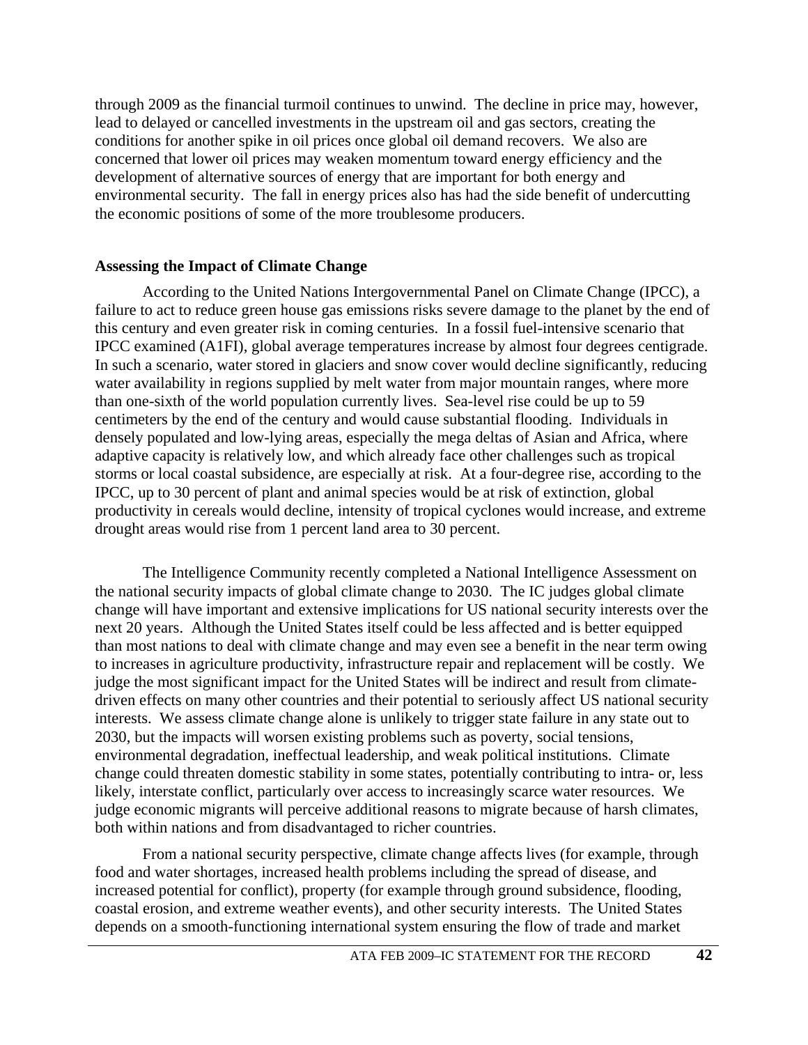through 2009 as the financial turmoil continues to unwind. The decline in price may, however, lead to delayed or cancelled investments in the upstream oil and gas sectors, creating the conditions for another spike in oil prices once global oil demand recovers. We also are concerned that lower oil prices may weaken momentum toward energy efficiency and the development of alternative sources of energy that are important for both energy and environmental security. The fall in energy prices also has had the side benefit of undercutting the economic positions of some of the more troublesome producers.

**Assessing the Impact of Climate Change**

According to the United Nations Intergovernmental Panel on Climate Change (IPCC), a failure to act to reduce green house gas emissions risks severe damage to the planet by the end of this century and even greater risk in coming centuries. In a fossil fuel-intensive scenario that IPCC examined (A1FI), global average temperatures increase by almost four degrees centigrade. In such a scenario, water stored in glaciers and snow cover would decline significantly, reducing water availability in regions supplied by melt water from major mountain ranges, where more than one-sixth of the world population currently lives. Sea-level rise could be up to 59 centimeters by the end of the century and would cause substantial flooding. Individuals in densely populated and low-lying areas, especially the mega deltas of Asian and Africa, where adaptive capacity is relatively low, and which already face other challenges such as tropical storms or local coastal subsidence, are especially at risk. At a four-degree rise, according to the IPCC, up to 30 percent of plant and animal species would be at risk of extinction, global productivity in cereals would decline, intensity of tropical cyclones would increase, and extreme drought areas would rise from 1 percent land area to 30 percent.

The Intelligence Community recently completed a National Intelligence Assessment on the national security impacts of global climate change to 2030. The IC judges global climate change will have important and extensive implications for US national security interests over the next 20 years. Although the United States itself could be less affected and is better equipped than most nations to deal with climate change and may even see a benefit in the near term owing to increases in agriculture productivity, infrastructure repair and replacement will be costly. We judge the most significant impact for the United States will be indirect and result from climate-driven effects on many other countries and their potential to seriously affect US national security interests. We assess climate change alone is unlikely to trigger state failure in any state out to 2030, but the impacts will worsen existing problems such as poverty, social tensions, environmental degradation, ineffectual leadership, and weak political institutions. Climate change could threaten domestic stability in some states, potentially contributing to intra- or, less likely, interstate conflict, particularly over access to increasingly scarce water resources. We judge economic migrants will perceive additional reasons to migrate because of harsh climates, both within nations and from disadvantaged to richer countries.

From a national security perspective, climate change affects lives (for example, through food and water shortages, increased health problems including the spread of disease, and increased potential for conflict), property (for example through ground subsidence, flooding, coastal erosion, and extreme weather events), and other security interests. The United States depends on a smooth-functioning international system ensuring the flow of trade and market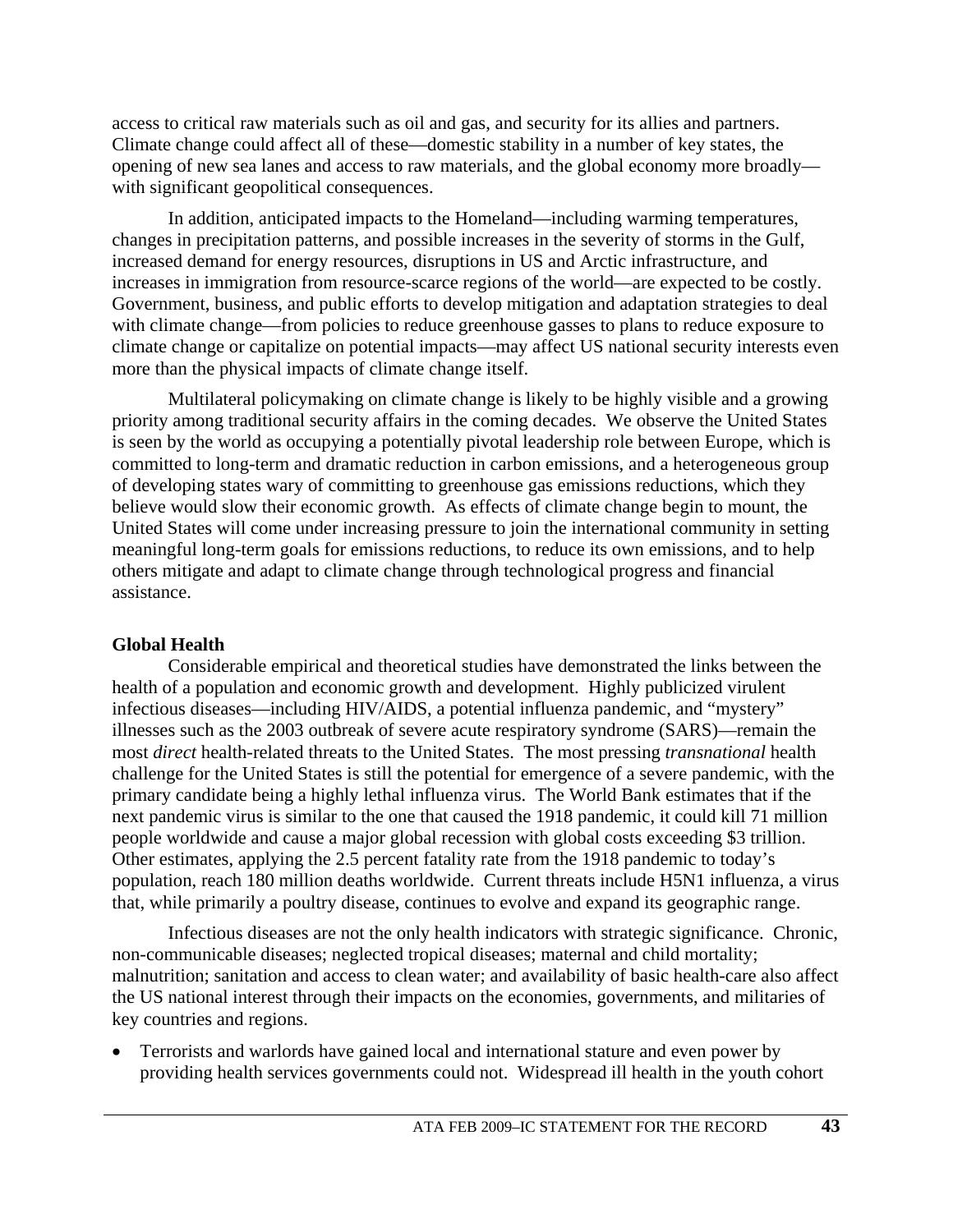access to critical raw materials such as oil and gas, and security for its allies and partners. Climate change could affect all of these—domestic stability in a number of key states, the opening of new sea lanes and access to raw materials, and the global economy more broadly—with significant geopolitical consequences.

In addition, anticipated impacts to the Homeland—including warming temperatures, changes in precipitation patterns, and possible increases in the severity of storms in the Gulf, increased demand for energy resources, disruptions in US and Arctic infrastructure, and increases in immigration from resource-scarce regions of the world—are expected to be costly. Government, business, and public efforts to develop mitigation and adaptation strategies to deal with climate change—from policies to reduce greenhouse gasses to plans to reduce exposure to climate change or capitalize on potential impacts—may affect US national security interests even more than the physical impacts of climate change itself.

Multilateral policymaking on climate change is likely to be highly visible and a growing priority among traditional security affairs in the coming decades. We observe the United States is seen by the world as occupying a potentially pivotal leadership role between Europe, which is committed to long-term and dramatic reduction in carbon emissions, and a heterogeneous group of developing states wary of committing to greenhouse gas emissions reductions, which they believe would slow their economic growth. As effects of climate change begin to mount, the United States will come under increasing pressure to join the international community in setting meaningful long-term goals for emissions reductions, to reduce its own emissions, and to help others mitigate and adapt to climate change through technological progress and financial assistance.

**Global Health**

Considerable empirical and theoretical studies have demonstrated the links between the health of a population and economic growth and development. Highly publicized virulent infectious diseases—including HIV/AIDS, a potential influenza pandemic, and "mystery" illnesses such as the 2003 outbreak of severe acute respiratory syndrome (SARS)—remain the most *direct* health-related threats to the United States. The most pressing *transnational* health challenge for the United States is still the potential for emergence of a severe pandemic, with the primary candidate being a highly lethal influenza virus. The World Bank estimates that if the next pandemic virus is similar to the one that caused the 1918 pandemic, it could kill 71 million people worldwide and cause a major global recession with global costs exceeding $3 trillion. Other estimates, applying the 2.5 percent fatality rate from the 1918 pandemic to today's population, reach 180 million deaths worldwide. Current threats include H5N1 influenza, a virus that, while primarily a poultry disease, continues to evolve and expand its geographic range.

Infectious diseases are not the only health indicators with strategic significance. Chronic, non-communicable diseases; neglected tropical diseases; maternal and child mortality; malnutrition; sanitation and access to clean water; and availability of basic health-care also affect the US national interest through their impacts on the economies, governments, and militaries of key countries and regions.

- Terrorists and warlords have gained local and international stature and even power by providing health services governments could not. Widespread ill health in the youth cohort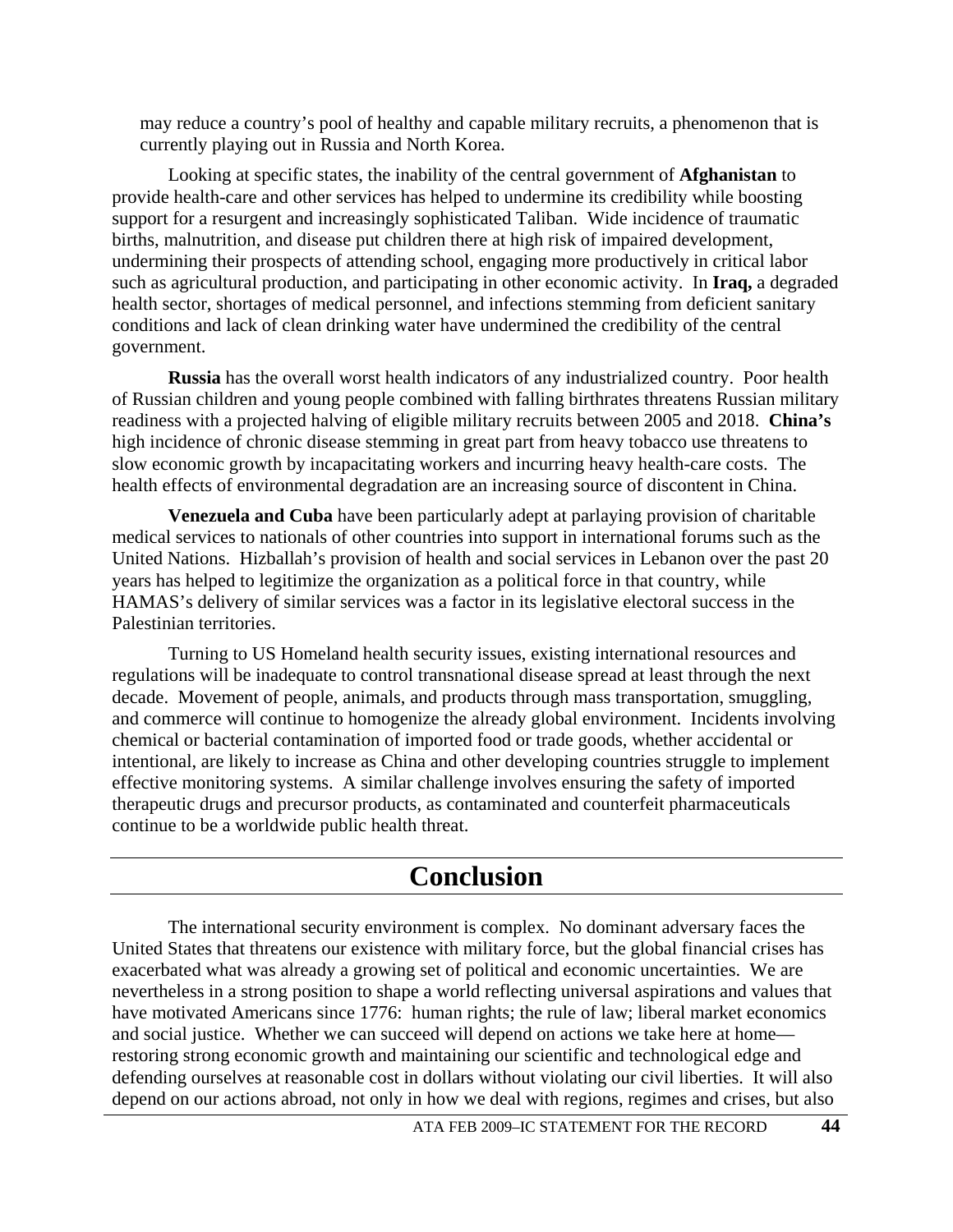may reduce a country's pool of healthy and capable military recruits, a phenomenon that is currently playing out in Russia and North Korea.

Looking at specific states, the inability of the central government of **Afghanistan** to provide health-care and other services has helped to undermine its credibility while boosting support for a resurgent and increasingly sophisticated Taliban. Wide incidence of traumatic births, malnutrition, and disease put children there at high risk of impaired development, undermining their prospects of attending school, engaging more productively in critical labor such as agricultural production, and participating in other economic activity. In **Iraq,** a degraded health sector, shortages of medical personnel, and infections stemming from deficient sanitary conditions and lack of clean drinking water have undermined the credibility of the central government.

**Russia** has the overall worst health indicators of any industrialized country. Poor health of Russian children and young people combined with falling birthrates threatens Russian military readiness with a projected halving of eligible military recruits between 2005 and 2018. **China's** high incidence of chronic disease stemming in great part from heavy tobacco use threatens to slow economic growth by incapacitating workers and incurring heavy health-care costs. The health effects of environmental degradation are an increasing source of discontent in China.

**Venezuela and Cuba** have been particularly adept at parlaying provision of charitable medical services to nationals of other countries into support in international forums such as the United Nations. Hizballah's provision of health and social services in Lebanon over the past 20 years has helped to legitimize the organization as a political force in that country, while HAMAS's delivery of similar services was a factor in its legislative electoral success in the Palestinian territories.

Turning to US Homeland health security issues, existing international resources and regulations will be inadequate to control transnational disease spread at least through the next decade. Movement of people, animals, and products through mass transportation, smuggling, and commerce will continue to homogenize the already global environment. Incidents involving chemical or bacterial contamination of imported food or trade goods, whether accidental or intentional, are likely to increase as China and other developing countries struggle to implement effective monitoring systems. A similar challenge involves ensuring the safety of imported therapeutic drugs and precursor products, as contaminated and counterfeit pharmaceuticals continue to be a worldwide public health threat.

# Conclusion

The international security environment is complex. No dominant adversary faces the United States that threatens our existence with military force, but the global financial crises has exacerbated what was already a growing set of political and economic uncertainties. We are nevertheless in a strong position to shape a world reflecting universal aspirations and values that have motivated Americans since 1776: human rights; the rule of law; liberal market economics and social justice. Whether we can succeed will depend on actions we take here at home—restoring strong economic growth and maintaining our scientific and technological edge and defending ourselves at reasonable cost in dollars without violating our civil liberties. It will also depend on our actions abroad, not only in how we deal with regions, regimes and crises, but also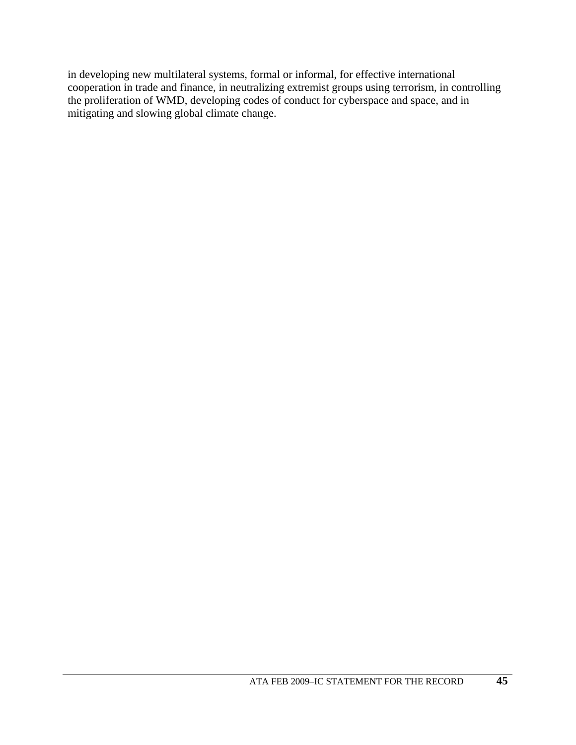in developing new multilateral systems, formal or informal, for effective international cooperation in trade and finance, in neutralizing extremist groups using terrorism, in controlling the proliferation of WMD, developing codes of conduct for cyberspace and space, and in mitigating and slowing global climate change.